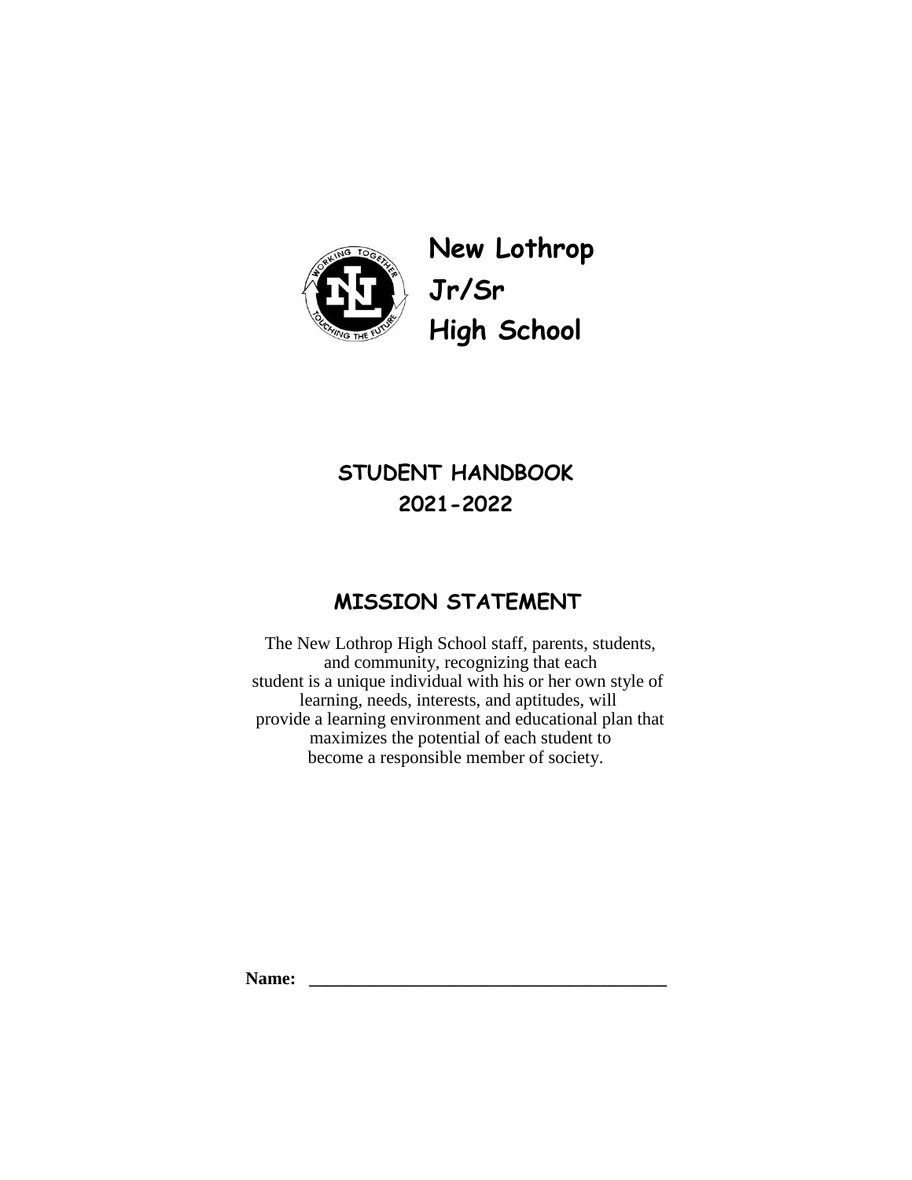# New Lothrop Jr/Sr High School

## STUDENT HANDBOOK 2021-2022

## MISSION STATEMENT

The New Lothrop High School staff, parents, students, and community, recognizing that each student is a unique individual with his or her own style of learning, needs, interests, and aptitudes, will provide a learning environment and educational plan that maximizes the potential of each student to become a responsible member of society.

**Name:** ________________________________________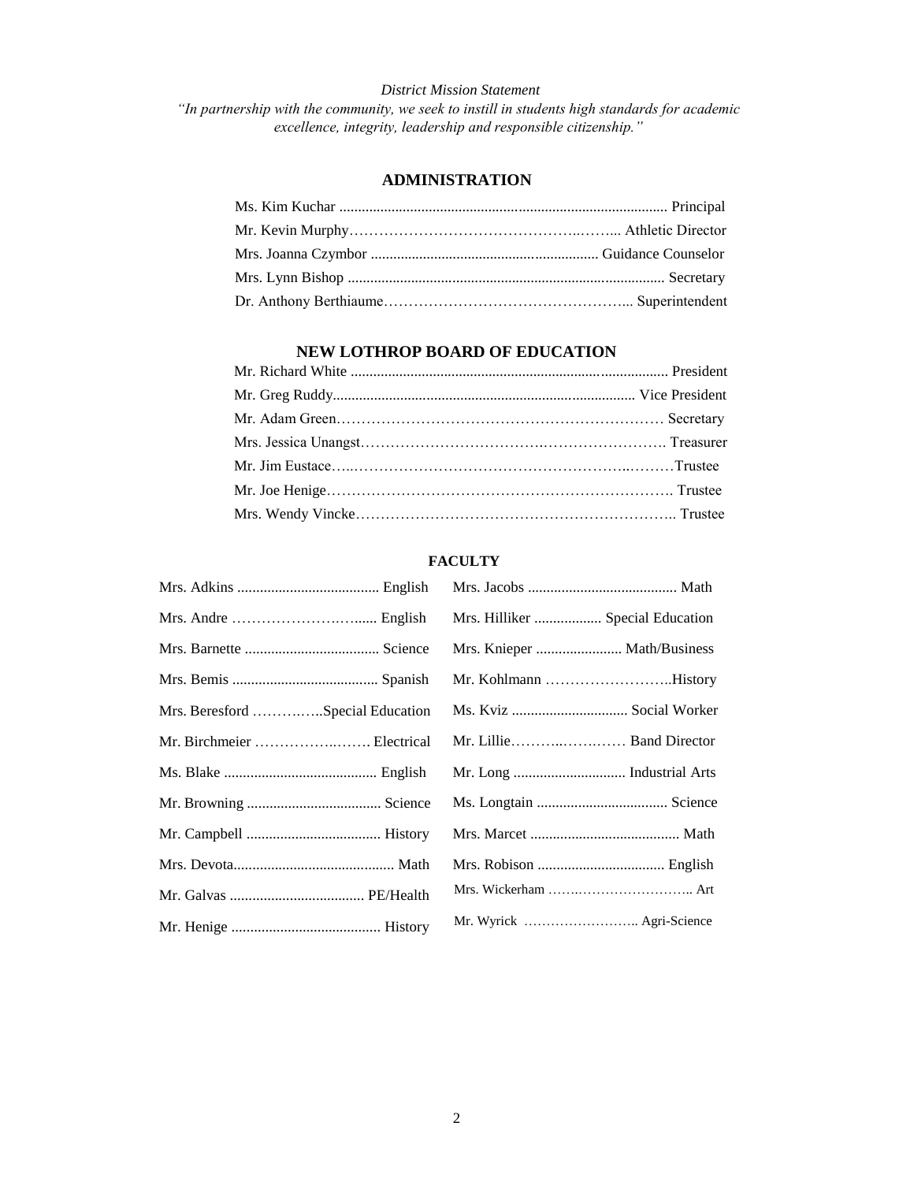*District Mission Statement*

*"In partnership with the community, we seek to instill in students high standards for academic excellence, integrity, leadership and responsible citizenship."*

## ADMINISTRATION

| Name | Position |
|---|---|
| Ms. Kim Kuchar | Principal |
| Mr. Kevin Murphy | Athletic Director |
| Mrs. Joanna Czymbor | Guidance Counselor |
| Mrs. Lynn Bishop | Secretary |
| Dr. Anthony Berthiaume | Superintendent |

## NEW LOTHROP BOARD OF EDUCATION

| Name | Position |
|---|---|
| Mr. Richard White | President |
| Mr. Greg Ruddy | Vice President |
| Mr. Adam Green | Secretary |
| Mrs. Jessica Unangst | Treasurer |
| Mr. Jim Eustace | Trustee |
| Mr. Joe Henige | Trustee |
| Mrs. Wendy Vincke | Trustee |

## FACULTY

| Name | Subject |
|---|---|
| Mrs. Adkins | English |
| Mrs. Andre | English |
| Mrs. Barnette | Science |
| Mrs. Bemis | Spanish |
| Mrs. Beresford | Special Education |
| Mr. Birchmeier | Electrical |
| Ms. Blake | English |
| Mr. Browning | Science |
| Mr. Campbell | History |
| Mrs. Devota | Math |
| Mr. Galvas | PE/Health |
| Mr. Henige | History |
| Mrs. Jacobs | Math |
| Mrs. Hilliker | Special Education |
| Mrs. Knieper | Math/Business |
| Mr. Kohlmann | History |
| Ms. Kviz | Social Worker |
| Mr. Lillie | Band Director |
| Mr. Long | Industrial Arts |
| Ms. Longtain | Science |
| Mrs. Marcet | Math |
| Mrs. Robison | English |
| Mrs. Wickerham | Art |
| Mr. Wyrick | Agri-Science |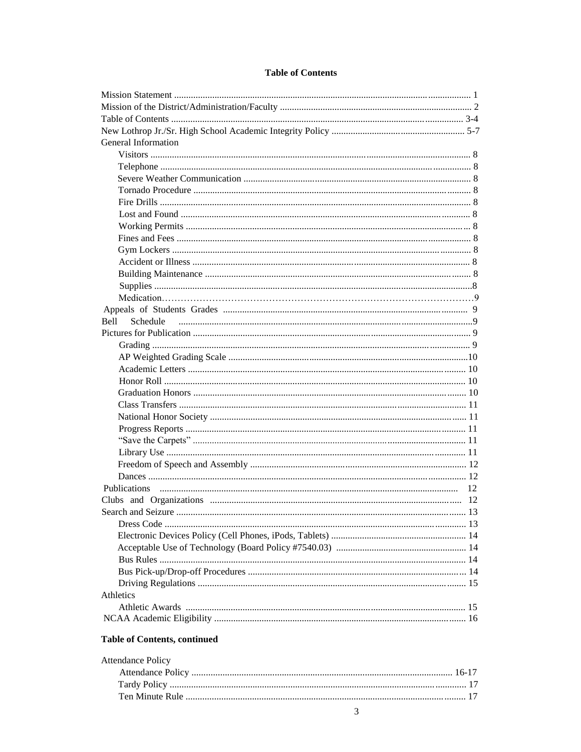**Table of Contents**

Mission Statement ........................................................................................................ 1
Mission of the District/Administration/Faculty ................................................................... 2
Table of Contents ..................................................................................................... 3-4
New Lothrop Jr./Sr. High School Academic Integrity Policy ............................................... 5-7
General Information
- Visitors ................................................................................................................ 8
- Telephone ............................................................................................................. 8
- Severe Weather Communication ............................................................................. 8
- Tornado Procedure ................................................................................................ 8
- Fire Drills .............................................................................................................. 8
- Lost and Found ...................................................................................................... 8
- Working Permits .................................................................................................... 8
- Fines and Fees ....................................................................................................... 8
- Gym Lockers .......................................................................................................... 8
- Accident or Illness .................................................................................................. 8
- Building Maintenance ............................................................................................. 8
- Supplies ................................................................................................................. 8
- Medication .............................................................................................................. 9

Appeals of Students Grades ........................................................................................... 9
Bell Schedule ................................................................................................................ 9
Pictures for Publication .................................................................................................. 9
- Grading .................................................................................................................. 9
- AP Weighted Grading Scale ................................................................................... 10
- Academic Letters .................................................................................................. 10
- Honor Roll ............................................................................................................ 10
- Graduation Honors ................................................................................................ 10
- Class Transfers ..................................................................................................... 11
- National Honor Society .......................................................................................... 11
- Progress Reports ................................................................................................... 11
- "Save the Carpets" ................................................................................................. 11
- Library Use ........................................................................................................... 11
- Freedom of Speech and Assembly .......................................................................... 12
- Dances ................................................................................................................. 12

Publications .................................................................................................................. 12
Clubs and Organizations ............................................................................................... 12
Search and Seizure ........................................................................................................ 13
- Dress Code ........................................................................................................... 13
- Electronic Devices Policy (Cell Phones, iPods, Tablets) ............................................ 14
- Acceptable Use of Technology (Board Policy #7540.03) .......................................... 14
- Bus Rules ............................................................................................................. 14
- Bus Pick-up/Drop-off Procedures ............................................................................ 14
- Driving Regulations ............................................................................................... 15

Athletics
- Athletic Awards ..................................................................................................... 15

NCAA Academic Eligibility ............................................................................................ 16

**Table of Contents, continued**

Attendance Policy
- Attendance Policy ............................................................................................ 16-17
- Tardy Policy ......................................................................................................... 17
- Ten Minute Rule .................................................................................................... 17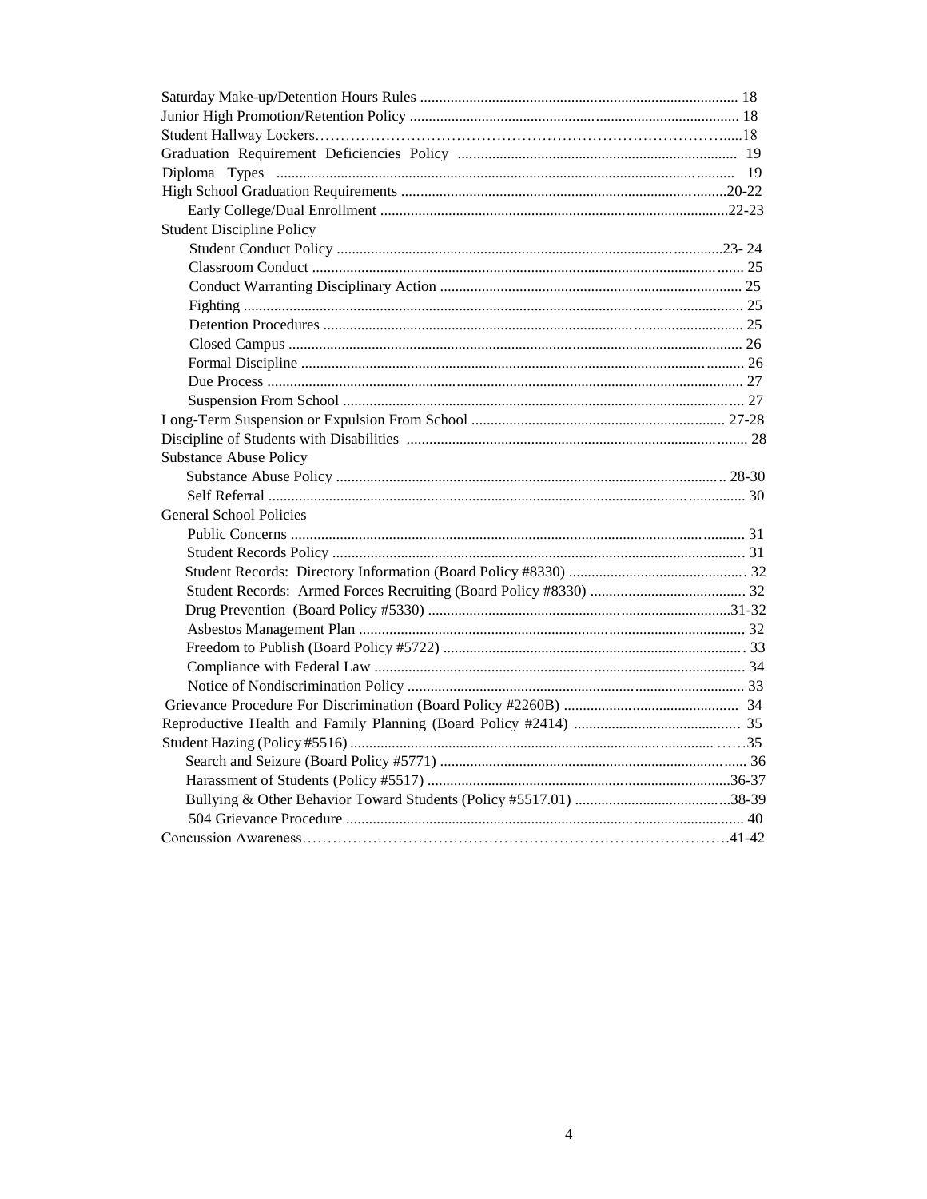Saturday Make-up/Detention Hours Rules .................................................................................... 18
Junior High Promotion/Retention Policy ....................................................................................... 18
Student Hallway Lockers………………………………………………………………………....18
Graduation Requirement Deficiencies Policy .......................................................................... 19
Diploma Types ...................................................................................................................... 19
High School Graduation Requirements .......................................................................................20-22
    Early College/Dual Enrollment ............................................................................................22-23

Student Discipline Policy
- Student Conduct Policy .....................................................................................................23- 24
- Classroom Conduct ................................................................................................................. 25
- Conduct Warranting Disciplinary Action ................................................................................ 25
- Fighting ................................................................................................................................... 25
- Detention Procedures .............................................................................................................. 25
- Closed Campus ....................................................................................................................... 26
- Formal Discipline .................................................................................................................... 26
- Due Process ............................................................................................................................. 27
- Suspension From School ........................................................................................................ 27

Long-Term Suspension or Expulsion From School ................................................................... 27-28
Discipline of Students with Disabilities .......................................................................................... 28

Substance Abuse Policy
- Substance Abuse Policy ...................................................................................................... 28-30
- Self Referral ............................................................................................................................. 30

General School Policies
- Public Concerns ....................................................................................................................... 31
- Student Records Policy ............................................................................................................ 31
- Student Records: Directory Information (Board Policy #8330) ............................................... 32
- Student Records: Armed Forces Recruiting (Board Policy #8330) .......................................... 32
- Drug Prevention (Board Policy #5330) .................................................................................31-32
- Asbestos Management Plan ..................................................................................................... 32
- Freedom to Publish (Board Policy #5722) ............................................................................... 33
- Compliance with Federal Law ................................................................................................. 34
- Notice of Nondiscrimination Policy ......................................................................................... 33

Grievance Procedure For Discrimination (Board Policy #2260B) .............................................. 34
Reproductive Health and Family Planning (Board Policy #2414) ............................................ 35
Student Hazing (Policy #5516) .................................................................................................. ……35
- Search and Seizure (Board Policy #5771) ................................................................................ 36
- Harassment of Students (Policy #5517) ................................................................................36-37
- Bullying & Other Behavior Toward Students (Policy #5517.01) .........................................38-39
- 504 Grievance Procedure ......................................................................................................... 40

Concussion Awareness……………………………………………………………………………41-42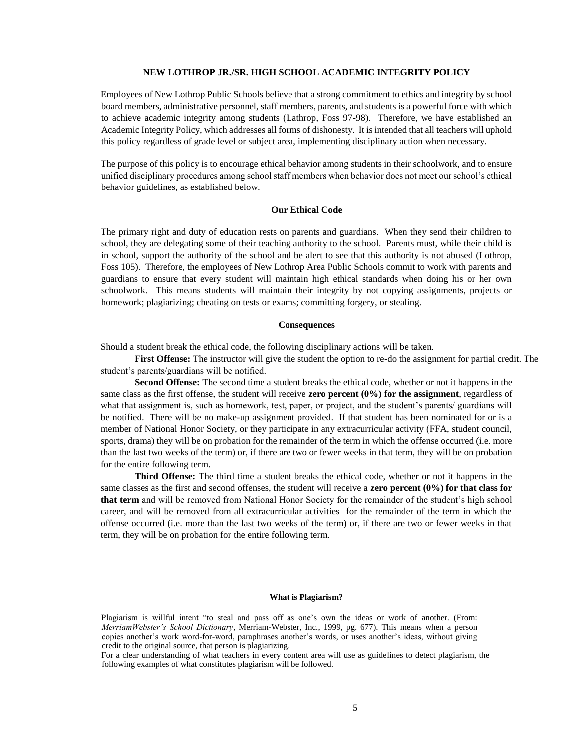# NEW LOTHROP JR./SR. HIGH SCHOOL ACADEMIC INTEGRITY POLICY

Employees of New Lothrop Public Schools believe that a strong commitment to ethics and integrity by school board members, administrative personnel, staff members, parents, and students is a powerful force with which to achieve academic integrity among students (Lathrop, Foss 97-98). Therefore, we have established an Academic Integrity Policy, which addresses all forms of dishonesty. It is intended that all teachers will uphold this policy regardless of grade level or subject area, implementing disciplinary action when necessary.

The purpose of this policy is to encourage ethical behavior among students in their schoolwork, and to ensure unified disciplinary procedures among school staff members when behavior does not meet our school's ethical behavior guidelines, as established below.

## Our Ethical Code

The primary right and duty of education rests on parents and guardians. When they send their children to school, they are delegating some of their teaching authority to the school. Parents must, while their child is in school, support the authority of the school and be alert to see that this authority is not abused (Lothrop, Foss 105). Therefore, the employees of New Lothrop Area Public Schools commit to work with parents and guardians to ensure that every student will maintain high ethical standards when doing his or her own schoolwork. This means students will maintain their integrity by not copying assignments, projects or homework; plagiarizing; cheating on tests or exams; committing forgery, or stealing.

## Consequences

Should a student break the ethical code, the following disciplinary actions will be taken.

**First Offense:** The instructor will give the student the option to re-do the assignment for partial credit. The student's parents/guardians will be notified.

**Second Offense:** The second time a student breaks the ethical code, whether or not it happens in the same class as the first offense, the student will receive **zero percent (0%) for the assignment**, regardless of what that assignment is, such as homework, test, paper, or project, and the student's parents/ guardians will be notified. There will be no make-up assignment provided. If that student has been nominated for or is a member of National Honor Society, or they participate in any extracurricular activity (FFA, student council, sports, drama) they will be on probation for the remainder of the term in which the offense occurred (i.e. more than the last two weeks of the term) or, if there are two or fewer weeks in that term, they will be on probation for the entire following term.

**Third Offense:** The third time a student breaks the ethical code, whether or not it happens in the same classes as the first and second offenses, the student will receive a **zero percent (0%) for that class for that term** and will be removed from National Honor Society for the remainder of the student's high school career, and will be removed from all extracurricular activities for the remainder of the term in which the offense occurred (i.e. more than the last two weeks of the term) or, if there are two or fewer weeks in that term, they will be on probation for the entire following term.

## What is Plagiarism?

Plagiarism is willful intent "to steal and pass off as one's own the ideas or work of another. (From: *MerriamWebster's School Dictionary*, Merriam-Webster, Inc., 1999, pg. 677). This means when a person copies another's work word-for-word, paraphrases another's words, or uses another's ideas, without giving credit to the original source, that person is plagiarizing.

For a clear understanding of what teachers in every content area will use as guidelines to detect plagiarism, the following examples of what constitutes plagiarism will be followed.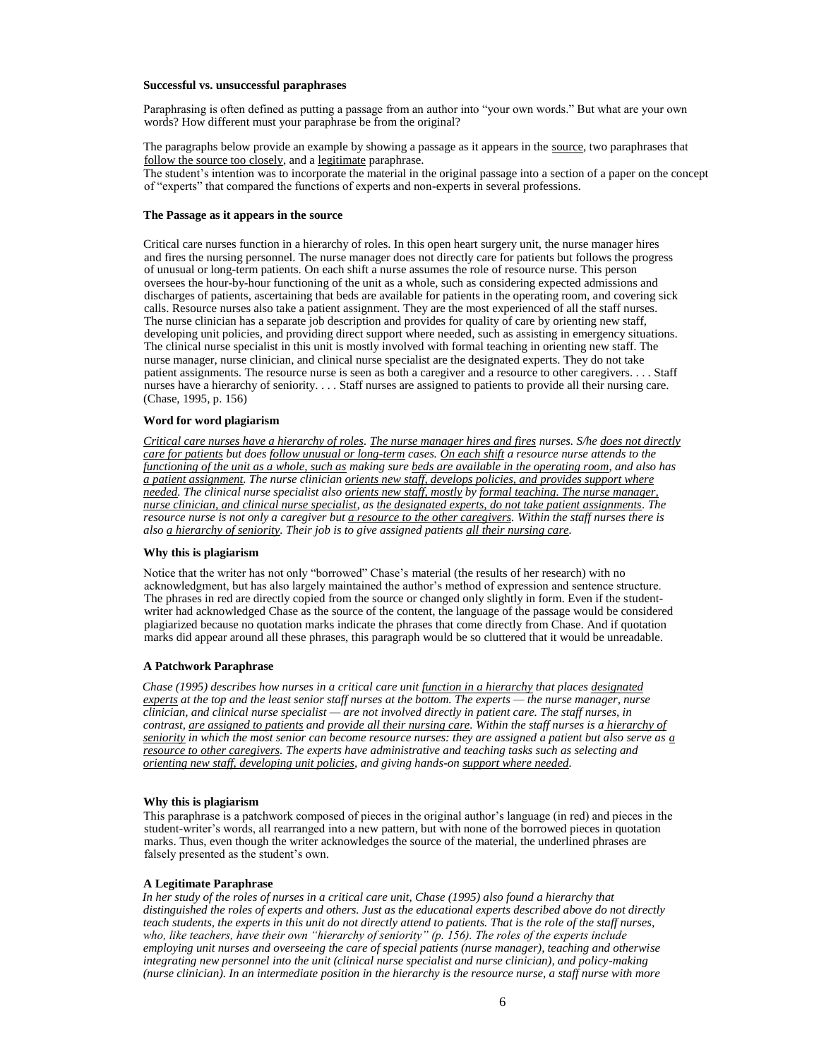**Successful vs. unsuccessful paraphrases**

Paraphrasing is often defined as putting a passage from an author into "your own words." But what are your own words? How different must your paraphrase be from the original?

The paragraphs below provide an example by showing a passage as it appears in the <u>source</u>, two paraphrases that <u>follow the source too closely</u>, and a <u>legitimate</u> paraphrase.
The student's intention was to incorporate the material in the original passage into a section of a paper on the concept of "experts" that compared the functions of experts and non-experts in several professions.

**The Passage as it appears in the source**

Critical care nurses function in a hierarchy of roles. In this open heart surgery unit, the nurse manager hires and fires the nursing personnel. The nurse manager does not directly care for patients but follows the progress of unusual or long-term patients. On each shift a nurse assumes the role of resource nurse. This person oversees the hour-by-hour functioning of the unit as a whole, such as considering expected admissions and discharges of patients, ascertaining that beds are available for patients in the operating room, and covering sick calls. Resource nurses also take a patient assignment. They are the most experienced of all the staff nurses. The nurse clinician has a separate job description and provides for quality of care by orienting new staff, developing unit policies, and providing direct support where needed, such as assisting in emergency situations. The clinical nurse specialist in this unit is mostly involved with formal teaching in orienting new staff. The nurse manager, nurse clinician, and clinical nurse specialist are the designated experts. They do not take patient assignments. The resource nurse is seen as both a caregiver and a resource to other caregivers. . . . Staff nurses have a hierarchy of seniority. . . . Staff nurses are assigned to patients to provide all their nursing care. (Chase, 1995, p. 156)

**Word for word plagiarism**

*<u>Critical care nurses have a hierarchy of roles</u>. <u>The nurse manager hires and fires</u> nurses. S/he <u>does not directly care for patients</u> but does <u>follow unusual or long-term</u> cases. <u>On each shift</u> a resource nurse attends to the <u>functioning of the unit as a whole, such as</u> making sure <u>beds are available in the operating room</u>, and also has <u>a patient assignment</u>. The nurse clinician <u>orients new staff, develops policies, and provides support where needed</u>. The clinical nurse specialist also <u>orients new staff, mostly</u> by <u>formal teaching. The nurse manager, nurse clinician, and clinical nurse specialist</u>, as <u>the designated experts, do not take patient assignments</u>. The resource nurse is not only a caregiver but <u>a resource to the other caregivers</u>. Within the staff nurses there is also <u>a hierarchy of seniority</u>. Their job is to give assigned patients <u>all their nursing care</u>.*

**Why this is plagiarism**

Notice that the writer has not only "borrowed" Chase's material (the results of her research) with no acknowledgment, but has also largely maintained the author's method of expression and sentence structure. The phrases in red are directly copied from the source or changed only slightly in form. Even if the student-writer had acknowledged Chase as the source of the content, the language of the passage would be considered plagiarized because no quotation marks indicate the phrases that come directly from Chase. And if quotation marks did appear around all these phrases, this paragraph would be so cluttered that it would be unreadable.

**A Patchwork Paraphrase**

*Chase (1995) describes how nurses in a critical care unit <u>function in a hierarchy</u> that places <u>designated experts</u> at the top and the least senior staff nurses at the bottom. The experts — the nurse manager, nurse clinician, and clinical nurse specialist — are not involved directly in patient care. The staff nurses, in contrast, <u>are assigned to patients</u> and <u>provide all their nursing care</u>. Within the staff nurses is a <u>hierarchy of seniority</u> in which the most senior can become resource nurses: they are assigned a patient but also serve as <u>a resource to other caregivers</u>. The experts have administrative and teaching tasks such as selecting and <u>orienting new staff, developing unit policies</u>, and giving hands-on <u>support where needed</u>.*

**Why this is plagiarism**

This paraphrase is a patchwork composed of pieces in the original author's language (in red) and pieces in the student-writer's words, all rearranged into a new pattern, but with none of the borrowed pieces in quotation marks. Thus, even though the writer acknowledges the source of the material, the underlined phrases are falsely presented as the student's own.

**A Legitimate Paraphrase**

*In her study of the roles of nurses in a critical care unit, Chase (1995) also found a hierarchy that distinguished the roles of experts and others. Just as the educational experts described above do not directly teach students, the experts in this unit do not directly attend to patients. That is the role of the staff nurses, who, like teachers, have their own "hierarchy of seniority" (p. 156). The roles of the experts include employing unit nurses and overseeing the care of special patients (nurse manager), teaching and otherwise integrating new personnel into the unit (clinical nurse specialist and nurse clinician), and policy-making (nurse clinician). In an intermediate position in the hierarchy is the resource nurse, a staff nurse with more*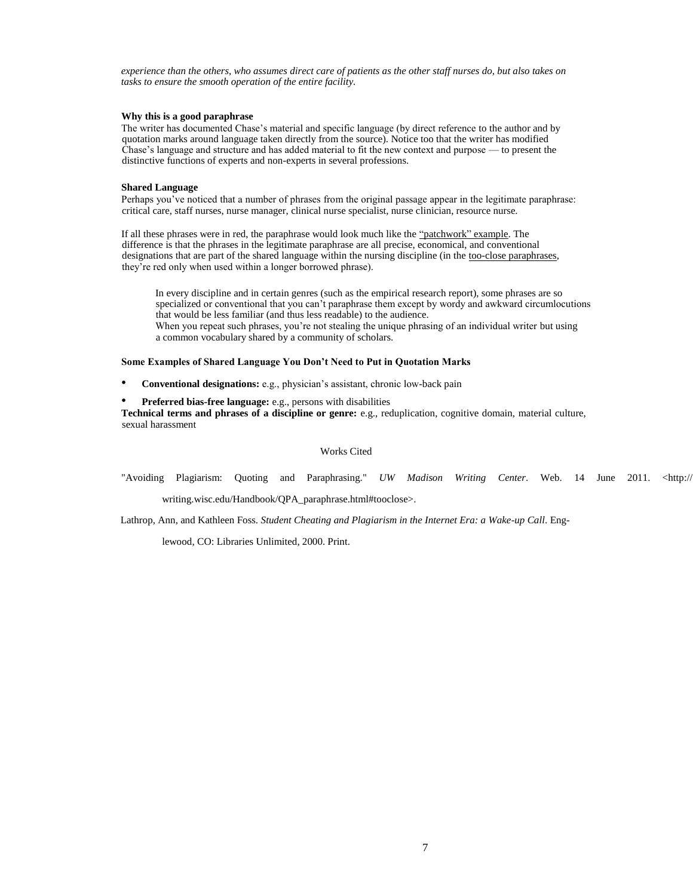*experience than the others, who assumes direct care of patients as the other staff nurses do, but also takes on tasks to ensure the smooth operation of the entire facility.*

**Why this is a good paraphrase**

The writer has documented Chase's material and specific language (by direct reference to the author and by quotation marks around language taken directly from the source). Notice too that the writer has modified Chase's language and structure and has added material to fit the new context and purpose — to present the distinctive functions of experts and non-experts in several professions.

**Shared Language**

Perhaps you've noticed that a number of phrases from the original passage appear in the legitimate paraphrase: critical care, staff nurses, nurse manager, clinical nurse specialist, nurse clinician, resource nurse.

If all these phrases were in red, the paraphrase would look much like the "patchwork" example. The difference is that the phrases in the legitimate paraphrase are all precise, economical, and conventional designations that are part of the shared language within the nursing discipline (in the too-close paraphrases, they're red only when used within a longer borrowed phrase).

> In every discipline and in certain genres (such as the empirical research report), some phrases are so specialized or conventional that you can't paraphrase them except by wordy and awkward circumlocutions that would be less familiar (and thus less readable) to the audience.
> When you repeat such phrases, you're not stealing the unique phrasing of an individual writer but using a common vocabulary shared by a community of scholars.

**Some Examples of Shared Language You Don't Need to Put in Quotation Marks**

- **Conventional designations:** e.g., physician's assistant, chronic low-back pain
- **Preferred bias-free language:** e.g., persons with disabilities

**Technical terms and phrases of a discipline or genre:** e.g., reduplication, cognitive domain, material culture, sexual harassment

Works Cited

"Avoiding Plagiarism: Quoting and Paraphrasing." *UW Madison Writing Center*. Web. 14 June 2011. <http://writing.wisc.edu/Handbook/QPA_paraphrase.html#tooclose>.

Lathrop, Ann, and Kathleen Foss. *Student Cheating and Plagiarism in the Internet Era: a Wake-up Call*. Englewood, CO: Libraries Unlimited, 2000. Print.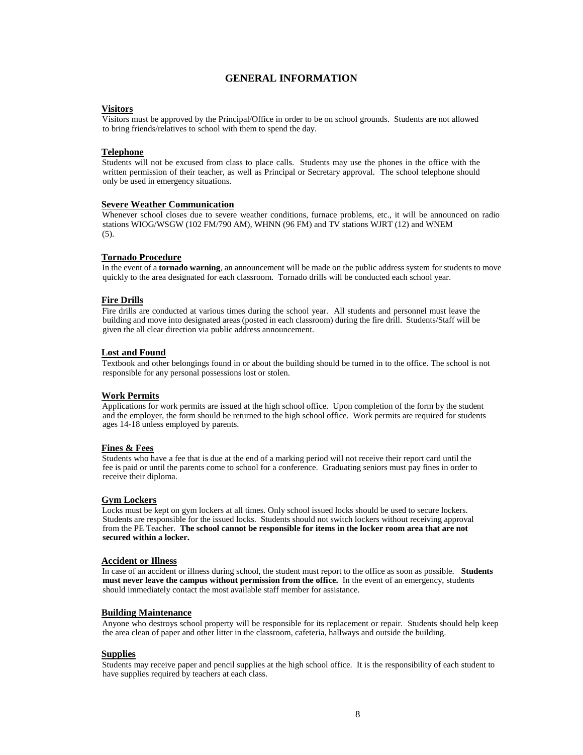# GENERAL INFORMATION

**Visitors**

Visitors must be approved by the Principal/Office in order to be on school grounds. Students are not allowed to bring friends/relatives to school with them to spend the day.

**Telephone**

Students will not be excused from class to place calls. Students may use the phones in the office with the written permission of their teacher, as well as Principal or Secretary approval. The school telephone should only be used in emergency situations.

**Severe Weather Communication**

Whenever school closes due to severe weather conditions, furnace problems, etc., it will be announced on radio stations WIOG/WSGW (102 FM/790 AM), WHNN (96 FM) and TV stations WJRT (12) and WNEM (5).

**Tornado Procedure**

In the event of a **tornado warning**, an announcement will be made on the public address system for students to move quickly to the area designated for each classroom. Tornado drills will be conducted each school year.

**Fire Drills**

Fire drills are conducted at various times during the school year. All students and personnel must leave the building and move into designated areas (posted in each classroom) during the fire drill. Students/Staff will be given the all clear direction via public address announcement.

**Lost and Found**

Textbook and other belongings found in or about the building should be turned in to the office. The school is not responsible for any personal possessions lost or stolen.

**Work Permits**

Applications for work permits are issued at the high school office. Upon completion of the form by the student and the employer, the form should be returned to the high school office. Work permits are required for students ages 14-18 unless employed by parents.

**Fines & Fees**

Students who have a fee that is due at the end of a marking period will not receive their report card until the fee is paid or until the parents come to school for a conference. Graduating seniors must pay fines in order to receive their diploma.

**Gym Lockers**

Locks must be kept on gym lockers at all times. Only school issued locks should be used to secure lockers. Students are responsible for the issued locks. Students should not switch lockers without receiving approval from the PE Teacher. **The school cannot be responsible for items in the locker room area that are not secured within a locker.**

**Accident or Illness**

In case of an accident or illness during school, the student must report to the office as soon as possible. **Students must never leave the campus without permission from the office.** In the event of an emergency, students should immediately contact the most available staff member for assistance.

**Building Maintenance**

Anyone who destroys school property will be responsible for its replacement or repair. Students should help keep the area clean of paper and other litter in the classroom, cafeteria, hallways and outside the building.

**Supplies**

Students may receive paper and pencil supplies at the high school office. It is the responsibility of each student to have supplies required by teachers at each class.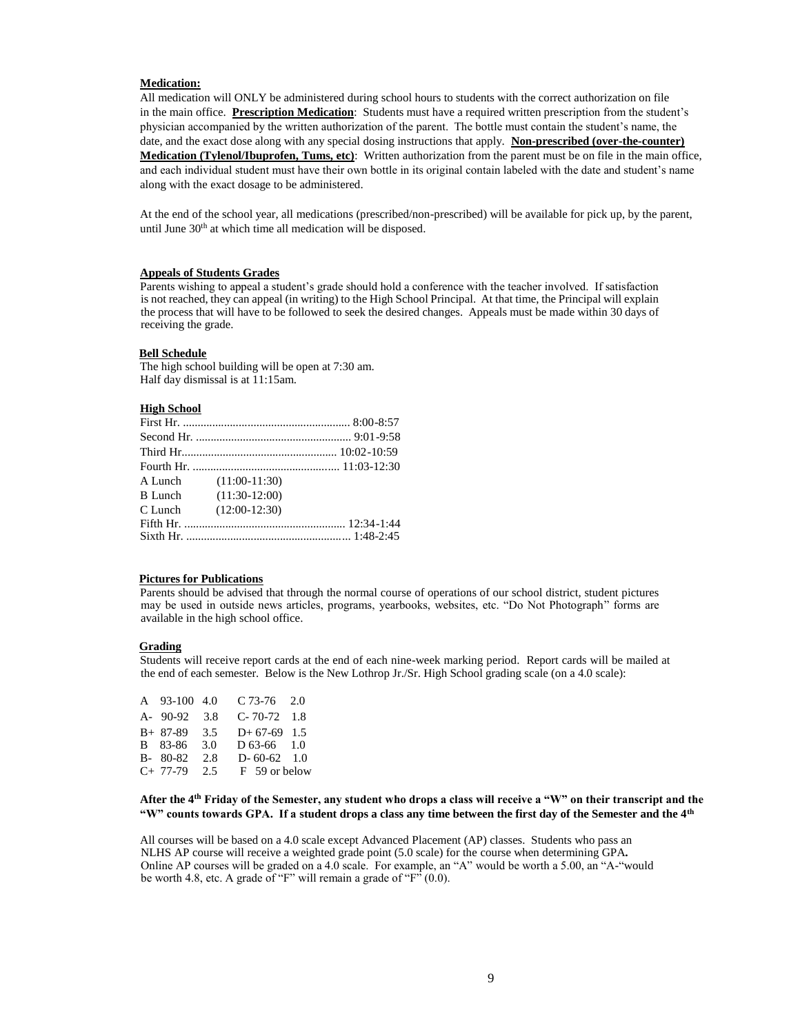**Medication:**

All medication will ONLY be administered during school hours to students with the correct authorization on file in the main office. **Prescription Medication**: Students must have a required written prescription from the student's physician accompanied by the written authorization of the parent. The bottle must contain the student's name, the date, and the exact dose along with any special dosing instructions that apply. **Non-prescribed (over-the-counter) Medication (Tylenol/Ibuprofen, Tums, etc)**: Written authorization from the parent must be on file in the main office, and each individual student must have their own bottle in its original contain labeled with the date and student's name along with the exact dosage to be administered.

At the end of the school year, all medications (prescribed/non-prescribed) will be available for pick up, by the parent, until June 30th at which time all medication will be disposed.

**Appeals of Students Grades**

Parents wishing to appeal a student's grade should hold a conference with the teacher involved. If satisfaction is not reached, they can appeal (in writing) to the High School Principal. At that time, the Principal will explain the process that will have to be followed to seek the desired changes. Appeals must be made within 30 days of receiving the grade.

**Bell Schedule**

The high school building will be open at 7:30 am.
Half day dismissal is at 11:15am.

**High School**

| Period | Time |
|---|---|
| First Hr. | 8:00-8:57 |
| Second Hr. | 9:01-9:58 |
| Third Hr. | 10:02-10:59 |
| Fourth Hr. | 11:03-12:30 |
| A Lunch | (11:00-11:30) |
| B Lunch | (11:30-12:00) |
| C Lunch | (12:00-12:30) |
| Fifth Hr. | 12:34-1:44 |
| Sixth Hr. | 1:48-2:45 |

**Pictures for Publications**

Parents should be advised that through the normal course of operations of our school district, student pictures may be used in outside news articles, programs, yearbooks, websites, etc. "Do Not Photograph" forms are available in the high school office.

**Grading**

Students will receive report cards at the end of each nine-week marking period. Report cards will be mailed at the end of each semester. Below is the New Lothrop Jr./Sr. High School grading scale (on a 4.0 scale):

| Grade | Range | Points | Grade | Range | Points |
|---|---|---|---|---|---|
| A | 93-100 | 4.0 | C | 73-76 | 2.0 |
| A- | 90-92 | 3.8 | C- | 70-72 | 1.8 |
| B+ | 87-89 | 3.5 | D+ | 67-69 | 1.5 |
| B | 83-86 | 3.0 | D | 63-66 | 1.0 |
| B- | 80-82 | 2.8 | D- | 60-62 | 1.0 |
| C+ | 77-79 | 2.5 | F | 59 or below | |

**After the 4th Friday of the Semester, any student who drops a class will receive a "W" on their transcript and the "W" counts towards GPA. If a student drops a class any time between the first day of the Semester and the 4th**

All courses will be based on a 4.0 scale except Advanced Placement (AP) classes. Students who pass an NLHS AP course will receive a weighted grade point (5.0 scale) for the course when determining GPA**.** Online AP courses will be graded on a 4.0 scale. For example, an "A" would be worth a 5.00, an "A-"would be worth 4.8, etc. A grade of "F" will remain a grade of "F" (0.0).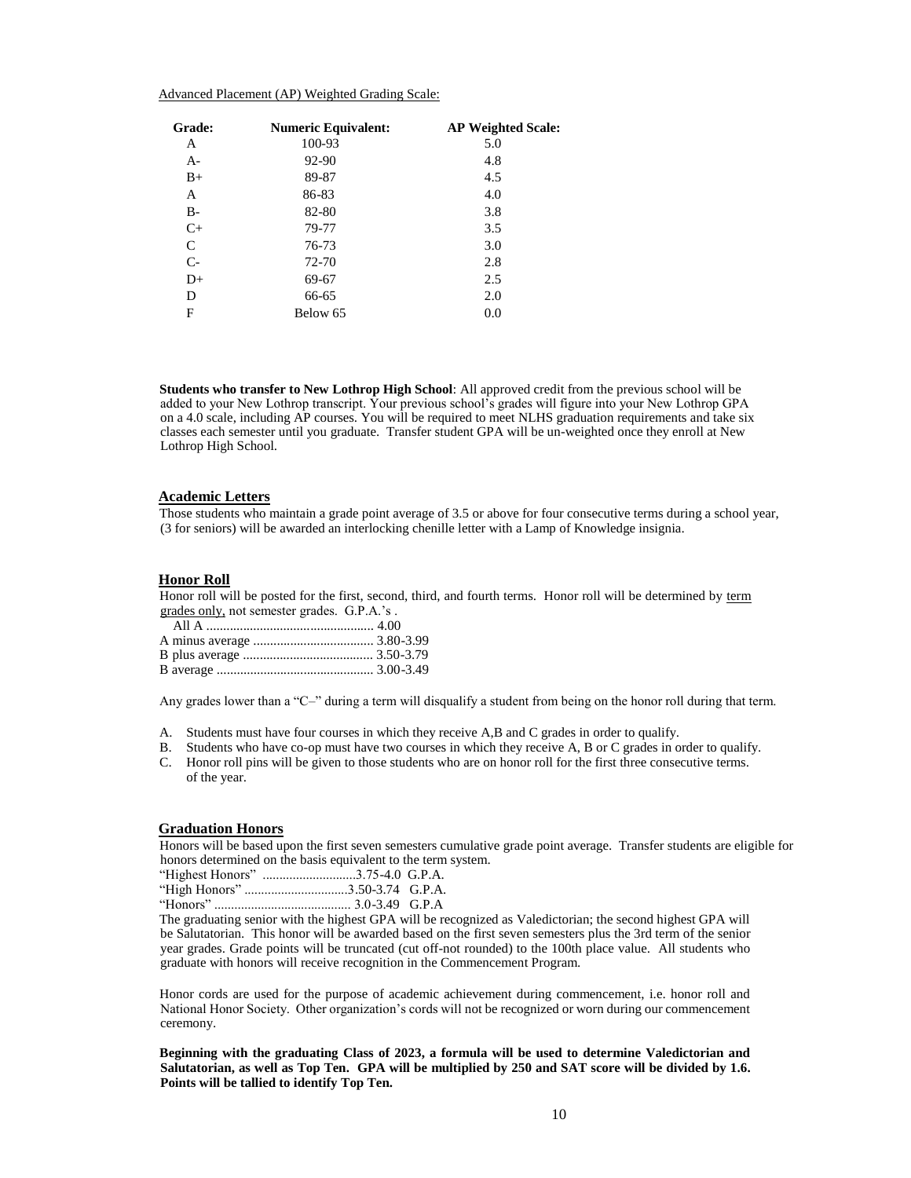Advanced Placement (AP) Weighted Grading Scale:

| Grade: | Numeric Equivalent: | AP Weighted Scale: |
|---|---|---|
| A | 100-93 | 5.0 |
| A- | 92-90 | 4.8 |
| B+ | 89-87 | 4.5 |
| A | 86-83 | 4.0 |
| B- | 82-80 | 3.8 |
| C+ | 79-77 | 3.5 |
| C | 76-73 | 3.0 |
| C- | 72-70 | 2.8 |
| D+ | 69-67 | 2.5 |
| D | 66-65 | 2.0 |
| F | Below 65 | 0.0 |

**Students who transfer to New Lothrop High School**: All approved credit from the previous school will be added to your New Lothrop transcript. Your previous school's grades will figure into your New Lothrop GPA on a 4.0 scale, including AP courses. You will be required to meet NLHS graduation requirements and take six classes each semester until you graduate. Transfer student GPA will be un-weighted once they enroll at New Lothrop High School.

## Academic Letters

Those students who maintain a grade point average of 3.5 or above for four consecutive terms during a school year, (3 for seniors) will be awarded an interlocking chenille letter with a Lamp of Knowledge insignia.

## Honor Roll

Honor roll will be posted for the first, second, third, and fourth terms. Honor roll will be determined by term grades only, not semester grades. G.P.A.'s .

All A .................................................. 4.00
A minus average .................................... 3.80-3.99
B plus average ....................................... 3.50-3.79
B average ............................................... 3.00-3.49

Any grades lower than a "C–" during a term will disqualify a student from being on the honor roll during that term.

A. Students must have four courses in which they receive A,B and C grades in order to qualify.
B. Students who have co-op must have two courses in which they receive A, B or C grades in order to qualify.
C. Honor roll pins will be given to those students who are on honor roll for the first three consecutive terms. of the year.

## Graduation Honors

Honors will be based upon the first seven semesters cumulative grade point average. Transfer students are eligible for honors determined on the basis equivalent to the term system.

"Highest Honors" ............................3.75-4.0 G.P.A.
"High Honors" ...............................3.50-3.74 G.P.A.
"Honors" ......................................... 3.0-3.49 G.P.A

The graduating senior with the highest GPA will be recognized as Valedictorian; the second highest GPA will be Salutatorian. This honor will be awarded based on the first seven semesters plus the 3rd term of the senior year grades. Grade points will be truncated (cut off-not rounded) to the 100th place value. All students who graduate with honors will receive recognition in the Commencement Program.

Honor cords are used for the purpose of academic achievement during commencement, i.e. honor roll and National Honor Society. Other organization's cords will not be recognized or worn during our commencement ceremony.

**Beginning with the graduating Class of 2023, a formula will be used to determine Valedictorian and Salutatorian, as well as Top Ten. GPA will be multiplied by 250 and SAT score will be divided by 1.6. Points will be tallied to identify Top Ten.**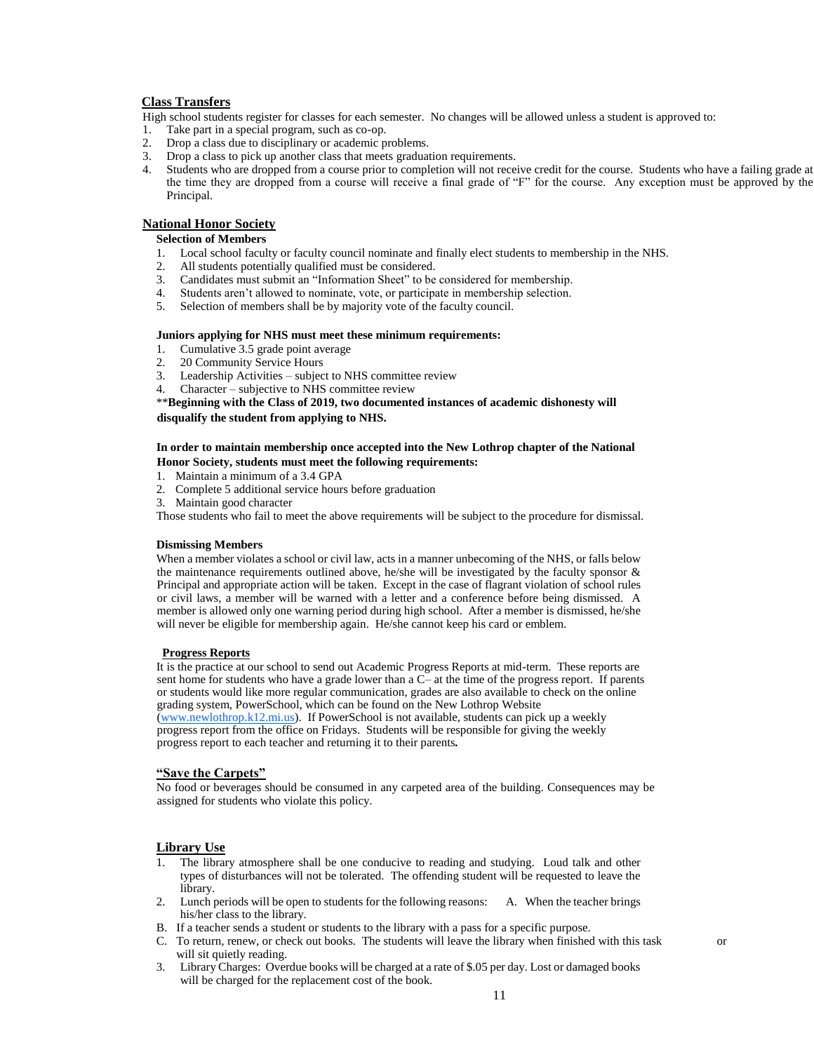## Class Transfers

High school students register for classes for each semester. No changes will be allowed unless a student is approved to:

1. Take part in a special program, such as co-op.
2. Drop a class due to disciplinary or academic problems.
3. Drop a class to pick up another class that meets graduation requirements.
4. Students who are dropped from a course prior to completion will not receive credit for the course. Students who have a failing grade at the time they are dropped from a course will receive a final grade of "F" for the course. Any exception must be approved by the Principal.

## National Honor Society

### Selection of Members

1. Local school faculty or faculty council nominate and finally elect students to membership in the NHS.
2. All students potentially qualified must be considered.
3. Candidates must submit an "Information Sheet" to be considered for membership.
4. Students aren't allowed to nominate, vote, or participate in membership selection.
5. Selection of members shall be by majority vote of the faculty council.

**Juniors applying for NHS must meet these minimum requirements:**

1. Cumulative 3.5 grade point average
2. 20 Community Service Hours
3. Leadership Activities – subject to NHS committee review
4. Character – subjective to NHS committee review

**Beginning with the Class of 2019, two documented instances of academic dishonesty will disqualify the student from applying to NHS.**

**In order to maintain membership once accepted into the New Lothrop chapter of the National Honor Society, students must meet the following requirements:**

1. Maintain a minimum of a 3.4 GPA
2. Complete 5 additional service hours before graduation
3. Maintain good character

Those students who fail to meet the above requirements will be subject to the procedure for dismissal.

### Dismissing Members

When a member violates a school or civil law, acts in a manner unbecoming of the NHS, or falls below the maintenance requirements outlined above, he/she will be investigated by the faculty sponsor & Principal and appropriate action will be taken. Except in the case of flagrant violation of school rules or civil laws, a member will be warned with a letter and a conference before being dismissed. A member is allowed only one warning period during high school. After a member is dismissed, he/she will never be eligible for membership again. He/she cannot keep his card or emblem.

## Progress Reports

It is the practice at our school to send out Academic Progress Reports at mid-term. These reports are sent home for students who have a grade lower than a C– at the time of the progress report. If parents or students would like more regular communication, grades are also available to check on the online grading system, PowerSchool, which can be found on the New Lothrop Website (www.newlothrop.k12.mi.us). If PowerSchool is not available, students can pick up a weekly progress report from the office on Fridays. Students will be responsible for giving the weekly progress report to each teacher and returning it to their parents**.**

## "Save the Carpets"

No food or beverages should be consumed in any carpeted area of the building. Consequences may be assigned for students who violate this policy.

## Library Use

1. The library atmosphere shall be one conducive to reading and studying. Loud talk and other types of disturbances will not be tolerated. The offending student will be requested to leave the library.
2. Lunch periods will be open to students for the following reasons:
   A. When the teacher brings his/her class to the library.
   B. If a teacher sends a student or students to the library with a pass for a specific purpose.
   C. To return, renew, or check out books. The students will leave the library when finished with this task or will sit quietly reading.
3. Library Charges: Overdue books will be charged at a rate of $.05 per day. Lost or damaged books will be charged for the replacement cost of the book.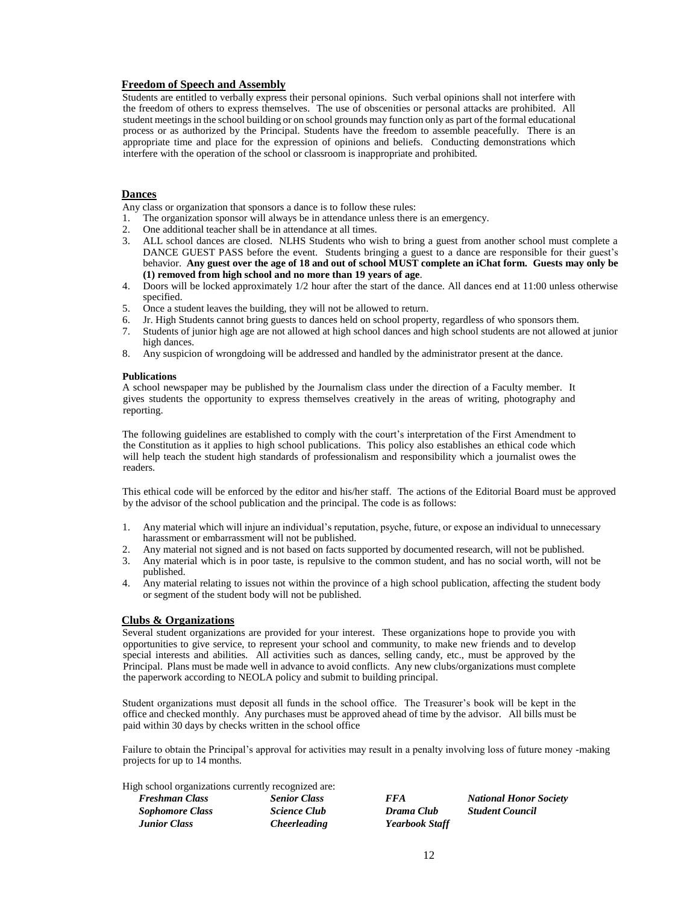## Freedom of Speech and Assembly

Students are entitled to verbally express their personal opinions. Such verbal opinions shall not interfere with the freedom of others to express themselves. The use of obscenities or personal attacks are prohibited. All student meetings in the school building or on school grounds may function only as part of the formal educational process or as authorized by the Principal. Students have the freedom to assemble peacefully. There is an appropriate time and place for the expression of opinions and beliefs. Conducting demonstrations which interfere with the operation of the school or classroom is inappropriate and prohibited.

## Dances

Any class or organization that sponsors a dance is to follow these rules:

1. The organization sponsor will always be in attendance unless there is an emergency.
2. One additional teacher shall be in attendance at all times.
3. ALL school dances are closed. NLHS Students who wish to bring a guest from another school must complete a DANCE GUEST PASS before the event. Students bringing a guest to a dance are responsible for their guest's behavior. **Any guest over the age of 18 and out of school MUST complete an iChat form. Guests may only be (1) removed from high school and no more than 19 years of age**.
4. Doors will be locked approximately 1/2 hour after the start of the dance. All dances end at 11:00 unless otherwise specified.
5. Once a student leaves the building, they will not be allowed to return.
6. Jr. High Students cannot bring guests to dances held on school property, regardless of who sponsors them.
7. Students of junior high age are not allowed at high school dances and high school students are not allowed at junior high dances.
8. Any suspicion of wrongdoing will be addressed and handled by the administrator present at the dance.

### Publications

A school newspaper may be published by the Journalism class under the direction of a Faculty member. It gives students the opportunity to express themselves creatively in the areas of writing, photography and reporting.

The following guidelines are established to comply with the court's interpretation of the First Amendment to the Constitution as it applies to high school publications. This policy also establishes an ethical code which will help teach the student high standards of professionalism and responsibility which a journalist owes the readers.

This ethical code will be enforced by the editor and his/her staff. The actions of the Editorial Board must be approved by the advisor of the school publication and the principal. The code is as follows:

1. Any material which will injure an individual's reputation, psyche, future, or expose an individual to unnecessary harassment or embarrassment will not be published.
2. Any material not signed and is not based on facts supported by documented research, will not be published.
3. Any material which is in poor taste, is repulsive to the common student, and has no social worth, will not be published.
4. Any material relating to issues not within the province of a high school publication, affecting the student body or segment of the student body will not be published.

## Clubs & Organizations

Several student organizations are provided for your interest. These organizations hope to provide you with opportunities to give service, to represent your school and community, to make new friends and to develop special interests and abilities. All activities such as dances, selling candy, etc., must be approved by the Principal. Plans must be made well in advance to avoid conflicts. Any new clubs/organizations must complete the paperwork according to NEOLA policy and submit to building principal.

Student organizations must deposit all funds in the school office. The Treasurer's book will be kept in the office and checked monthly. Any purchases must be approved ahead of time by the advisor. All bills must be paid within 30 days by checks written in the school office

Failure to obtain the Principal's approval for activities may result in a penalty involving loss of future money -making projects for up to 14 months.

High school organizations currently recognized are:

| | | | |
|---|---|---|---|
| ***Freshman Class*** | ***Senior Class*** | ***FFA*** | ***National Honor Society*** |
| ***Sophomore Class*** | ***Science Club*** | ***Drama Club*** | ***Student Council*** |
| ***Junior Class*** | ***Cheerleading*** | ***Yearbook Staff*** | |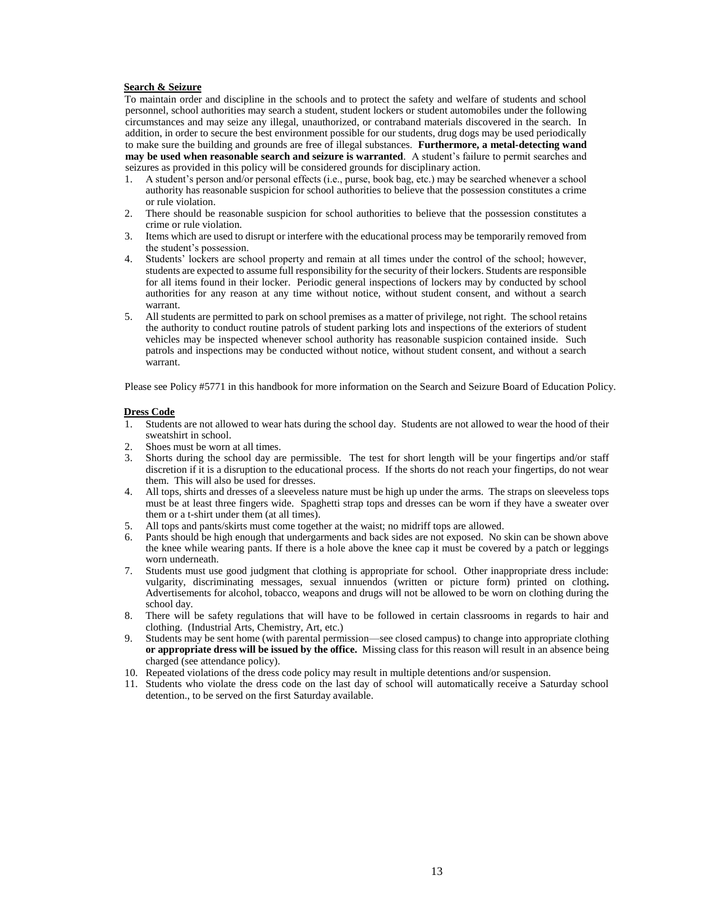## Search & Seizure

To maintain order and discipline in the schools and to protect the safety and welfare of students and school personnel, school authorities may search a student, student lockers or student automobiles under the following circumstances and may seize any illegal, unauthorized, or contraband materials discovered in the search. In addition, in order to secure the best environment possible for our students, drug dogs may be used periodically to make sure the building and grounds are free of illegal substances. **Furthermore, a metal-detecting wand may be used when reasonable search and seizure is warranted**. A student's failure to permit searches and seizures as provided in this policy will be considered grounds for disciplinary action.

1. A student's person and/or personal effects (i.e., purse, book bag, etc.) may be searched whenever a school authority has reasonable suspicion for school authorities to believe that the possession constitutes a crime or rule violation.
2. There should be reasonable suspicion for school authorities to believe that the possession constitutes a crime or rule violation.
3. Items which are used to disrupt or interfere with the educational process may be temporarily removed from the student's possession.
4. Students' lockers are school property and remain at all times under the control of the school; however, students are expected to assume full responsibility for the security of their lockers. Students are responsible for all items found in their locker. Periodic general inspections of lockers may by conducted by school authorities for any reason at any time without notice, without student consent, and without a search warrant.
5. All students are permitted to park on school premises as a matter of privilege, not right. The school retains the authority to conduct routine patrols of student parking lots and inspections of the exteriors of student vehicles may be inspected whenever school authority has reasonable suspicion contained inside. Such patrols and inspections may be conducted without notice, without student consent, and without a search warrant.

Please see Policy #5771 in this handbook for more information on the Search and Seizure Board of Education Policy.

## Dress Code

1. Students are not allowed to wear hats during the school day. Students are not allowed to wear the hood of their sweatshirt in school.
2. Shoes must be worn at all times.
3. Shorts during the school day are permissible. The test for short length will be your fingertips and/or staff discretion if it is a disruption to the educational process. If the shorts do not reach your fingertips, do not wear them. This will also be used for dresses.
4. All tops, shirts and dresses of a sleeveless nature must be high up under the arms. The straps on sleeveless tops must be at least three fingers wide. Spaghetti strap tops and dresses can be worn if they have a sweater over them or a t-shirt under them (at all times).
5. All tops and pants/skirts must come together at the waist; no midriff tops are allowed.
6. Pants should be high enough that undergarments and back sides are not exposed. No skin can be shown above the knee while wearing pants. If there is a hole above the knee cap it must be covered by a patch or leggings worn underneath.
7. Students must use good judgment that clothing is appropriate for school. Other inappropriate dress include: vulgarity, discriminating messages, sexual innuendos (written or picture form) printed on clothing**.** Advertisements for alcohol, tobacco, weapons and drugs will not be allowed to be worn on clothing during the school day.
8. There will be safety regulations that will have to be followed in certain classrooms in regards to hair and clothing. (Industrial Arts, Chemistry, Art, etc.)
9. Students may be sent home (with parental permission—see closed campus) to change into appropriate clothing **or appropriate dress will be issued by the office.** Missing class for this reason will result in an absence being charged (see attendance policy).
10. Repeated violations of the dress code policy may result in multiple detentions and/or suspension.
11. Students who violate the dress code on the last day of school will automatically receive a Saturday school detention., to be served on the first Saturday available.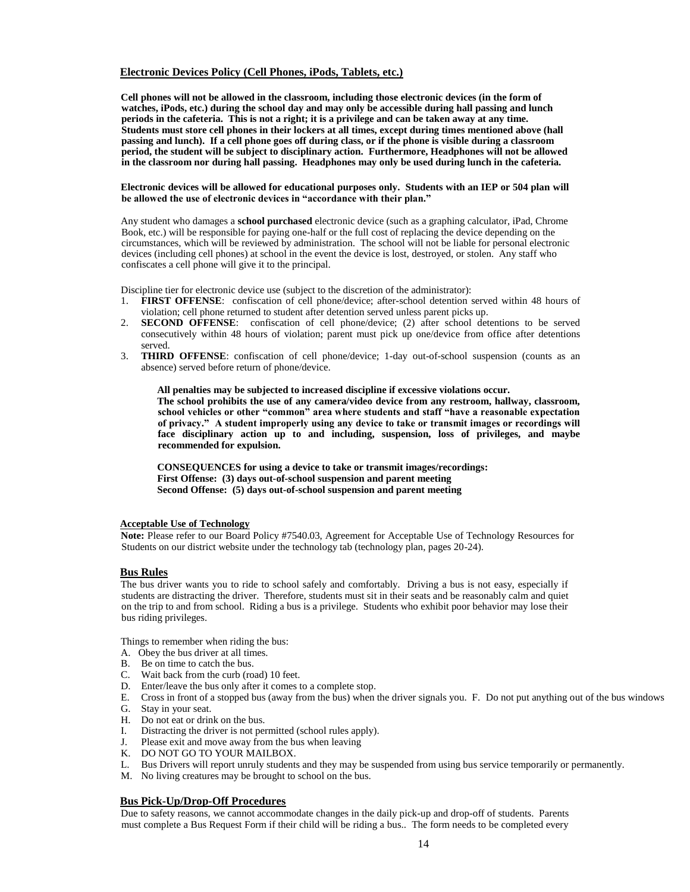## Electronic Devices Policy (Cell Phones, iPods, Tablets, etc.)

**Cell phones will not be allowed in the classroom, including those electronic devices (in the form of watches, iPods, etc.) during the school day and may only be accessible during hall passing and lunch periods in the cafeteria. This is not a right; it is a privilege and can be taken away at any time. Students must store cell phones in their lockers at all times, except during times mentioned above (hall passing and lunch). If a cell phone goes off during class, or if the phone is visible during a classroom period, the student will be subject to disciplinary action. Furthermore, Headphones will not be allowed in the classroom nor during hall passing. Headphones may only be used during lunch in the cafeteria.**

**Electronic devices will be allowed for educational purposes only. Students with an IEP or 504 plan will be allowed the use of electronic devices in "accordance with their plan."**

Any student who damages a **school purchased** electronic device (such as a graphing calculator, iPad, Chrome Book, etc.) will be responsible for paying one-half or the full cost of replacing the device depending on the circumstances, which will be reviewed by administration. The school will not be liable for personal electronic devices (including cell phones) at school in the event the device is lost, destroyed, or stolen. Any staff who confiscates a cell phone will give it to the principal.

Discipline tier for electronic device use (subject to the discretion of the administrator):

1. **FIRST OFFENSE**: confiscation of cell phone/device; after-school detention served within 48 hours of violation; cell phone returned to student after detention served unless parent picks up.
2. **SECOND OFFENSE**: confiscation of cell phone/device; (2) after school detentions to be served consecutively within 48 hours of violation; parent must pick up one/device from office after detentions served.
3. **THIRD OFFENSE**: confiscation of cell phone/device; 1-day out-of-school suspension (counts as an absence) served before return of phone/device.

**All penalties may be subjected to increased discipline if excessive violations occur.**
**The school prohibits the use of any camera/video device from any restroom, hallway, classroom, school vehicles or other "common" area where students and staff "have a reasonable expectation of privacy." A student improperly using any device to take or transmit images or recordings will face disciplinary action up to and including, suspension, loss of privileges, and maybe recommended for expulsion.**

**CONSEQUENCES for using a device to take or transmit images/recordings:**
**First Offense: (3) days out-of-school suspension and parent meeting**
**Second Offense: (5) days out-of-school suspension and parent meeting**

## Acceptable Use of Technology

**Note:** Please refer to our Board Policy #7540.03, Agreement for Acceptable Use of Technology Resources for Students on our district website under the technology tab (technology plan, pages 20-24).

## Bus Rules

The bus driver wants you to ride to school safely and comfortably. Driving a bus is not easy, especially if students are distracting the driver. Therefore, students must sit in their seats and be reasonably calm and quiet on the trip to and from school. Riding a bus is a privilege. Students who exhibit poor behavior may lose their bus riding privileges.

Things to remember when riding the bus:

A. Obey the bus driver at all times.
B. Be on time to catch the bus.
C. Wait back from the curb (road) 10 feet.
D. Enter/leave the bus only after it comes to a complete stop.
E. Cross in front of a stopped bus (away from the bus) when the driver signals you. F. Do not put anything out of the bus windows
G. Stay in your seat.
H. Do not eat or drink on the bus.
I. Distracting the driver is not permitted (school rules apply).
J. Please exit and move away from the bus when leaving
K. DO NOT GO TO YOUR MAILBOX.
L. Bus Drivers will report unruly students and they may be suspended from using bus service temporarily or permanently.
M. No living creatures may be brought to school on the bus.

## Bus Pick-Up/Drop-Off Procedures

Due to safety reasons, we cannot accommodate changes in the daily pick-up and drop-off of students. Parents must complete a Bus Request Form if their child will be riding a bus.. The form needs to be completed every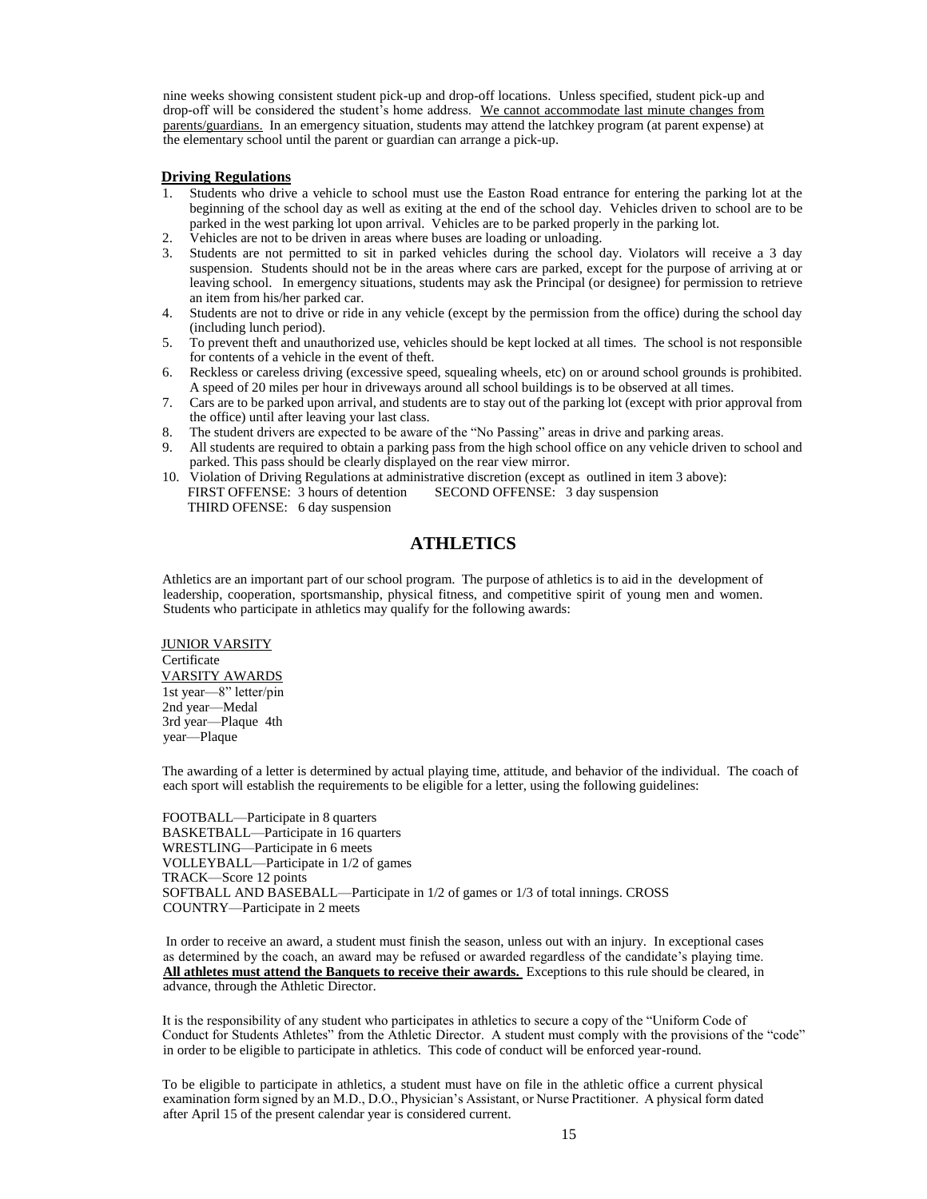nine weeks showing consistent student pick-up and drop-off locations. Unless specified, student pick-up and drop-off will be considered the student's home address. <u>We cannot accommodate last minute changes from parents/guardians.</u> In an emergency situation, students may attend the latchkey program (at parent expense) at the elementary school until the parent or guardian can arrange a pick-up.

### Driving Regulations

1. Students who drive a vehicle to school must use the Easton Road entrance for entering the parking lot at the beginning of the school day as well as exiting at the end of the school day. Vehicles driven to school are to be parked in the west parking lot upon arrival. Vehicles are to be parked properly in the parking lot.
2. Vehicles are not to be driven in areas where buses are loading or unloading.
3. Students are not permitted to sit in parked vehicles during the school day. Violators will receive a 3 day suspension. Students should not be in the areas where cars are parked, except for the purpose of arriving at or leaving school. In emergency situations, students may ask the Principal (or designee) for permission to retrieve an item from his/her parked car.
4. Students are not to drive or ride in any vehicle (except by the permission from the office) during the school day (including lunch period).
5. To prevent theft and unauthorized use, vehicles should be kept locked at all times. The school is not responsible for contents of a vehicle in the event of theft.
6. Reckless or careless driving (excessive speed, squealing wheels, etc) on or around school grounds is prohibited. A speed of 20 miles per hour in driveways around all school buildings is to be observed at all times.
7. Cars are to be parked upon arrival, and students are to stay out of the parking lot (except with prior approval from the office) until after leaving your last class.
8. The student drivers are expected to be aware of the "No Passing" areas in drive and parking areas.
9. All students are required to obtain a parking pass from the high school office on any vehicle driven to school and parked. This pass should be clearly displayed on the rear view mirror.
10. Violation of Driving Regulations at administrative discretion (except as outlined in item 3 above):
    FIRST OFFENSE: 3 hours of detention SECOND OFFENSE: 3 day suspension
    THIRD OFENSE: 6 day suspension

## ATHLETICS

Athletics are an important part of our school program. The purpose of athletics is to aid in the development of leadership, cooperation, sportsmanship, physical fitness, and competitive spirit of young men and women. Students who participate in athletics may qualify for the following awards:

<u>JUNIOR VARSITY</u>
Certificate
<u>VARSITY AWARDS</u>
1st year—8" letter/pin
2nd year—Medal
3rd year—Plaque
4th year—Plaque

The awarding of a letter is determined by actual playing time, attitude, and behavior of the individual. The coach of each sport will establish the requirements to be eligible for a letter, using the following guidelines:

FOOTBALL—Participate in 8 quarters
BASKETBALL—Participate in 16 quarters
WRESTLING—Participate in 6 meets
VOLLEYBALL—Participate in 1/2 of games
TRACK—Score 12 points
SOFTBALL AND BASEBALL—Participate in 1/2 of games or 1/3 of total innings.
CROSS COUNTRY—Participate in 2 meets

In order to receive an award, a student must finish the season, unless out with an injury. In exceptional cases as determined by the coach, an award may be refused or awarded regardless of the candidate's playing time. **<u>All athletes must attend the Banquets to receive their awards.</u>** Exceptions to this rule should be cleared, in advance, through the Athletic Director.

It is the responsibility of any student who participates in athletics to secure a copy of the "Uniform Code of Conduct for Students Athletes" from the Athletic Director. A student must comply with the provisions of the "code" in order to be eligible to participate in athletics. This code of conduct will be enforced year-round.

To be eligible to participate in athletics, a student must have on file in the athletic office a current physical examination form signed by an M.D., D.O., Physician's Assistant, or Nurse Practitioner. A physical form dated after April 15 of the present calendar year is considered current.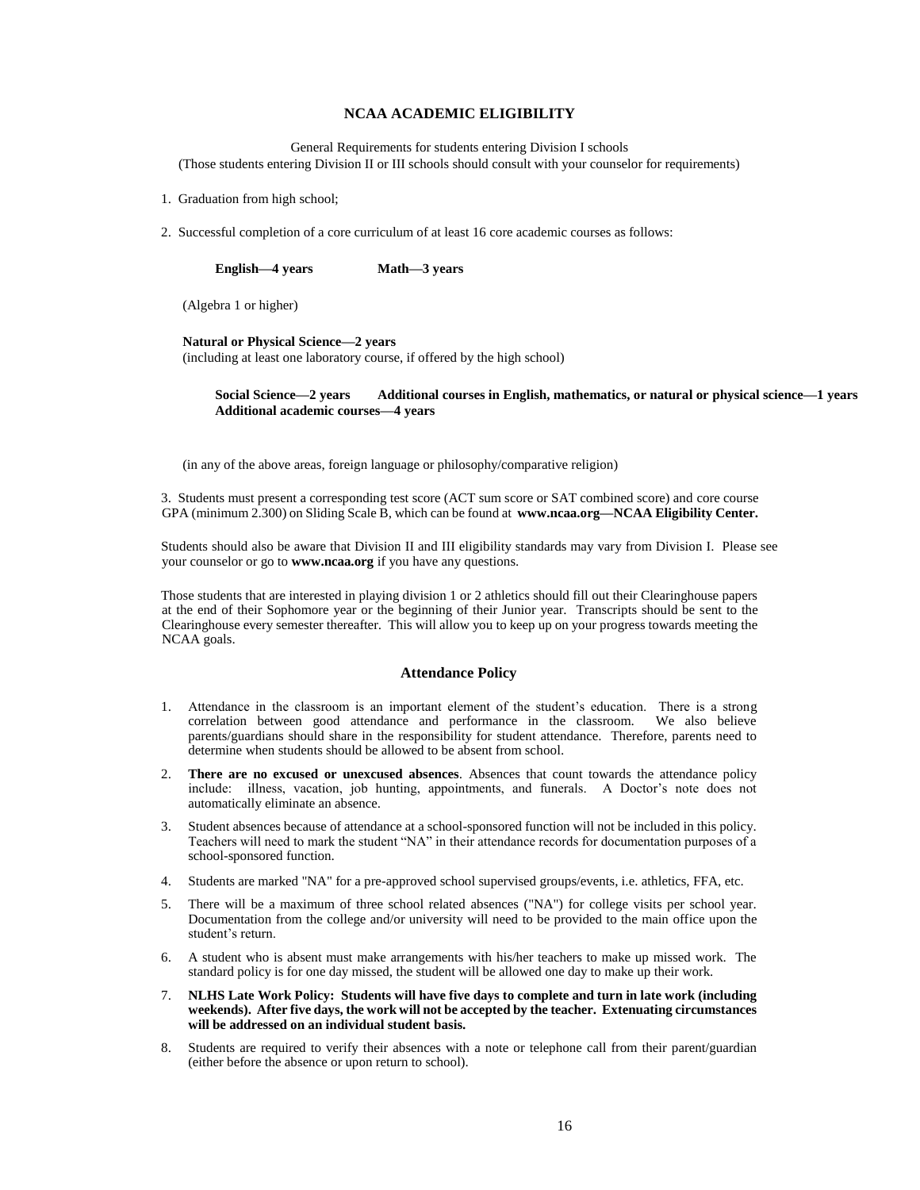## NCAA ACADEMIC ELIGIBILITY

General Requirements for students entering Division I schools
(Those students entering Division II or III schools should consult with your counselor for requirements)

1. Graduation from high school;
2. Successful completion of a core curriculum of at least 16 core academic courses as follows:

**English—4 years** **Math—3 years**

(Algebra 1 or higher)

**Natural or Physical Science—2 years**
(including at least one laboratory course, if offered by the high school)

**Social Science—2 years** **Additional courses in English, mathematics, or natural or physical science—1 years**
**Additional academic courses—4 years**

(in any of the above areas, foreign language or philosophy/comparative religion)

3. Students must present a corresponding test score (ACT sum score or SAT combined score) and core course GPA (minimum 2.300) on Sliding Scale B, which can be found at **www.ncaa.org—NCAA Eligibility Center.**

Students should also be aware that Division II and III eligibility standards may vary from Division I. Please see your counselor or go to **www.ncaa.org** if you have any questions.

Those students that are interested in playing division 1 or 2 athletics should fill out their Clearinghouse papers at the end of their Sophomore year or the beginning of their Junior year. Transcripts should be sent to the Clearinghouse every semester thereafter. This will allow you to keep up on your progress towards meeting the NCAA goals.

## Attendance Policy

1. Attendance in the classroom is an important element of the student's education. There is a strong correlation between good attendance and performance in the classroom. We also believe parents/guardians should share in the responsibility for student attendance. Therefore, parents need to determine when students should be allowed to be absent from school.
2. **There are no excused or unexcused absences**. Absences that count towards the attendance policy include: illness, vacation, job hunting, appointments, and funerals. A Doctor's note does not automatically eliminate an absence.
3. Student absences because of attendance at a school-sponsored function will not be included in this policy. Teachers will need to mark the student "NA" in their attendance records for documentation purposes of a school-sponsored function.
4. Students are marked "NA" for a pre-approved school supervised groups/events, i.e. athletics, FFA, etc.
5. There will be a maximum of three school related absences ("NA") for college visits per school year. Documentation from the college and/or university will need to be provided to the main office upon the student's return.
6. A student who is absent must make arrangements with his/her teachers to make up missed work. The standard policy is for one day missed, the student will be allowed one day to make up their work.
7. **NLHS Late Work Policy: Students will have five days to complete and turn in late work (including weekends). After five days, the work will not be accepted by the teacher. Extenuating circumstances will be addressed on an individual student basis.**
8. Students are required to verify their absences with a note or telephone call from their parent/guardian (either before the absence or upon return to school).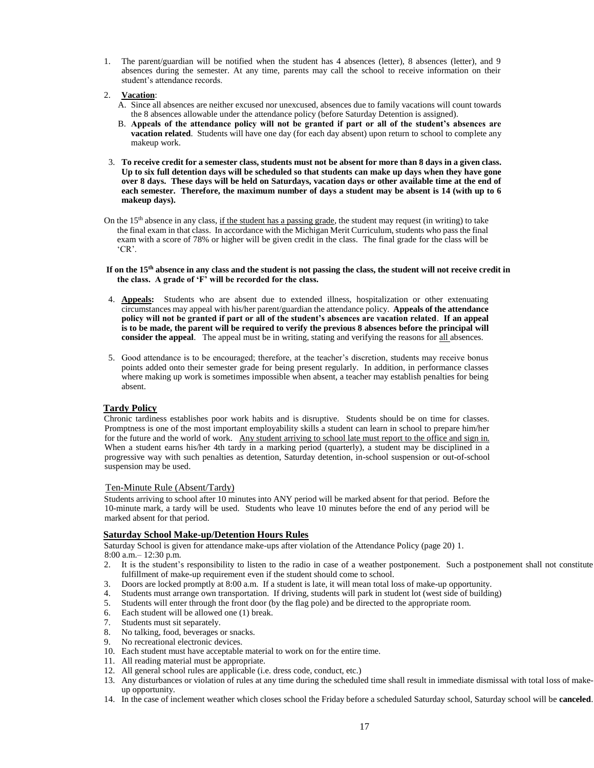1. The parent/guardian will be notified when the student has 4 absences (letter), 8 absences (letter), and 9 absences during the semester. At any time, parents may call the school to receive information on their student's attendance records.

2. **Vacation**:
   A. Since all absences are neither excused nor unexcused, absences due to family vacations will count towards the 8 absences allowable under the attendance policy (before Saturday Detention is assigned).
   B. **Appeals of the attendance policy will not be granted if part or all of the student's absences are vacation related**. Students will have one day (for each day absent) upon return to school to complete any makeup work.

3. **To receive credit for a semester class, students must not be absent for more than 8 days in a given class. Up to six full detention days will be scheduled so that students can make up days when they have gone over 8 days. These days will be held on Saturdays, vacation days or other available time at the end of each semester. Therefore, the maximum number of days a student may be absent is 14 (with up to 6 makeup days).**

On the 15th absence in any class, if the student has a passing grade, the student may request (in writing) to take the final exam in that class. In accordance with the Michigan Merit Curriculum, students who pass the final exam with a score of 78% or higher will be given credit in the class. The final grade for the class will be 'CR'.

**If on the 15th absence in any class and the student is not passing the class, the student will not receive credit in the class. A grade of 'F' will be recorded for the class.**

4. **Appeals:** Students who are absent due to extended illness, hospitalization or other extenuating circumstances may appeal with his/her parent/guardian the attendance policy. **Appeals of the attendance policy will not be granted if part or all of the student's absences are vacation related**. **If an appeal is to be made, the parent will be required to verify the previous 8 absences before the principal will consider the appeal**. The appeal must be in writing, stating and verifying the reasons for all absences.

5. Good attendance is to be encouraged; therefore, at the teacher's discretion, students may receive bonus points added onto their semester grade for being present regularly. In addition, in performance classes where making up work is sometimes impossible when absent, a teacher may establish penalties for being absent.

## Tardy Policy

Chronic tardiness establishes poor work habits and is disruptive. Students should be on time for classes. Promptness is one of the most important employability skills a student can learn in school to prepare him/her for the future and the world of work. Any student arriving to school late must report to the office and sign in. When a student earns his/her 4th tardy in a marking period (quarterly), a student may be disciplined in a progressive way with such penalties as detention, Saturday detention, in-school suspension or out-of-school suspension may be used.

### Ten-Minute Rule (Absent/Tardy)

Students arriving to school after 10 minutes into ANY period will be marked absent for that period. Before the 10-minute mark, a tardy will be used. Students who leave 10 minutes before the end of any period will be marked absent for that period.

## Saturday School Make-up/Detention Hours Rules

Saturday School is given for attendance make-ups after violation of the Attendance Policy (page 20) 1. 8:00 a.m.– 12:30 p.m.

2. It is the student's responsibility to listen to the radio in case of a weather postponement. Such a postponement shall not constitute fulfillment of make-up requirement even if the student should come to school.
3. Doors are locked promptly at 8:00 a.m. If a student is late, it will mean total loss of make-up opportunity.
4. Students must arrange own transportation. If driving, students will park in student lot (west side of building)
5. Students will enter through the front door (by the flag pole) and be directed to the appropriate room.
6. Each student will be allowed one (1) break.
7. Students must sit separately.
8. No talking, food, beverages or snacks.
9. No recreational electronic devices.
10. Each student must have acceptable material to work on for the entire time.
11. All reading material must be appropriate.
12. All general school rules are applicable (i.e. dress code, conduct, etc.)
13. Any disturbances or violation of rules at any time during the scheduled time shall result in immediate dismissal with total loss of make-up opportunity.
14. In the case of inclement weather which closes school the Friday before a scheduled Saturday school, Saturday school will be **canceled**.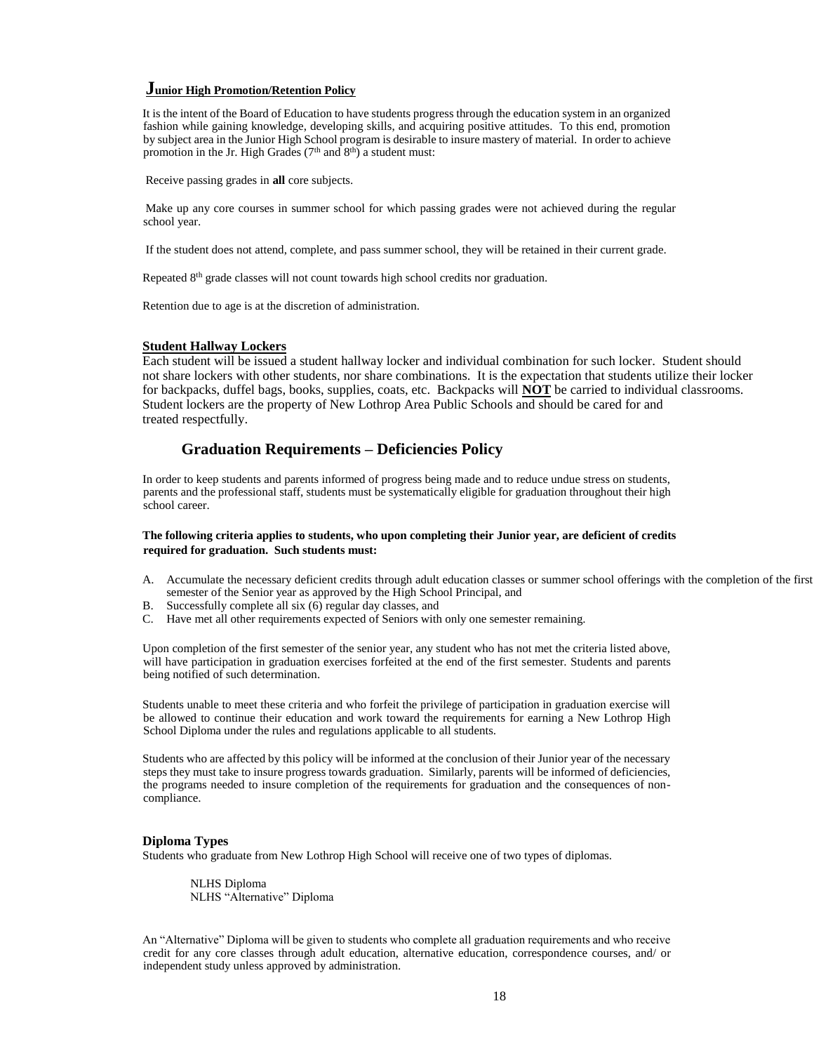## Junior High Promotion/Retention Policy

It is the intent of the Board of Education to have students progress through the education system in an organized fashion while gaining knowledge, developing skills, and acquiring positive attitudes. To this end, promotion by subject area in the Junior High School program is desirable to insure mastery of material. In order to achieve promotion in the Jr. High Grades (7th and 8th) a student must:

Receive passing grades in **all** core subjects.

Make up any core courses in summer school for which passing grades were not achieved during the regular school year.

If the student does not attend, complete, and pass summer school, they will be retained in their current grade.

Repeated 8th grade classes will not count towards high school credits nor graduation.

Retention due to age is at the discretion of administration.

### Student Hallway Lockers

Each student will be issued a student hallway locker and individual combination for such locker. Student should not share lockers with other students, nor share combinations. It is the expectation that students utilize their locker for backpacks, duffel bags, books, supplies, coats, etc. Backpacks will **NOT** be carried to individual classrooms. Student lockers are the property of New Lothrop Area Public Schools and should be cared for and treated respectfully.

## Graduation Requirements – Deficiencies Policy

In order to keep students and parents informed of progress being made and to reduce undue stress on students, parents and the professional staff, students must be systematically eligible for graduation throughout their high school career.

**The following criteria applies to students, who upon completing their Junior year, are deficient of credits required for graduation. Such students must:**

A. Accumulate the necessary deficient credits through adult education classes or summer school offerings with the completion of the first semester of the Senior year as approved by the High School Principal, and
B. Successfully complete all six (6) regular day classes, and
C. Have met all other requirements expected of Seniors with only one semester remaining.

Upon completion of the first semester of the senior year, any student who has not met the criteria listed above, will have participation in graduation exercises forfeited at the end of the first semester. Students and parents being notified of such determination.

Students unable to meet these criteria and who forfeit the privilege of participation in graduation exercise will be allowed to continue their education and work toward the requirements for earning a New Lothrop High School Diploma under the rules and regulations applicable to all students.

Students who are affected by this policy will be informed at the conclusion of their Junior year of the necessary steps they must take to insure progress towards graduation. Similarly, parents will be informed of deficiencies, the programs needed to insure completion of the requirements for graduation and the consequences of non-compliance.

### Diploma Types

Students who graduate from New Lothrop High School will receive one of two types of diplomas.

NLHS Diploma
NLHS "Alternative" Diploma

An "Alternative" Diploma will be given to students who complete all graduation requirements and who receive credit for any core classes through adult education, alternative education, correspondence courses, and/ or independent study unless approved by administration.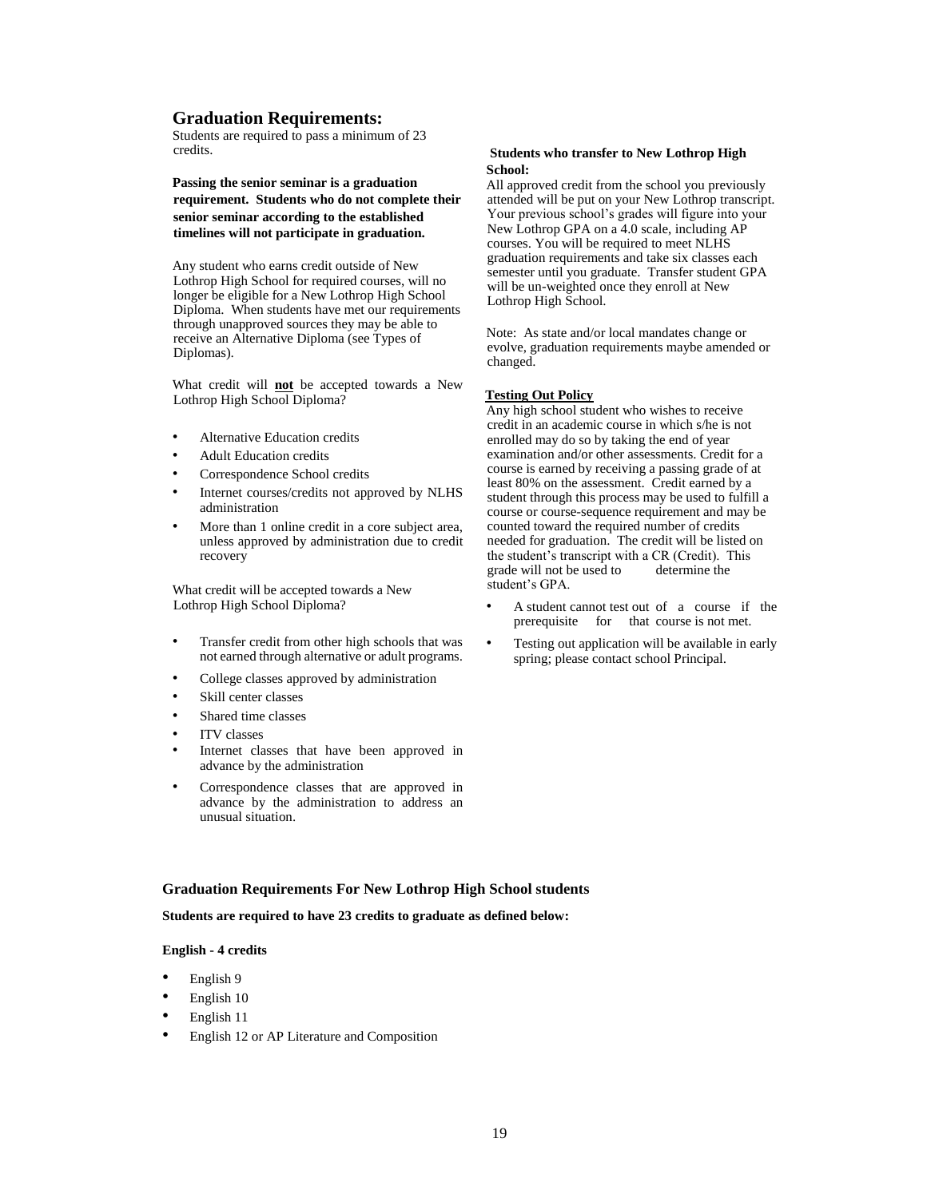## Graduation Requirements:

Students are required to pass a minimum of 23 credits.

**Passing the senior seminar is a graduation requirement. Students who do not complete their senior seminar according to the established timelines will not participate in graduation.**

Any student who earns credit outside of New Lothrop High School for required courses, will no longer be eligible for a New Lothrop High School Diploma. When students have met our requirements through unapproved sources they may be able to receive an Alternative Diploma (see Types of Diplomas).

What credit will **not** be accepted towards a New Lothrop High School Diploma?

- Alternative Education credits
- Adult Education credits
- Correspondence School credits
- Internet courses/credits not approved by NLHS administration
- More than 1 online credit in a core subject area, unless approved by administration due to credit recovery

What credit will be accepted towards a New Lothrop High School Diploma?

- Transfer credit from other high schools that was not earned through alternative or adult programs.
- College classes approved by administration
- Skill center classes
- Shared time classes
- ITV classes
- Internet classes that have been approved in advance by the administration
- Correspondence classes that are approved in advance by the administration to address an unusual situation.

**Students who transfer to New Lothrop High School:**

All approved credit from the school you previously attended will be put on your New Lothrop transcript. Your previous school's grades will figure into your New Lothrop GPA on a 4.0 scale, including AP courses. You will be required to meet NLHS graduation requirements and take six classes each semester until you graduate. Transfer student GPA will be un-weighted once they enroll at New Lothrop High School.

Note: As state and/or local mandates change or evolve, graduation requirements maybe amended or changed.

**Testing Out Policy**

Any high school student who wishes to receive credit in an academic course in which s/he is not enrolled may do so by taking the end of year examination and/or other assessments. Credit for a course is earned by receiving a passing grade of at least 80% on the assessment. Credit earned by a student through this process may be used to fulfill a course or course-sequence requirement and may be counted toward the required number of credits needed for graduation. The credit will be listed on the student's transcript with a CR (Credit). This grade will not be used to determine the student's GPA.

- A student cannot test out of a course if the prerequisite for that course is not met.
- Testing out application will be available in early spring; please contact school Principal.

### Graduation Requirements For New Lothrop High School students

**Students are required to have 23 credits to graduate as defined below:**

**English - 4 credits**

- English 9
- English 10
- English 11
- English 12 or AP Literature and Composition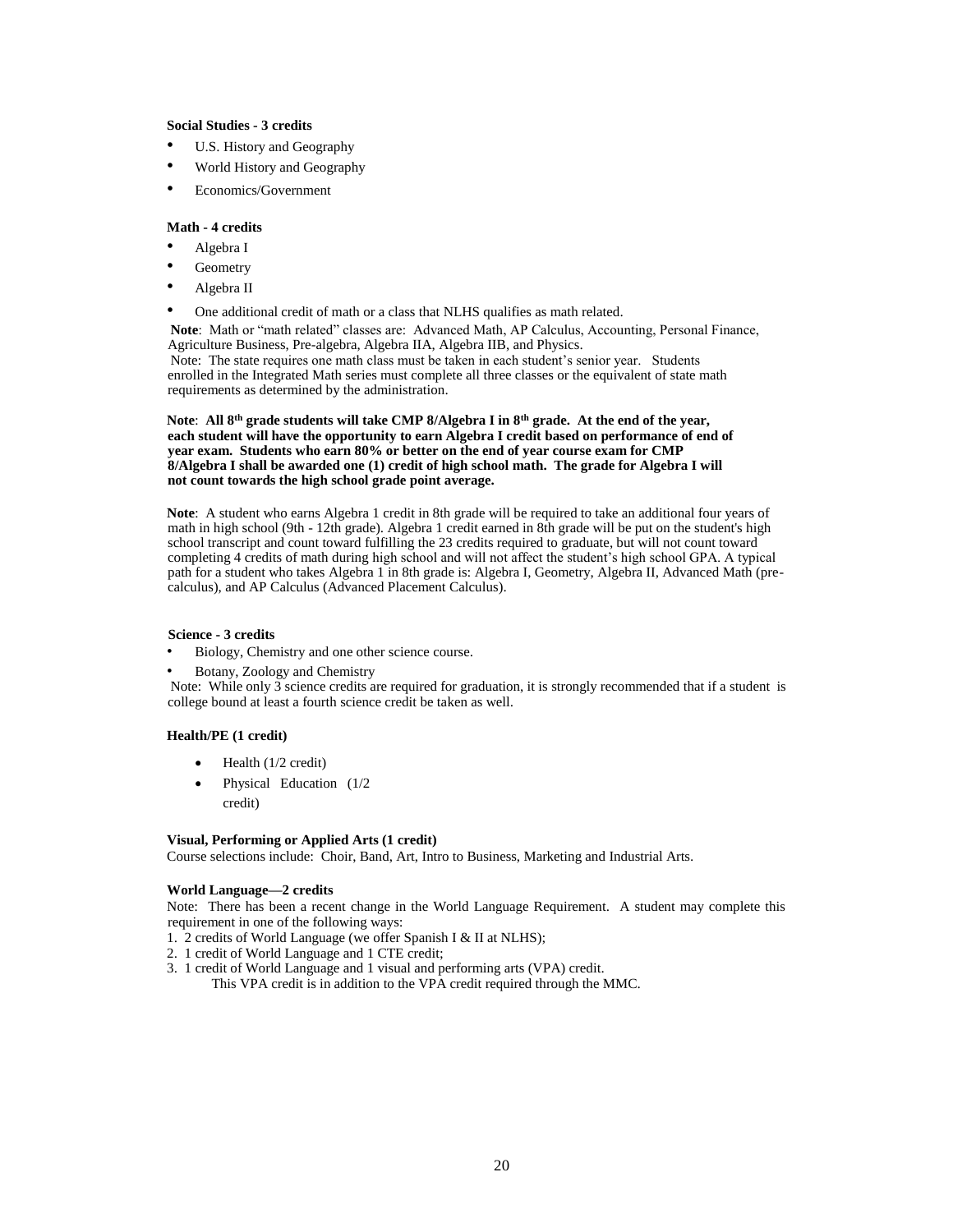**Social Studies - 3 credits**

- U.S. History and Geography
- World History and Geography
- Economics/Government

**Math - 4 credits**

- Algebra I
- Geometry
- Algebra II
- One additional credit of math or a class that NLHS qualifies as math related.

**Note**: Math or "math related" classes are: Advanced Math, AP Calculus, Accounting, Personal Finance, Agriculture Business, Pre-algebra, Algebra IIA, Algebra IIB, and Physics.

Note: The state requires one math class must be taken in each student's senior year. Students enrolled in the Integrated Math series must complete all three classes or the equivalent of state math requirements as determined by the administration.

**Note**: **All 8th grade students will take CMP 8/Algebra I in 8th grade. At the end of the year, each student will have the opportunity to earn Algebra I credit based on performance of end of year exam. Students who earn 80% or better on the end of year course exam for CMP 8/Algebra I shall be awarded one (1) credit of high school math. The grade for Algebra I will not count towards the high school grade point average.**

**Note**: A student who earns Algebra 1 credit in 8th grade will be required to take an additional four years of math in high school (9th - 12th grade). Algebra 1 credit earned in 8th grade will be put on the student's high school transcript and count toward fulfilling the 23 credits required to graduate, but will not count toward completing 4 credits of math during high school and will not affect the student's high school GPA. A typical path for a student who takes Algebra 1 in 8th grade is: Algebra I, Geometry, Algebra II, Advanced Math (pre-calculus), and AP Calculus (Advanced Placement Calculus).

**Science - 3 credits**

- Biology, Chemistry and one other science course.
- Botany, Zoology and Chemistry

Note: While only 3 science credits are required for graduation, it is strongly recommended that if a student is college bound at least a fourth science credit be taken as well.

**Health/PE (1 credit)**

- Health (1/2 credit)
- Physical Education (1/2 credit)

**Visual, Performing or Applied Arts (1 credit)**

Course selections include: Choir, Band, Art, Intro to Business, Marketing and Industrial Arts.

**World Language—2 credits**

Note: There has been a recent change in the World Language Requirement. A student may complete this requirement in one of the following ways:

1. 2 credits of World Language (we offer Spanish I & II at NLHS);
2. 1 credit of World Language and 1 CTE credit;
3. 1 credit of World Language and 1 visual and performing arts (VPA) credit.
   This VPA credit is in addition to the VPA credit required through the MMC.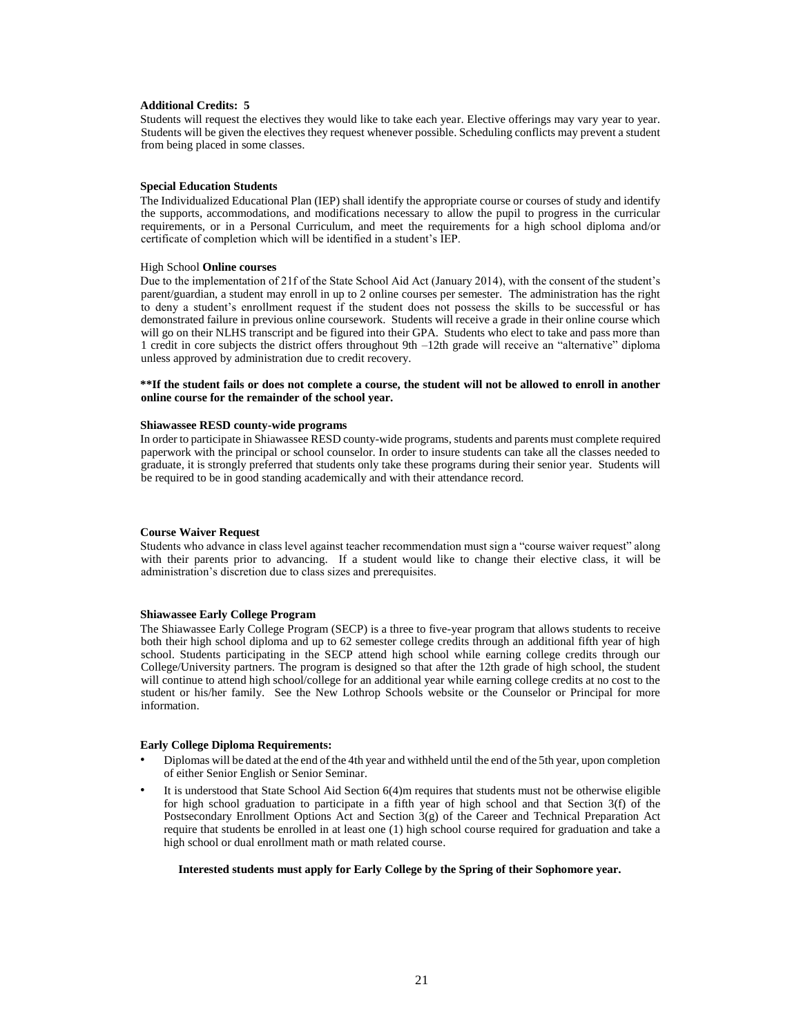**Additional Credits: 5**

Students will request the electives they would like to take each year. Elective offerings may vary year to year. Students will be given the electives they request whenever possible. Scheduling conflicts may prevent a student from being placed in some classes.

**Special Education Students**

The Individualized Educational Plan (IEP) shall identify the appropriate course or courses of study and identify the supports, accommodations, and modifications necessary to allow the pupil to progress in the curricular requirements, or in a Personal Curriculum, and meet the requirements for a high school diploma and/or certificate of completion which will be identified in a student's IEP.

High School **Online courses**

Due to the implementation of 21f of the State School Aid Act (January 2014), with the consent of the student's parent/guardian, a student may enroll in up to 2 online courses per semester. The administration has the right to deny a student's enrollment request if the student does not possess the skills to be successful or has demonstrated failure in previous online coursework. Students will receive a grade in their online course which will go on their NLHS transcript and be figured into their GPA. Students who elect to take and pass more than 1 credit in core subjects the district offers throughout 9th –12th grade will receive an "alternative" diploma unless approved by administration due to credit recovery.

**\*\*If the student fails or does not complete a course, the student will not be allowed to enroll in another online course for the remainder of the school year.**

**Shiawassee RESD county-wide programs**

In order to participate in Shiawassee RESD county-wide programs, students and parents must complete required paperwork with the principal or school counselor. In order to insure students can take all the classes needed to graduate, it is strongly preferred that students only take these programs during their senior year. Students will be required to be in good standing academically and with their attendance record.

**Course Waiver Request**

Students who advance in class level against teacher recommendation must sign a "course waiver request" along with their parents prior to advancing. If a student would like to change their elective class, it will be administration's discretion due to class sizes and prerequisites.

**Shiawassee Early College Program**

The Shiawassee Early College Program (SECP) is a three to five-year program that allows students to receive both their high school diploma and up to 62 semester college credits through an additional fifth year of high school. Students participating in the SECP attend high school while earning college credits through our College/University partners. The program is designed so that after the 12th grade of high school, the student will continue to attend high school/college for an additional year while earning college credits at no cost to the student or his/her family. See the New Lothrop Schools website or the Counselor or Principal for more information.

**Early College Diploma Requirements:**

- Diplomas will be dated at the end of the 4th year and withheld until the end of the 5th year, upon completion of either Senior English or Senior Seminar.
- It is understood that State School Aid Section 6(4)m requires that students must not be otherwise eligible for high school graduation to participate in a fifth year of high school and that Section 3(f) of the Postsecondary Enrollment Options Act and Section 3(g) of the Career and Technical Preparation Act require that students be enrolled in at least one (1) high school course required for graduation and take a high school or dual enrollment math or math related course.

**Interested students must apply for Early College by the Spring of their Sophomore year.**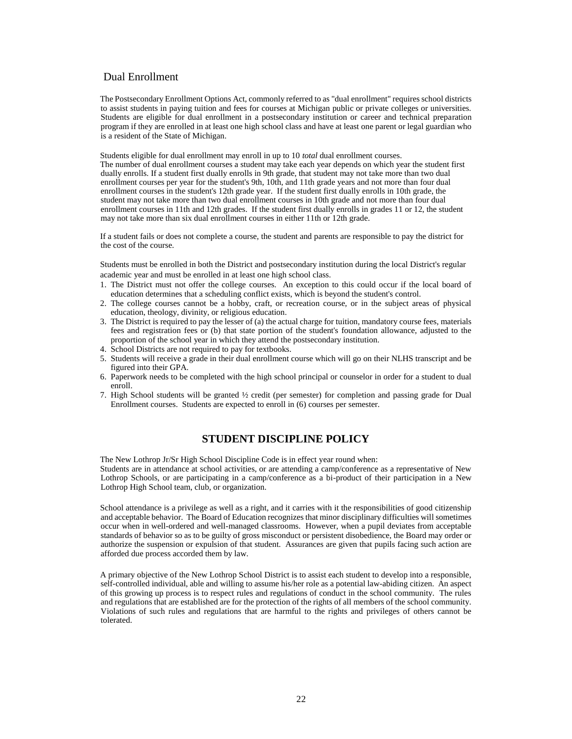## Dual Enrollment

The Postsecondary Enrollment Options Act, commonly referred to as "dual enrollment" requires school districts to assist students in paying tuition and fees for courses at Michigan public or private colleges or universities. Students are eligible for dual enrollment in a postsecondary institution or career and technical preparation program if they are enrolled in at least one high school class and have at least one parent or legal guardian who is a resident of the State of Michigan.

Students eligible for dual enrollment may enroll in up to 10 *total* dual enrollment courses.
The number of dual enrollment courses a student may take each year depends on which year the student first dually enrolls. If a student first dually enrolls in 9th grade, that student may not take more than two dual enrollment courses per year for the student's 9th, 10th, and 11th grade years and not more than four dual enrollment courses in the student's 12th grade year. If the student first dually enrolls in 10th grade, the student may not take more than two dual enrollment courses in 10th grade and not more than four dual enrollment courses in 11th and 12th grades. If the student first dually enrolls in grades 11 or 12, the student may not take more than six dual enrollment courses in either 11th or 12th grade.

If a student fails or does not complete a course, the student and parents are responsible to pay the district for the cost of the course.

Students must be enrolled in both the District and postsecondary institution during the local District's regular academic year and must be enrolled in at least one high school class.

1. The District must not offer the college courses. An exception to this could occur if the local board of education determines that a scheduling conflict exists, which is beyond the student's control.
2. The college courses cannot be a hobby, craft, or recreation course, or in the subject areas of physical education, theology, divinity, or religious education.
3. The District is required to pay the lesser of (a) the actual charge for tuition, mandatory course fees, materials fees and registration fees or (b) that state portion of the student's foundation allowance, adjusted to the proportion of the school year in which they attend the postsecondary institution.
4. School Districts are not required to pay for textbooks.
5. Students will receive a grade in their dual enrollment course which will go on their NLHS transcript and be figured into their GPA.
6. Paperwork needs to be completed with the high school principal or counselor in order for a student to dual enroll.
7. High School students will be granted ½ credit (per semester) for completion and passing grade for Dual Enrollment courses. Students are expected to enroll in (6) courses per semester.

## STUDENT DISCIPLINE POLICY

The New Lothrop Jr/Sr High School Discipline Code is in effect year round when:
Students are in attendance at school activities, or are attending a camp/conference as a representative of New Lothrop Schools, or are participating in a camp/conference as a bi-product of their participation in a New Lothrop High School team, club, or organization.

School attendance is a privilege as well as a right, and it carries with it the responsibilities of good citizenship and acceptable behavior. The Board of Education recognizes that minor disciplinary difficulties will sometimes occur when in well-ordered and well-managed classrooms. However, when a pupil deviates from acceptable standards of behavior so as to be guilty of gross misconduct or persistent disobedience, the Board may order or authorize the suspension or expulsion of that student. Assurances are given that pupils facing such action are afforded due process accorded them by law.

A primary objective of the New Lothrop School District is to assist each student to develop into a responsible, self-controlled individual, able and willing to assume his/her role as a potential law-abiding citizen. An aspect of this growing up process is to respect rules and regulations of conduct in the school community. The rules and regulations that are established are for the protection of the rights of all members of the school community. Violations of such rules and regulations that are harmful to the rights and privileges of others cannot be tolerated.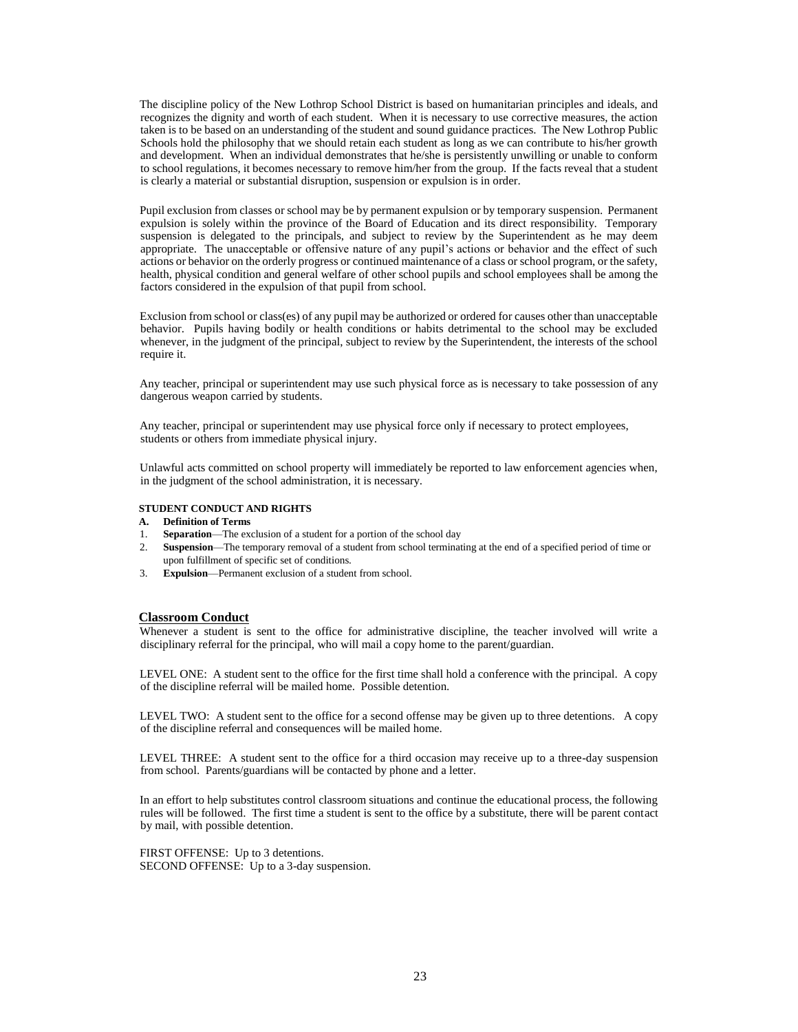The discipline policy of the New Lothrop School District is based on humanitarian principles and ideals, and recognizes the dignity and worth of each student. When it is necessary to use corrective measures, the action taken is to be based on an understanding of the student and sound guidance practices. The New Lothrop Public Schools hold the philosophy that we should retain each student as long as we can contribute to his/her growth and development. When an individual demonstrates that he/she is persistently unwilling or unable to conform to school regulations, it becomes necessary to remove him/her from the group. If the facts reveal that a student is clearly a material or substantial disruption, suspension or expulsion is in order.

Pupil exclusion from classes or school may be by permanent expulsion or by temporary suspension. Permanent expulsion is solely within the province of the Board of Education and its direct responsibility. Temporary suspension is delegated to the principals, and subject to review by the Superintendent as he may deem appropriate. The unacceptable or offensive nature of any pupil's actions or behavior and the effect of such actions or behavior on the orderly progress or continued maintenance of a class or school program, or the safety, health, physical condition and general welfare of other school pupils and school employees shall be among the factors considered in the expulsion of that pupil from school.

Exclusion from school or class(es) of any pupil may be authorized or ordered for causes other than unacceptable behavior. Pupils having bodily or health conditions or habits detrimental to the school may be excluded whenever, in the judgment of the principal, subject to review by the Superintendent, the interests of the school require it.

Any teacher, principal or superintendent may use such physical force as is necessary to take possession of any dangerous weapon carried by students.

Any teacher, principal or superintendent may use physical force only if necessary to protect employees, students or others from immediate physical injury.

Unlawful acts committed on school property will immediately be reported to law enforcement agencies when, in the judgment of the school administration, it is necessary.

**STUDENT CONDUCT AND RIGHTS**

**A. Definition of Terms**

1. **Separation**—The exclusion of a student for a portion of the school day
2. **Suspension**—The temporary removal of a student from school terminating at the end of a specified period of time or upon fulfillment of specific set of conditions.
3. **Expulsion**—Permanent exclusion of a student from school.

## Classroom Conduct

Whenever a student is sent to the office for administrative discipline, the teacher involved will write a disciplinary referral for the principal, who will mail a copy home to the parent/guardian.

LEVEL ONE: A student sent to the office for the first time shall hold a conference with the principal. A copy of the discipline referral will be mailed home. Possible detention.

LEVEL TWO: A student sent to the office for a second offense may be given up to three detentions. A copy of the discipline referral and consequences will be mailed home.

LEVEL THREE: A student sent to the office for a third occasion may receive up to a three-day suspension from school. Parents/guardians will be contacted by phone and a letter.

In an effort to help substitutes control classroom situations and continue the educational process, the following rules will be followed. The first time a student is sent to the office by a substitute, there will be parent contact by mail, with possible detention.

FIRST OFFENSE: Up to 3 detentions.
SECOND OFFENSE: Up to a 3-day suspension.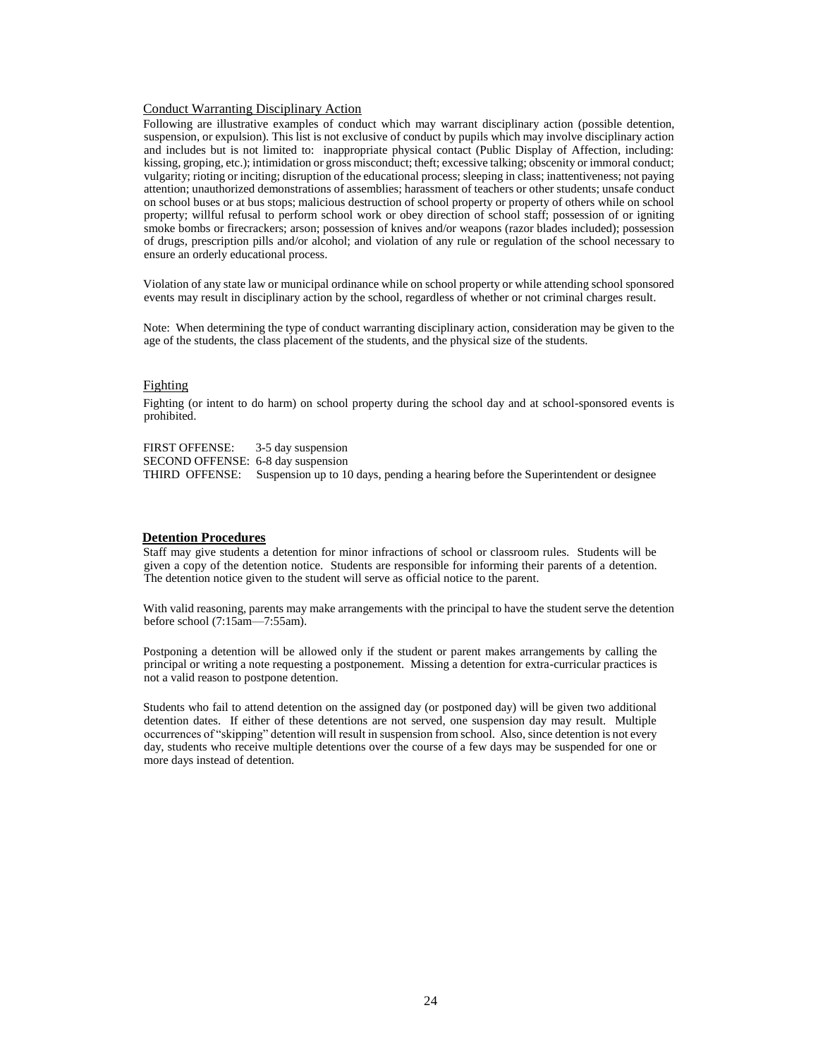<u>Conduct Warranting Disciplinary Action</u>

Following are illustrative examples of conduct which may warrant disciplinary action (possible detention, suspension, or expulsion). This list is not exclusive of conduct by pupils which may involve disciplinary action and includes but is not limited to: inappropriate physical contact (Public Display of Affection, including: kissing, groping, etc.); intimidation or gross misconduct; theft; excessive talking; obscenity or immoral conduct; vulgarity; rioting or inciting; disruption of the educational process; sleeping in class; inattentiveness; not paying attention; unauthorized demonstrations of assemblies; harassment of teachers or other students; unsafe conduct on school buses or at bus stops; malicious destruction of school property or property of others while on school property; willful refusal to perform school work or obey direction of school staff; possession of or igniting smoke bombs or firecrackers; arson; possession of knives and/or weapons (razor blades included); possession of drugs, prescription pills and/or alcohol; and violation of any rule or regulation of the school necessary to ensure an orderly educational process.

Violation of any state law or municipal ordinance while on school property or while attending school sponsored events may result in disciplinary action by the school, regardless of whether or not criminal charges result.

Note: When determining the type of conduct warranting disciplinary action, consideration may be given to the age of the students, the class placement of the students, and the physical size of the students.

<u>Fighting</u>

Fighting (or intent to do harm) on school property during the school day and at school-sponsored events is prohibited.

FIRST OFFENSE: 3-5 day suspension
SECOND OFFENSE: 6-8 day suspension
THIRD OFFENSE: Suspension up to 10 days, pending a hearing before the Superintendent or designee

**Detention Procedures**

Staff may give students a detention for minor infractions of school or classroom rules. Students will be given a copy of the detention notice. Students are responsible for informing their parents of a detention. The detention notice given to the student will serve as official notice to the parent.

With valid reasoning, parents may make arrangements with the principal to have the student serve the detention before school (7:15am—7:55am).

Postponing a detention will be allowed only if the student or parent makes arrangements by calling the principal or writing a note requesting a postponement. Missing a detention for extra-curricular practices is not a valid reason to postpone detention.

Students who fail to attend detention on the assigned day (or postponed day) will be given two additional detention dates. If either of these detentions are not served, one suspension day may result. Multiple occurrences of "skipping" detention will result in suspension from school. Also, since detention is not every day, students who receive multiple detentions over the course of a few days may be suspended for one or more days instead of detention.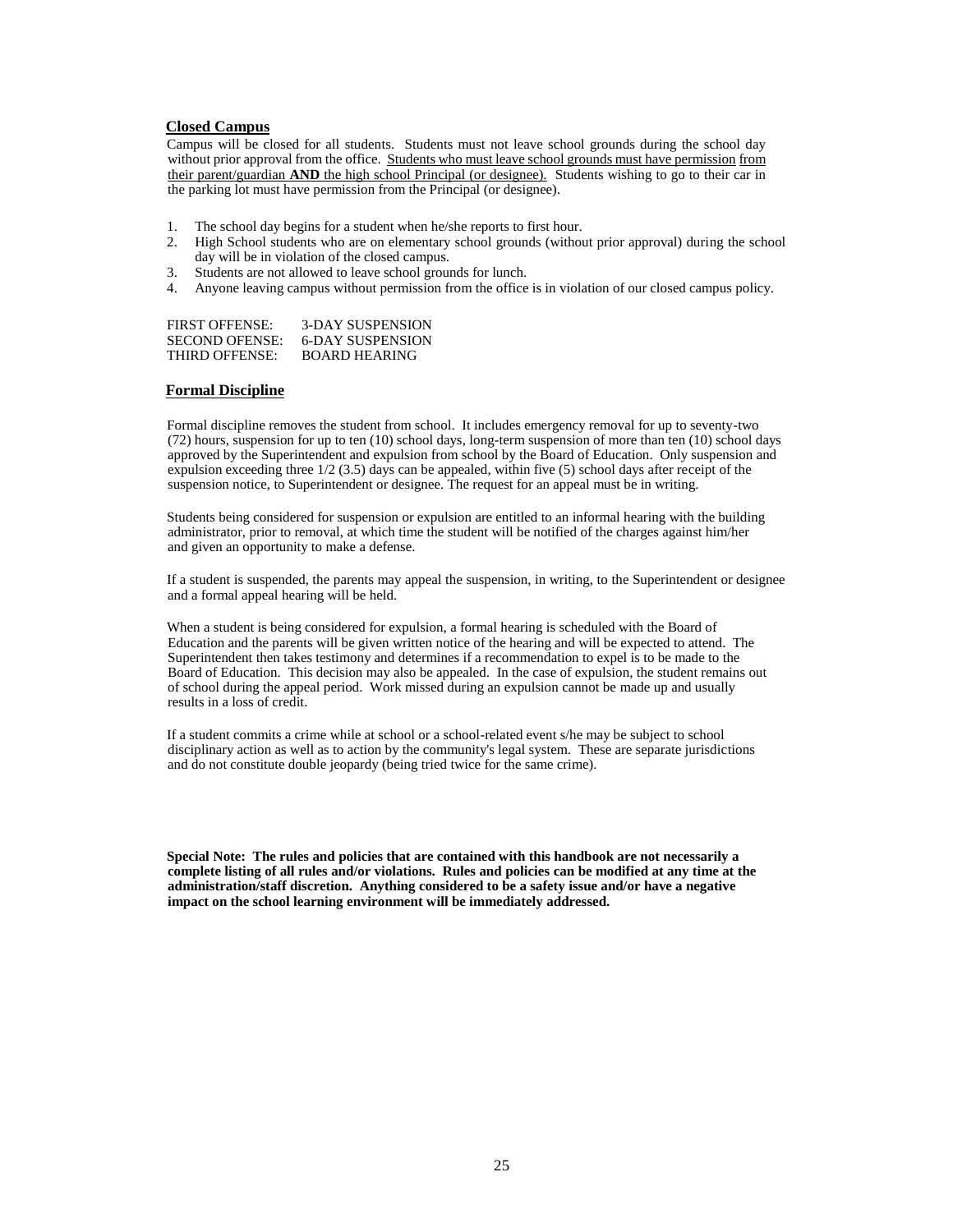## Closed Campus

Campus will be closed for all students. Students must not leave school grounds during the school day without prior approval from the office. <u>Students who must leave school grounds must have permission from their parent/guardian **AND** the high school Principal (or designee).</u> Students wishing to go to their car in the parking lot must have permission from the Principal (or designee).

1. The school day begins for a student when he/she reports to first hour.
2. High School students who are on elementary school grounds (without prior approval) during the school day will be in violation of the closed campus.
3. Students are not allowed to leave school grounds for lunch.
4. Anyone leaving campus without permission from the office is in violation of our closed campus policy.

| | |
|---|---|
| FIRST OFFENSE: | 3-DAY SUSPENSION |
| SECOND OFENSE: | 6-DAY SUSPENSION |
| THIRD OFFENSE: | BOARD HEARING |

## Formal Discipline

Formal discipline removes the student from school. It includes emergency removal for up to seventy-two (72) hours, suspension for up to ten (10) school days, long-term suspension of more than ten (10) school days approved by the Superintendent and expulsion from school by the Board of Education. Only suspension and expulsion exceeding three 1/2 (3.5) days can be appealed, within five (5) school days after receipt of the suspension notice, to Superintendent or designee. The request for an appeal must be in writing.

Students being considered for suspension or expulsion are entitled to an informal hearing with the building administrator, prior to removal, at which time the student will be notified of the charges against him/her and given an opportunity to make a defense.

If a student is suspended, the parents may appeal the suspension, in writing, to the Superintendent or designee and a formal appeal hearing will be held.

When a student is being considered for expulsion, a formal hearing is scheduled with the Board of Education and the parents will be given written notice of the hearing and will be expected to attend. The Superintendent then takes testimony and determines if a recommendation to expel is to be made to the Board of Education. This decision may also be appealed. In the case of expulsion, the student remains out of school during the appeal period. Work missed during an expulsion cannot be made up and usually results in a loss of credit.

If a student commits a crime while at school or a school-related event s/he may be subject to school disciplinary action as well as to action by the community's legal system. These are separate jurisdictions and do not constitute double jeopardy (being tried twice for the same crime).

**Special Note: The rules and policies that are contained with this handbook are not necessarily a complete listing of all rules and/or violations. Rules and policies can be modified at any time at the administration/staff discretion. Anything considered to be a safety issue and/or have a negative impact on the school learning environment will be immediately addressed.**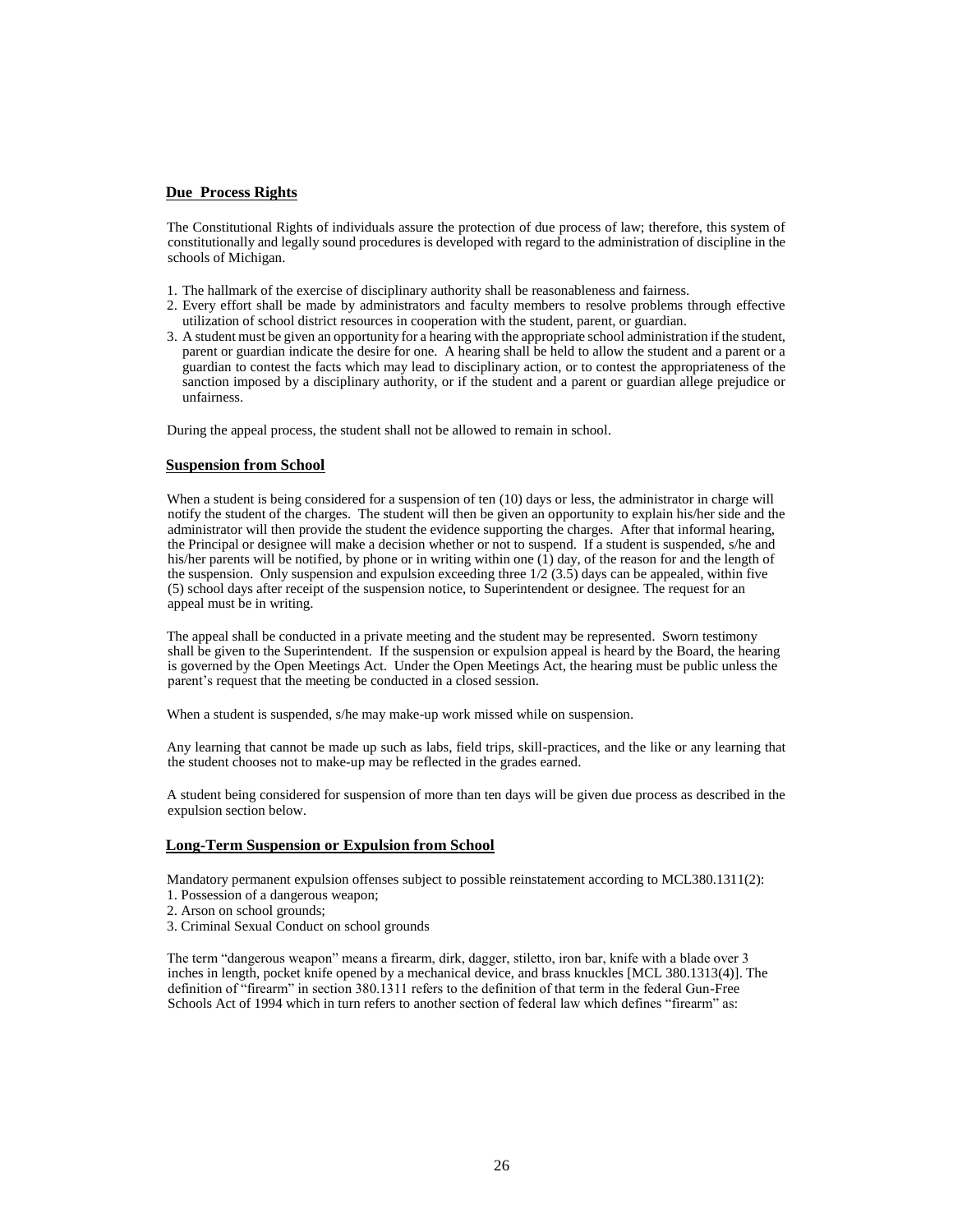## Due Process Rights

The Constitutional Rights of individuals assure the protection of due process of law; therefore, this system of constitutionally and legally sound procedures is developed with regard to the administration of discipline in the schools of Michigan.

1. The hallmark of the exercise of disciplinary authority shall be reasonableness and fairness.
2. Every effort shall be made by administrators and faculty members to resolve problems through effective utilization of school district resources in cooperation with the student, parent, or guardian.
3. A student must be given an opportunity for a hearing with the appropriate school administration if the student, parent or guardian indicate the desire for one. A hearing shall be held to allow the student and a parent or a guardian to contest the facts which may lead to disciplinary action, or to contest the appropriateness of the sanction imposed by a disciplinary authority, or if the student and a parent or guardian allege prejudice or unfairness.

During the appeal process, the student shall not be allowed to remain in school.

## Suspension from School

When a student is being considered for a suspension of ten (10) days or less, the administrator in charge will notify the student of the charges. The student will then be given an opportunity to explain his/her side and the administrator will then provide the student the evidence supporting the charges. After that informal hearing, the Principal or designee will make a decision whether or not to suspend. If a student is suspended, s/he and his/her parents will be notified, by phone or in writing within one (1) day, of the reason for and the length of the suspension. Only suspension and expulsion exceeding three 1/2 (3.5) days can be appealed, within five (5) school days after receipt of the suspension notice, to Superintendent or designee. The request for an appeal must be in writing.

The appeal shall be conducted in a private meeting and the student may be represented. Sworn testimony shall be given to the Superintendent. If the suspension or expulsion appeal is heard by the Board, the hearing is governed by the Open Meetings Act. Under the Open Meetings Act, the hearing must be public unless the parent's request that the meeting be conducted in a closed session.

When a student is suspended, s/he may make-up work missed while on suspension.

Any learning that cannot be made up such as labs, field trips, skill-practices, and the like or any learning that the student chooses not to make-up may be reflected in the grades earned.

A student being considered for suspension of more than ten days will be given due process as described in the expulsion section below.

## Long-Term Suspension or Expulsion from School

Mandatory permanent expulsion offenses subject to possible reinstatement according to MCL380.1311(2):

1. Possession of a dangerous weapon;
2. Arson on school grounds;
3. Criminal Sexual Conduct on school grounds

The term "dangerous weapon" means a firearm, dirk, dagger, stiletto, iron bar, knife with a blade over 3 inches in length, pocket knife opened by a mechanical device, and brass knuckles [MCL 380.1313(4)]. The definition of "firearm" in section 380.1311 refers to the definition of that term in the federal Gun-Free Schools Act of 1994 which in turn refers to another section of federal law which defines "firearm" as: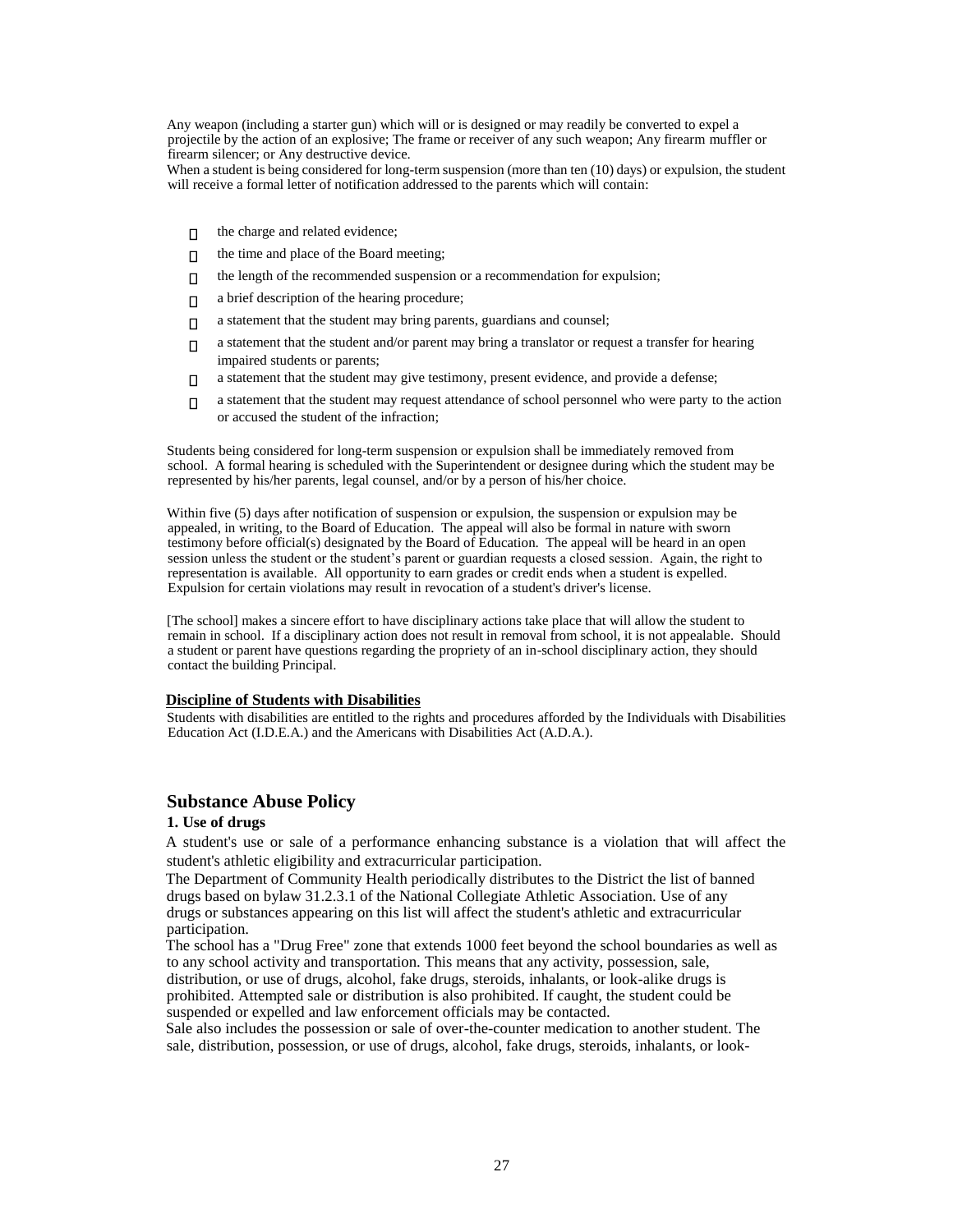Any weapon (including a starter gun) which will or is designed or may readily be converted to expel a projectile by the action of an explosive; The frame or receiver of any such weapon; Any firearm muffler or firearm silencer; or Any destructive device.

When a student is being considered for long-term suspension (more than ten (10) days) or expulsion, the student will receive a formal letter of notification addressed to the parents which will contain:

- the charge and related evidence;
- the time and place of the Board meeting;
- the length of the recommended suspension or a recommendation for expulsion;
- a brief description of the hearing procedure;
- a statement that the student may bring parents, guardians and counsel;
- a statement that the student and/or parent may bring a translator or request a transfer for hearing impaired students or parents;
- a statement that the student may give testimony, present evidence, and provide a defense;
- a statement that the student may request attendance of school personnel who were party to the action or accused the student of the infraction;

Students being considered for long-term suspension or expulsion shall be immediately removed from school. A formal hearing is scheduled with the Superintendent or designee during which the student may be represented by his/her parents, legal counsel, and/or by a person of his/her choice.

Within five (5) days after notification of suspension or expulsion, the suspension or expulsion may be appealed, in writing, to the Board of Education. The appeal will also be formal in nature with sworn testimony before official(s) designated by the Board of Education. The appeal will be heard in an open session unless the student or the student's parent or guardian requests a closed session. Again, the right to representation is available. All opportunity to earn grades or credit ends when a student is expelled. Expulsion for certain violations may result in revocation of a student's driver's license.

[The school] makes a sincere effort to have disciplinary actions take place that will allow the student to remain in school. If a disciplinary action does not result in removal from school, it is not appealable. Should a student or parent have questions regarding the propriety of an in-school disciplinary action, they should contact the building Principal.

**Discipline of Students with Disabilities**

Students with disabilities are entitled to the rights and procedures afforded by the Individuals with Disabilities Education Act (I.D.E.A.) and the Americans with Disabilities Act (A.D.A.).

## Substance Abuse Policy

### 1. Use of drugs

A student's use or sale of a performance enhancing substance is a violation that will affect the student's athletic eligibility and extracurricular participation.

The Department of Community Health periodically distributes to the District the list of banned drugs based on bylaw 31.2.3.1 of the National Collegiate Athletic Association. Use of any drugs or substances appearing on this list will affect the student's athletic and extracurricular participation.

The school has a "Drug Free" zone that extends 1000 feet beyond the school boundaries as well as to any school activity and transportation. This means that any activity, possession, sale, distribution, or use of drugs, alcohol, fake drugs, steroids, inhalants, or look-alike drugs is prohibited. Attempted sale or distribution is also prohibited. If caught, the student could be suspended or expelled and law enforcement officials may be contacted.

Sale also includes the possession or sale of over-the-counter medication to another student. The sale, distribution, possession, or use of drugs, alcohol, fake drugs, steroids, inhalants, or look-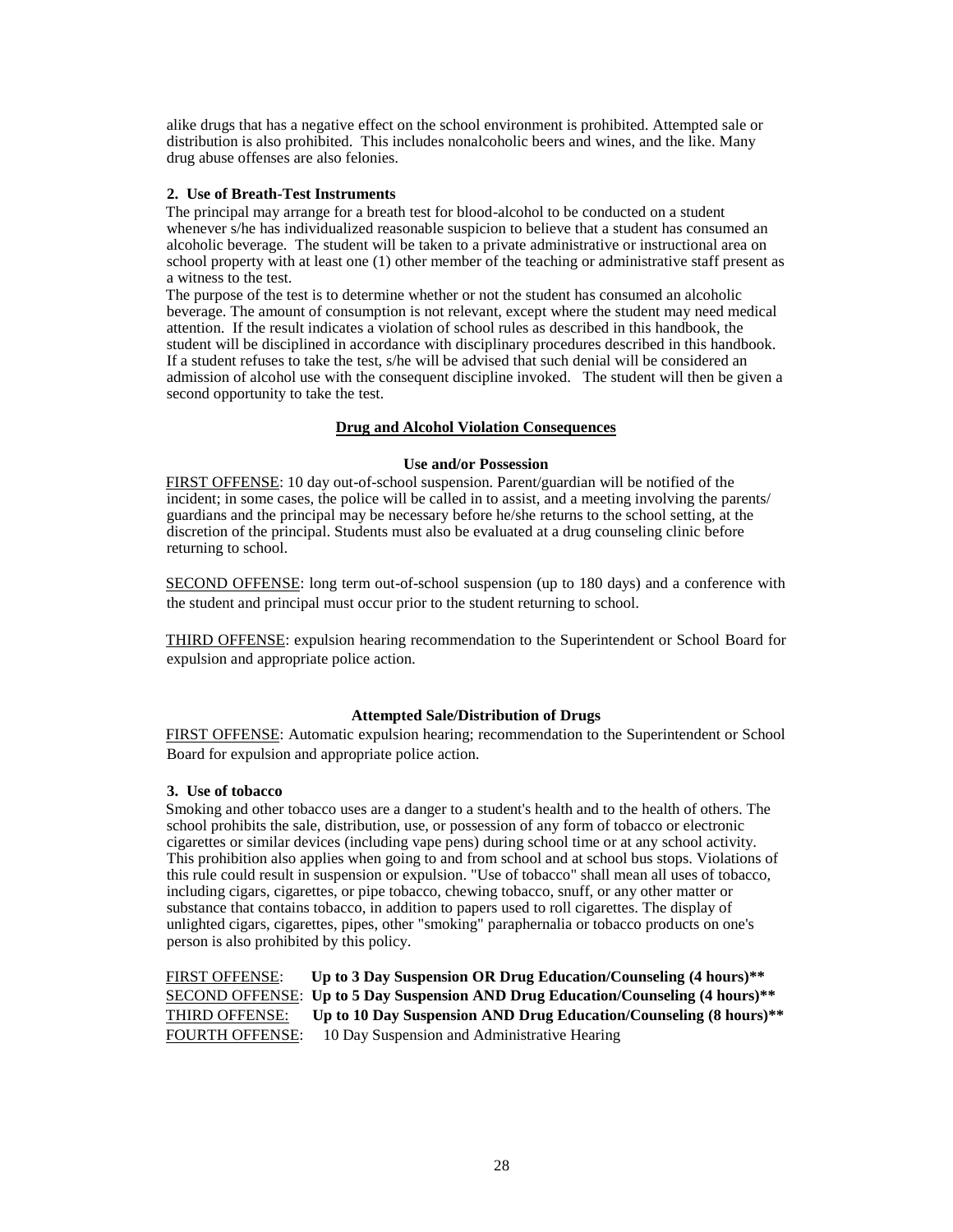alike drugs that has a negative effect on the school environment is prohibited. Attempted sale or distribution is also prohibited. This includes nonalcoholic beers and wines, and the like. Many drug abuse offenses are also felonies.

**2. Use of Breath-Test Instruments**

The principal may arrange for a breath test for blood-alcohol to be conducted on a student whenever s/he has individualized reasonable suspicion to believe that a student has consumed an alcoholic beverage. The student will be taken to a private administrative or instructional area on school property with at least one (1) other member of the teaching or administrative staff present as a witness to the test.

The purpose of the test is to determine whether or not the student has consumed an alcoholic beverage. The amount of consumption is not relevant, except where the student may need medical attention. If the result indicates a violation of school rules as described in this handbook, the student will be disciplined in accordance with disciplinary procedures described in this handbook. If a student refuses to take the test, s/he will be advised that such denial will be considered an admission of alcohol use with the consequent discipline invoked. The student will then be given a second opportunity to take the test.

**Drug and Alcohol Violation Consequences**

**Use and/or Possession**

FIRST OFFENSE: 10 day out-of-school suspension. Parent/guardian will be notified of the incident; in some cases, the police will be called in to assist, and a meeting involving the parents/ guardians and the principal may be necessary before he/she returns to the school setting, at the discretion of the principal. Students must also be evaluated at a drug counseling clinic before returning to school.

SECOND OFFENSE: long term out-of-school suspension (up to 180 days) and a conference with the student and principal must occur prior to the student returning to school.

THIRD OFFENSE: expulsion hearing recommendation to the Superintendent or School Board for expulsion and appropriate police action.

**Attempted Sale/Distribution of Drugs**

FIRST OFFENSE: Automatic expulsion hearing; recommendation to the Superintendent or School Board for expulsion and appropriate police action.

**3. Use of tobacco**

Smoking and other tobacco uses are a danger to a student's health and to the health of others. The school prohibits the sale, distribution, use, or possession of any form of tobacco or electronic cigarettes or similar devices (including vape pens) during school time or at any school activity. This prohibition also applies when going to and from school and at school bus stops. Violations of this rule could result in suspension or expulsion. "Use of tobacco" shall mean all uses of tobacco, including cigars, cigarettes, or pipe tobacco, chewing tobacco, snuff, or any other matter or substance that contains tobacco, in addition to papers used to roll cigarettes. The display of unlighted cigars, cigarettes, pipes, other "smoking" paraphernalia or tobacco products on one's person is also prohibited by this policy.

FIRST OFFENSE: **Up to 3 Day Suspension OR Drug Education/Counseling (4 hours)****
SECOND OFFENSE: **Up to 5 Day Suspension AND Drug Education/Counseling (4 hours)****
THIRD OFFENSE: **Up to 10 Day Suspension AND Drug Education/Counseling (8 hours)****
FOURTH OFFENSE: 10 Day Suspension and Administrative Hearing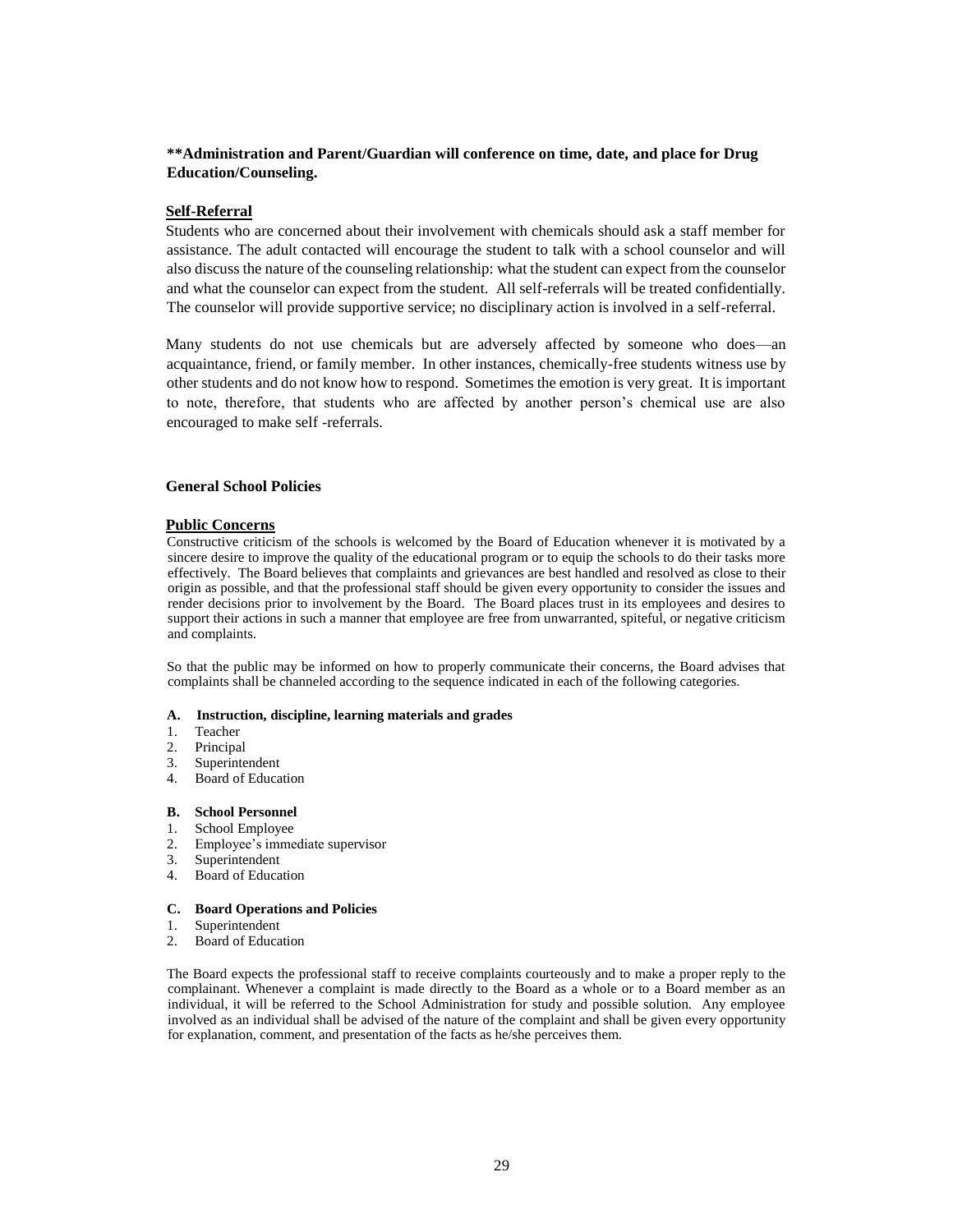**\*\*Administration and Parent/Guardian will conference on time, date, and place for Drug Education/Counseling.**

### Self-Referral

Students who are concerned about their involvement with chemicals should ask a staff member for assistance. The adult contacted will encourage the student to talk with a school counselor and will also discuss the nature of the counseling relationship: what the student can expect from the counselor and what the counselor can expect from the student. All self-referrals will be treated confidentially. The counselor will provide supportive service; no disciplinary action is involved in a self-referral.

Many students do not use chemicals but are adversely affected by someone who does—an acquaintance, friend, or family member. In other instances, chemically-free students witness use by other students and do not know how to respond. Sometimes the emotion is very great. It is important to note, therefore, that students who are affected by another person's chemical use are also encouraged to make self -referrals.

## General School Policies

### Public Concerns

Constructive criticism of the schools is welcomed by the Board of Education whenever it is motivated by a sincere desire to improve the quality of the educational program or to equip the schools to do their tasks more effectively. The Board believes that complaints and grievances are best handled and resolved as close to their origin as possible, and that the professional staff should be given every opportunity to consider the issues and render decisions prior to involvement by the Board. The Board places trust in its employees and desires to support their actions in such a manner that employee are free from unwarranted, spiteful, or negative criticism and complaints.

So that the public may be informed on how to properly communicate their concerns, the Board advises that complaints shall be channeled according to the sequence indicated in each of the following categories.

**A. Instruction, discipline, learning materials and grades**

1. Teacher
2. Principal
3. Superintendent
4. Board of Education

**B. School Personnel**

1. School Employee
2. Employee's immediate supervisor
3. Superintendent
4. Board of Education

**C. Board Operations and Policies**

1. Superintendent
2. Board of Education

The Board expects the professional staff to receive complaints courteously and to make a proper reply to the complainant. Whenever a complaint is made directly to the Board as a whole or to a Board member as an individual, it will be referred to the School Administration for study and possible solution. Any employee involved as an individual shall be advised of the nature of the complaint and shall be given every opportunity for explanation, comment, and presentation of the facts as he/she perceives them.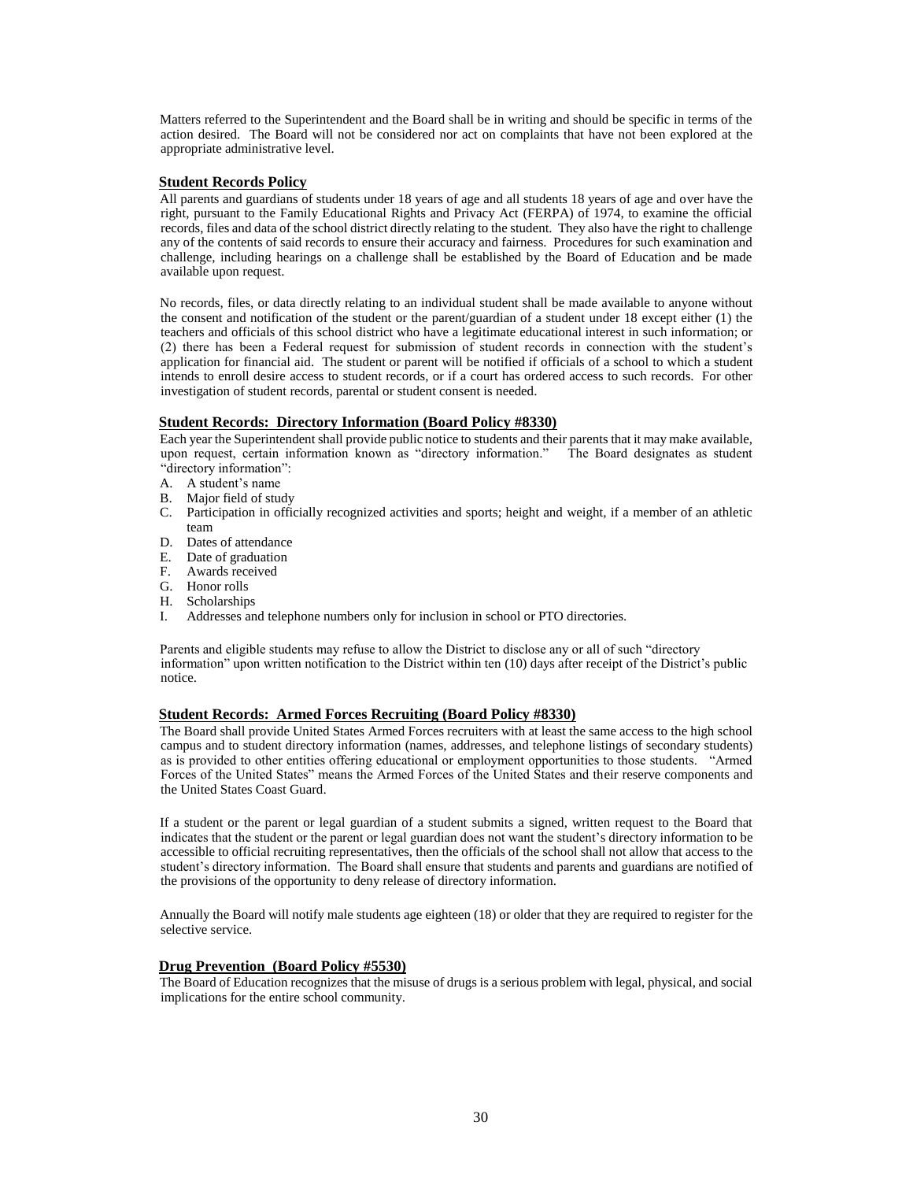Matters referred to the Superintendent and the Board shall be in writing and should be specific in terms of the action desired. The Board will not be considered nor act on complaints that have not been explored at the appropriate administrative level.

## Student Records Policy

All parents and guardians of students under 18 years of age and all students 18 years of age and over have the right, pursuant to the Family Educational Rights and Privacy Act (FERPA) of 1974, to examine the official records, files and data of the school district directly relating to the student. They also have the right to challenge any of the contents of said records to ensure their accuracy and fairness. Procedures for such examination and challenge, including hearings on a challenge shall be established by the Board of Education and be made available upon request.

No records, files, or data directly relating to an individual student shall be made available to anyone without the consent and notification of the student or the parent/guardian of a student under 18 except either (1) the teachers and officials of this school district who have a legitimate educational interest in such information; or (2) there has been a Federal request for submission of student records in connection with the student's application for financial aid. The student or parent will be notified if officials of a school to which a student intends to enroll desire access to student records, or if a court has ordered access to such records. For other investigation of student records, parental or student consent is needed.

## Student Records: Directory Information (Board Policy #8330)

Each year the Superintendent shall provide public notice to students and their parents that it may make available, upon request, certain information known as "directory information." The Board designates as student "directory information":

A. A student's name
B. Major field of study
C. Participation in officially recognized activities and sports; height and weight, if a member of an athletic team
D. Dates of attendance
E. Date of graduation
F. Awards received
G. Honor rolls
H. Scholarships
I. Addresses and telephone numbers only for inclusion in school or PTO directories.

Parents and eligible students may refuse to allow the District to disclose any or all of such "directory information" upon written notification to the District within ten (10) days after receipt of the District's public notice.

## Student Records: Armed Forces Recruiting (Board Policy #8330)

The Board shall provide United States Armed Forces recruiters with at least the same access to the high school campus and to student directory information (names, addresses, and telephone listings of secondary students) as is provided to other entities offering educational or employment opportunities to those students. "Armed Forces of the United States" means the Armed Forces of the United States and their reserve components and the United States Coast Guard.

If a student or the parent or legal guardian of a student submits a signed, written request to the Board that indicates that the student or the parent or legal guardian does not want the student's directory information to be accessible to official recruiting representatives, then the officials of the school shall not allow that access to the student's directory information. The Board shall ensure that students and parents and guardians are notified of the provisions of the opportunity to deny release of directory information.

Annually the Board will notify male students age eighteen (18) or older that they are required to register for the selective service.

## Drug Prevention (Board Policy #5530)

The Board of Education recognizes that the misuse of drugs is a serious problem with legal, physical, and social implications for the entire school community.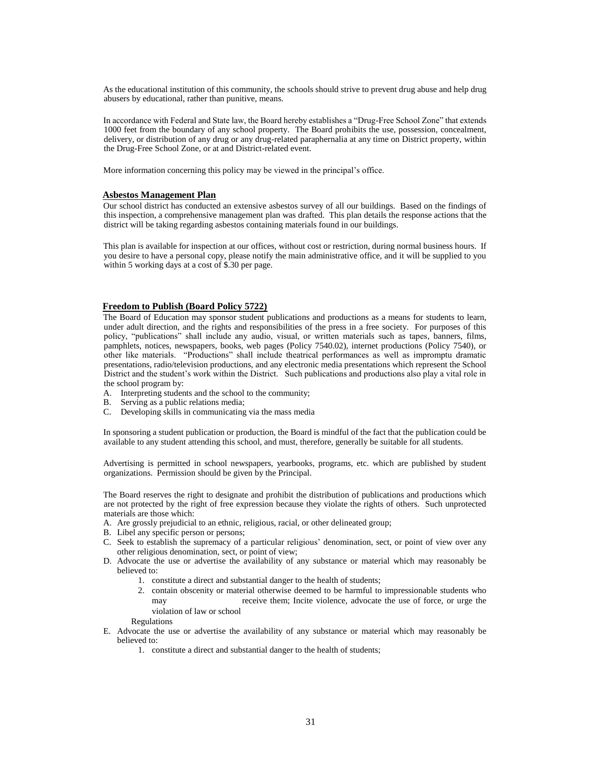As the educational institution of this community, the schools should strive to prevent drug abuse and help drug abusers by educational, rather than punitive, means.

In accordance with Federal and State law, the Board hereby establishes a "Drug-Free School Zone" that extends 1000 feet from the boundary of any school property. The Board prohibits the use, possession, concealment, delivery, or distribution of any drug or any drug-related paraphernalia at any time on District property, within the Drug-Free School Zone, or at and District-related event.

More information concerning this policy may be viewed in the principal's office.

## Asbestos Management Plan

Our school district has conducted an extensive asbestos survey of all our buildings. Based on the findings of this inspection, a comprehensive management plan was drafted. This plan details the response actions that the district will be taking regarding asbestos containing materials found in our buildings.

This plan is available for inspection at our offices, without cost or restriction, during normal business hours. If you desire to have a personal copy, please notify the main administrative office, and it will be supplied to you within 5 working days at a cost of $.30 per page.

## Freedom to Publish (Board Policy 5722)

The Board of Education may sponsor student publications and productions as a means for students to learn, under adult direction, and the rights and responsibilities of the press in a free society. For purposes of this policy, "publications" shall include any audio, visual, or written materials such as tapes, banners, films, pamphlets, notices, newspapers, books, web pages (Policy 7540.02), internet productions (Policy 7540), or other like materials. "Productions" shall include theatrical performances as well as impromptu dramatic presentations, radio/television productions, and any electronic media presentations which represent the School District and the student's work within the District. Such publications and productions also play a vital role in the school program by:

A. Interpreting students and the school to the community;
B. Serving as a public relations media;
C. Developing skills in communicating via the mass media

In sponsoring a student publication or production, the Board is mindful of the fact that the publication could be available to any student attending this school, and must, therefore, generally be suitable for all students.

Advertising is permitted in school newspapers, yearbooks, programs, etc. which are published by student organizations. Permission should be given by the Principal.

The Board reserves the right to designate and prohibit the distribution of publications and productions which are not protected by the right of free expression because they violate the rights of others. Such unprotected materials are those which:

A. Are grossly prejudicial to an ethnic, religious, racial, or other delineated group;
B. Libel any specific person or persons;
C. Seek to establish the supremacy of a particular religious' denomination, sect, or point of view over any other religious denomination, sect, or point of view;
D. Advocate the use or advertise the availability of any substance or material which may reasonably be believed to:
    1. constitute a direct and substantial danger to the health of students;
    2. contain obscenity or material otherwise deemed to be harmful to impressionable students who may receive them; Incite violence, advocate the use of force, or urge the violation of law or school

    Regulations
E. Advocate the use or advertise the availability of any substance or material which may reasonably be believed to:
    1. constitute a direct and substantial danger to the health of students;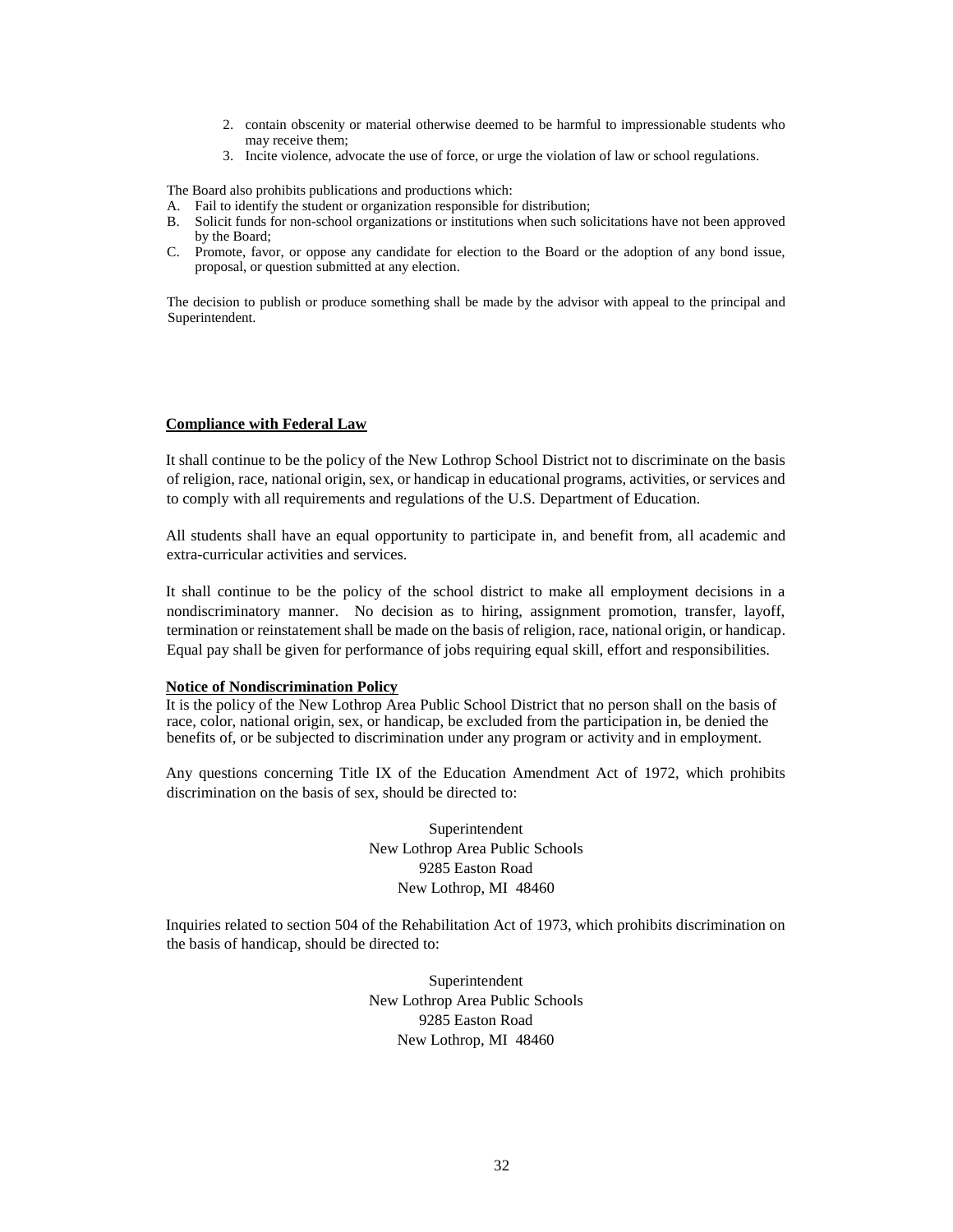2. contain obscenity or material otherwise deemed to be harmful to impressionable students who may receive them;
3. Incite violence, advocate the use of force, or urge the violation of law or school regulations.

The Board also prohibits publications and productions which:

A. Fail to identify the student or organization responsible for distribution;
B. Solicit funds for non-school organizations or institutions when such solicitations have not been approved by the Board;
C. Promote, favor, or oppose any candidate for election to the Board or the adoption of any bond issue, proposal, or question submitted at any election.

The decision to publish or produce something shall be made by the advisor with appeal to the principal and Superintendent.

**Compliance with Federal Law**

It shall continue to be the policy of the New Lothrop School District not to discriminate on the basis of religion, race, national origin, sex, or handicap in educational programs, activities, or services and to comply with all requirements and regulations of the U.S. Department of Education.

All students shall have an equal opportunity to participate in, and benefit from, all academic and extra-curricular activities and services.

It shall continue to be the policy of the school district to make all employment decisions in a nondiscriminatory manner. No decision as to hiring, assignment promotion, transfer, layoff, termination or reinstatement shall be made on the basis of religion, race, national origin, or handicap. Equal pay shall be given for performance of jobs requiring equal skill, effort and responsibilities.

**Notice of Nondiscrimination Policy**

It is the policy of the New Lothrop Area Public School District that no person shall on the basis of race, color, national origin, sex, or handicap, be excluded from the participation in, be denied the benefits of, or be subjected to discrimination under any program or activity and in employment.

Any questions concerning Title IX of the Education Amendment Act of 1972, which prohibits discrimination on the basis of sex, should be directed to:

Superintendent
New Lothrop Area Public Schools
9285 Easton Road
New Lothrop, MI 48460

Inquiries related to section 504 of the Rehabilitation Act of 1973, which prohibits discrimination on the basis of handicap, should be directed to:

Superintendent
New Lothrop Area Public Schools
9285 Easton Road
New Lothrop, MI 48460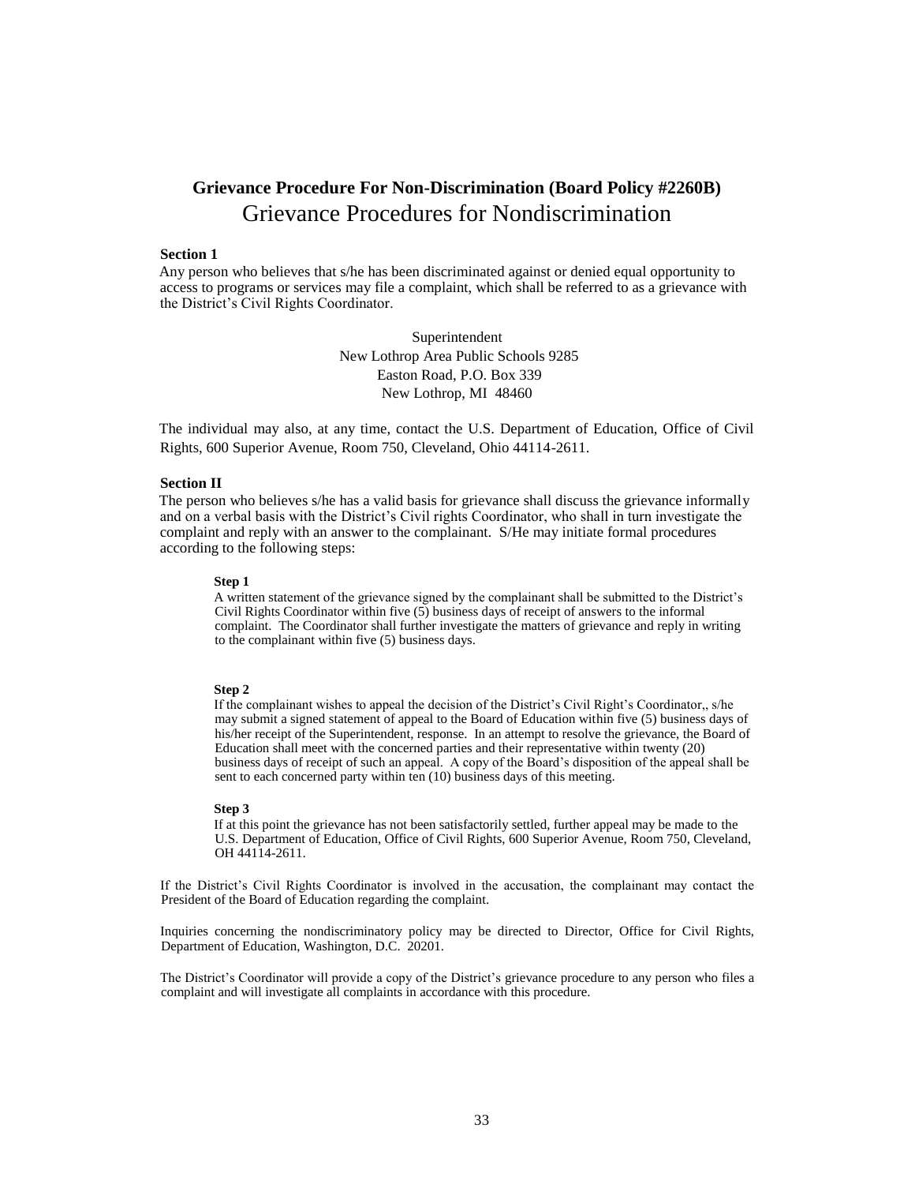## Grievance Procedure For Non-Discrimination (Board Policy #2260B)

# Grievance Procedures for Nondiscrimination

**Section 1**

Any person who believes that s/he has been discriminated against or denied equal opportunity to access to programs or services may file a complaint, which shall be referred to as a grievance with the District's Civil Rights Coordinator.

Superintendent  
New Lothrop Area Public Schools 9285  
Easton Road, P.O. Box 339  
New Lothrop, MI 48460

The individual may also, at any time, contact the U.S. Department of Education, Office of Civil Rights, 600 Superior Avenue, Room 750, Cleveland, Ohio 44114-2611.

**Section II**

The person who believes s/he has a valid basis for grievance shall discuss the grievance informally and on a verbal basis with the District's Civil rights Coordinator, who shall in turn investigate the complaint and reply with an answer to the complainant. S/He may initiate formal procedures according to the following steps:

**Step 1**

A written statement of the grievance signed by the complainant shall be submitted to the District's Civil Rights Coordinator within five (5) business days of receipt of answers to the informal complaint. The Coordinator shall further investigate the matters of grievance and reply in writing to the complainant within five (5) business days.

**Step 2**

If the complainant wishes to appeal the decision of the District's Civil Right's Coordinator,, s/he may submit a signed statement of appeal to the Board of Education within five (5) business days of his/her receipt of the Superintendent, response. In an attempt to resolve the grievance, the Board of Education shall meet with the concerned parties and their representative within twenty (20) business days of receipt of such an appeal. A copy of the Board's disposition of the appeal shall be sent to each concerned party within ten (10) business days of this meeting.

**Step 3**

If at this point the grievance has not been satisfactorily settled, further appeal may be made to the U.S. Department of Education, Office of Civil Rights, 600 Superior Avenue, Room 750, Cleveland, OH 44114-2611.

If the District's Civil Rights Coordinator is involved in the accusation, the complainant may contact the President of the Board of Education regarding the complaint.

Inquiries concerning the nondiscriminatory policy may be directed to Director, Office for Civil Rights, Department of Education, Washington, D.C. 20201.

The District's Coordinator will provide a copy of the District's grievance procedure to any person who files a complaint and will investigate all complaints in accordance with this procedure.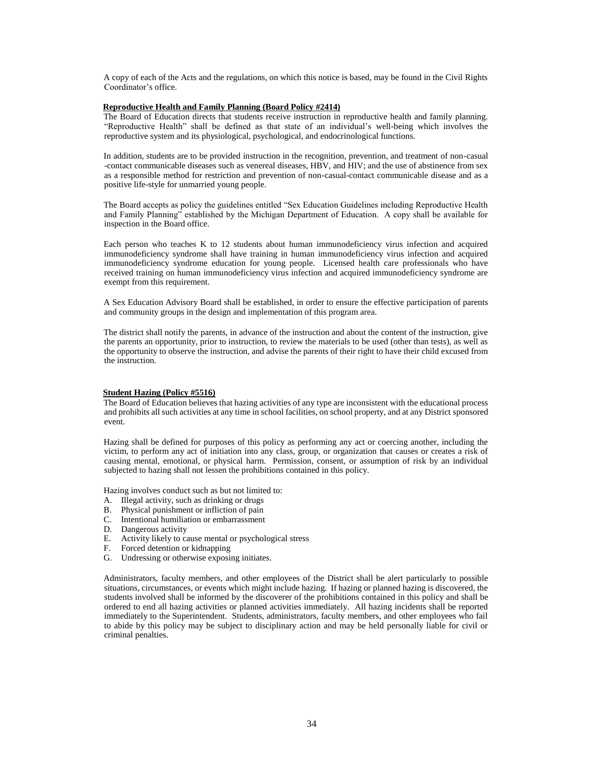A copy of each of the Acts and the regulations, on which this notice is based, may be found in the Civil Rights Coordinator's office.

**Reproductive Health and Family Planning (Board Policy #2414)**

The Board of Education directs that students receive instruction in reproductive health and family planning. "Reproductive Health" shall be defined as that state of an individual's well-being which involves the reproductive system and its physiological, psychological, and endocrinological functions.

In addition, students are to be provided instruction in the recognition, prevention, and treatment of non-casual -contact communicable diseases such as venereal diseases, HBV, and HIV; and the use of abstinence from sex as a responsible method for restriction and prevention of non-casual-contact communicable disease and as a positive life-style for unmarried young people.

The Board accepts as policy the guidelines entitled "Sex Education Guidelines including Reproductive Health and Family Planning" established by the Michigan Department of Education. A copy shall be available for inspection in the Board office.

Each person who teaches K to 12 students about human immunodeficiency virus infection and acquired immunodeficiency syndrome shall have training in human immunodeficiency virus infection and acquired immunodeficiency syndrome education for young people. Licensed health care professionals who have received training on human immunodeficiency virus infection and acquired immunodeficiency syndrome are exempt from this requirement.

A Sex Education Advisory Board shall be established, in order to ensure the effective participation of parents and community groups in the design and implementation of this program area.

The district shall notify the parents, in advance of the instruction and about the content of the instruction, give the parents an opportunity, prior to instruction, to review the materials to be used (other than tests), as well as the opportunity to observe the instruction, and advise the parents of their right to have their child excused from the instruction.

**Student Hazing (Policy #5516)**

The Board of Education believes that hazing activities of any type are inconsistent with the educational process and prohibits all such activities at any time in school facilities, on school property, and at any District sponsored event.

Hazing shall be defined for purposes of this policy as performing any act or coercing another, including the victim, to perform any act of initiation into any class, group, or organization that causes or creates a risk of causing mental, emotional, or physical harm. Permission, consent, or assumption of risk by an individual subjected to hazing shall not lessen the prohibitions contained in this policy.

Hazing involves conduct such as but not limited to:

A. Illegal activity, such as drinking or drugs
B. Physical punishment or infliction of pain
C. Intentional humiliation or embarrassment
D. Dangerous activity
E. Activity likely to cause mental or psychological stress
F. Forced detention or kidnapping
G. Undressing or otherwise exposing initiates.

Administrators, faculty members, and other employees of the District shall be alert particularly to possible situations, circumstances, or events which might include hazing. If hazing or planned hazing is discovered, the students involved shall be informed by the discoverer of the prohibitions contained in this policy and shall be ordered to end all hazing activities or planned activities immediately. All hazing incidents shall be reported immediately to the Superintendent. Students, administrators, faculty members, and other employees who fail to abide by this policy may be subject to disciplinary action and may be held personally liable for civil or criminal penalties.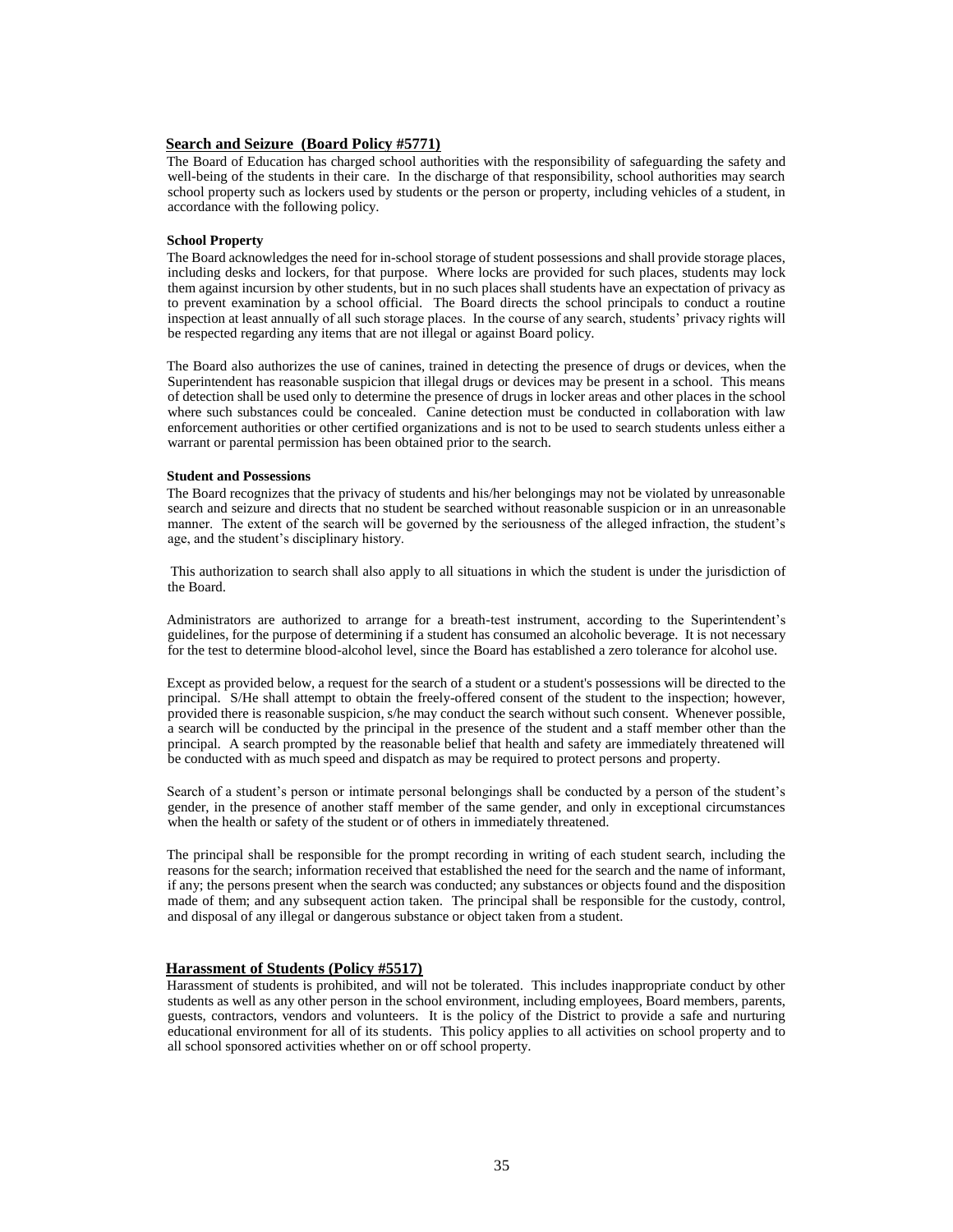## Search and Seizure (Board Policy #5771)

The Board of Education has charged school authorities with the responsibility of safeguarding the safety and well-being of the students in their care. In the discharge of that responsibility, school authorities may search school property such as lockers used by students or the person or property, including vehicles of a student, in accordance with the following policy.

### School Property

The Board acknowledges the need for in-school storage of student possessions and shall provide storage places, including desks and lockers, for that purpose. Where locks are provided for such places, students may lock them against incursion by other students, but in no such places shall students have an expectation of privacy as to prevent examination by a school official. The Board directs the school principals to conduct a routine inspection at least annually of all such storage places. In the course of any search, students' privacy rights will be respected regarding any items that are not illegal or against Board policy.

The Board also authorizes the use of canines, trained in detecting the presence of drugs or devices, when the Superintendent has reasonable suspicion that illegal drugs or devices may be present in a school. This means of detection shall be used only to determine the presence of drugs in locker areas and other places in the school where such substances could be concealed. Canine detection must be conducted in collaboration with law enforcement authorities or other certified organizations and is not to be used to search students unless either a warrant or parental permission has been obtained prior to the search.

### Student and Possessions

The Board recognizes that the privacy of students and his/her belongings may not be violated by unreasonable search and seizure and directs that no student be searched without reasonable suspicion or in an unreasonable manner. The extent of the search will be governed by the seriousness of the alleged infraction, the student's age, and the student's disciplinary history.

This authorization to search shall also apply to all situations in which the student is under the jurisdiction of the Board.

Administrators are authorized to arrange for a breath-test instrument, according to the Superintendent's guidelines, for the purpose of determining if a student has consumed an alcoholic beverage. It is not necessary for the test to determine blood-alcohol level, since the Board has established a zero tolerance for alcohol use.

Except as provided below, a request for the search of a student or a student's possessions will be directed to the principal. S/He shall attempt to obtain the freely-offered consent of the student to the inspection; however, provided there is reasonable suspicion, s/he may conduct the search without such consent. Whenever possible, a search will be conducted by the principal in the presence of the student and a staff member other than the principal. A search prompted by the reasonable belief that health and safety are immediately threatened will be conducted with as much speed and dispatch as may be required to protect persons and property.

Search of a student's person or intimate personal belongings shall be conducted by a person of the student's gender, in the presence of another staff member of the same gender, and only in exceptional circumstances when the health or safety of the student or of others in immediately threatened.

The principal shall be responsible for the prompt recording in writing of each student search, including the reasons for the search; information received that established the need for the search and the name of informant, if any; the persons present when the search was conducted; any substances or objects found and the disposition made of them; and any subsequent action taken. The principal shall be responsible for the custody, control, and disposal of any illegal or dangerous substance or object taken from a student.

## Harassment of Students (Policy #5517)

Harassment of students is prohibited, and will not be tolerated. This includes inappropriate conduct by other students as well as any other person in the school environment, including employees, Board members, parents, guests, contractors, vendors and volunteers. It is the policy of the District to provide a safe and nurturing educational environment for all of its students. This policy applies to all activities on school property and to all school sponsored activities whether on or off school property.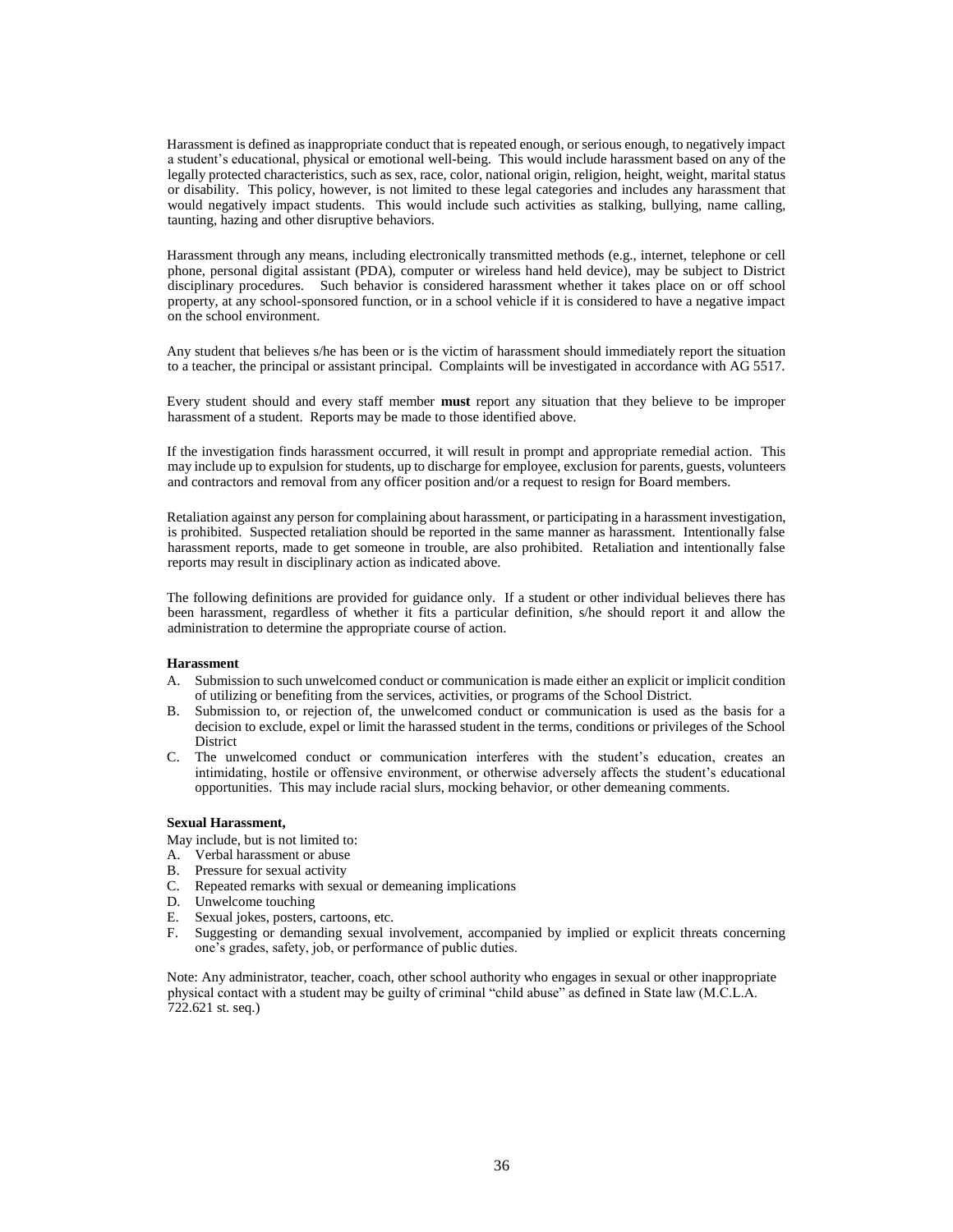Harassment is defined as inappropriate conduct that is repeated enough, or serious enough, to negatively impact a student's educational, physical or emotional well-being. This would include harassment based on any of the legally protected characteristics, such as sex, race, color, national origin, religion, height, weight, marital status or disability. This policy, however, is not limited to these legal categories and includes any harassment that would negatively impact students. This would include such activities as stalking, bullying, name calling, taunting, hazing and other disruptive behaviors.

Harassment through any means, including electronically transmitted methods (e.g., internet, telephone or cell phone, personal digital assistant (PDA), computer or wireless hand held device), may be subject to District disciplinary procedures. Such behavior is considered harassment whether it takes place on or off school property, at any school-sponsored function, or in a school vehicle if it is considered to have a negative impact on the school environment.

Any student that believes s/he has been or is the victim of harassment should immediately report the situation to a teacher, the principal or assistant principal. Complaints will be investigated in accordance with AG 5517.

Every student should and every staff member **must** report any situation that they believe to be improper harassment of a student. Reports may be made to those identified above.

If the investigation finds harassment occurred, it will result in prompt and appropriate remedial action. This may include up to expulsion for students, up to discharge for employee, exclusion for parents, guests, volunteers and contractors and removal from any officer position and/or a request to resign for Board members.

Retaliation against any person for complaining about harassment, or participating in a harassment investigation, is prohibited. Suspected retaliation should be reported in the same manner as harassment. Intentionally false harassment reports, made to get someone in trouble, are also prohibited. Retaliation and intentionally false reports may result in disciplinary action as indicated above.

The following definitions are provided for guidance only. If a student or other individual believes there has been harassment, regardless of whether it fits a particular definition, s/he should report it and allow the administration to determine the appropriate course of action.

**Harassment**

A. Submission to such unwelcomed conduct or communication is made either an explicit or implicit condition of utilizing or benefiting from the services, activities, or programs of the School District.
B. Submission to, or rejection of, the unwelcomed conduct or communication is used as the basis for a decision to exclude, expel or limit the harassed student in the terms, conditions or privileges of the School District
C. The unwelcomed conduct or communication interferes with the student's education, creates an intimidating, hostile or offensive environment, or otherwise adversely affects the student's educational opportunities. This may include racial slurs, mocking behavior, or other demeaning comments.

**Sexual Harassment,**

May include, but is not limited to:

A. Verbal harassment or abuse
B. Pressure for sexual activity
C. Repeated remarks with sexual or demeaning implications
D. Unwelcome touching
E. Sexual jokes, posters, cartoons, etc.
F. Suggesting or demanding sexual involvement, accompanied by implied or explicit threats concerning one's grades, safety, job, or performance of public duties.

Note: Any administrator, teacher, coach, other school authority who engages in sexual or other inappropriate physical contact with a student may be guilty of criminal "child abuse" as defined in State law (M.C.L.A. 722.621 st. seq.)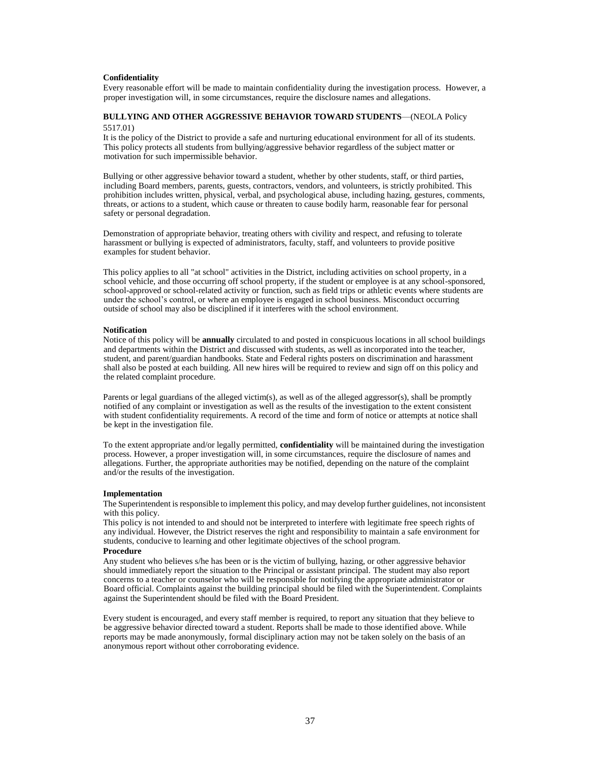**Confidentiality**

Every reasonable effort will be made to maintain confidentiality during the investigation process. However, a proper investigation will, in some circumstances, require the disclosure names and allegations.

**BULLYING AND OTHER AGGRESSIVE BEHAVIOR TOWARD STUDENTS**—(NEOLA Policy 5517.01)

It is the policy of the District to provide a safe and nurturing educational environment for all of its students. This policy protects all students from bullying/aggressive behavior regardless of the subject matter or motivation for such impermissible behavior.

Bullying or other aggressive behavior toward a student, whether by other students, staff, or third parties, including Board members, parents, guests, contractors, vendors, and volunteers, is strictly prohibited. This prohibition includes written, physical, verbal, and psychological abuse, including hazing, gestures, comments, threats, or actions to a student, which cause or threaten to cause bodily harm, reasonable fear for personal safety or personal degradation.

Demonstration of appropriate behavior, treating others with civility and respect, and refusing to tolerate harassment or bullying is expected of administrators, faculty, staff, and volunteers to provide positive examples for student behavior.

This policy applies to all "at school" activities in the District, including activities on school property, in a school vehicle, and those occurring off school property, if the student or employee is at any school-sponsored, school-approved or school-related activity or function, such as field trips or athletic events where students are under the school's control, or where an employee is engaged in school business. Misconduct occurring outside of school may also be disciplined if it interferes with the school environment.

**Notification**

Notice of this policy will be **annually** circulated to and posted in conspicuous locations in all school buildings and departments within the District and discussed with students, as well as incorporated into the teacher, student, and parent/guardian handbooks. State and Federal rights posters on discrimination and harassment shall also be posted at each building. All new hires will be required to review and sign off on this policy and the related complaint procedure.

Parents or legal guardians of the alleged victim(s), as well as of the alleged aggressor(s), shall be promptly notified of any complaint or investigation as well as the results of the investigation to the extent consistent with student confidentiality requirements. A record of the time and form of notice or attempts at notice shall be kept in the investigation file.

To the extent appropriate and/or legally permitted, **confidentiality** will be maintained during the investigation process. However, a proper investigation will, in some circumstances, require the disclosure of names and allegations. Further, the appropriate authorities may be notified, depending on the nature of the complaint and/or the results of the investigation.

**Implementation**

The Superintendent is responsible to implement this policy, and may develop further guidelines, not inconsistent with this policy.

This policy is not intended to and should not be interpreted to interfere with legitimate free speech rights of any individual. However, the District reserves the right and responsibility to maintain a safe environment for students, conducive to learning and other legitimate objectives of the school program.

**Procedure**

Any student who believes s/he has been or is the victim of bullying, hazing, or other aggressive behavior should immediately report the situation to the Principal or assistant principal. The student may also report concerns to a teacher or counselor who will be responsible for notifying the appropriate administrator or Board official. Complaints against the building principal should be filed with the Superintendent. Complaints against the Superintendent should be filed with the Board President.

Every student is encouraged, and every staff member is required, to report any situation that they believe to be aggressive behavior directed toward a student. Reports shall be made to those identified above. While reports may be made anonymously, formal disciplinary action may not be taken solely on the basis of an anonymous report without other corroborating evidence.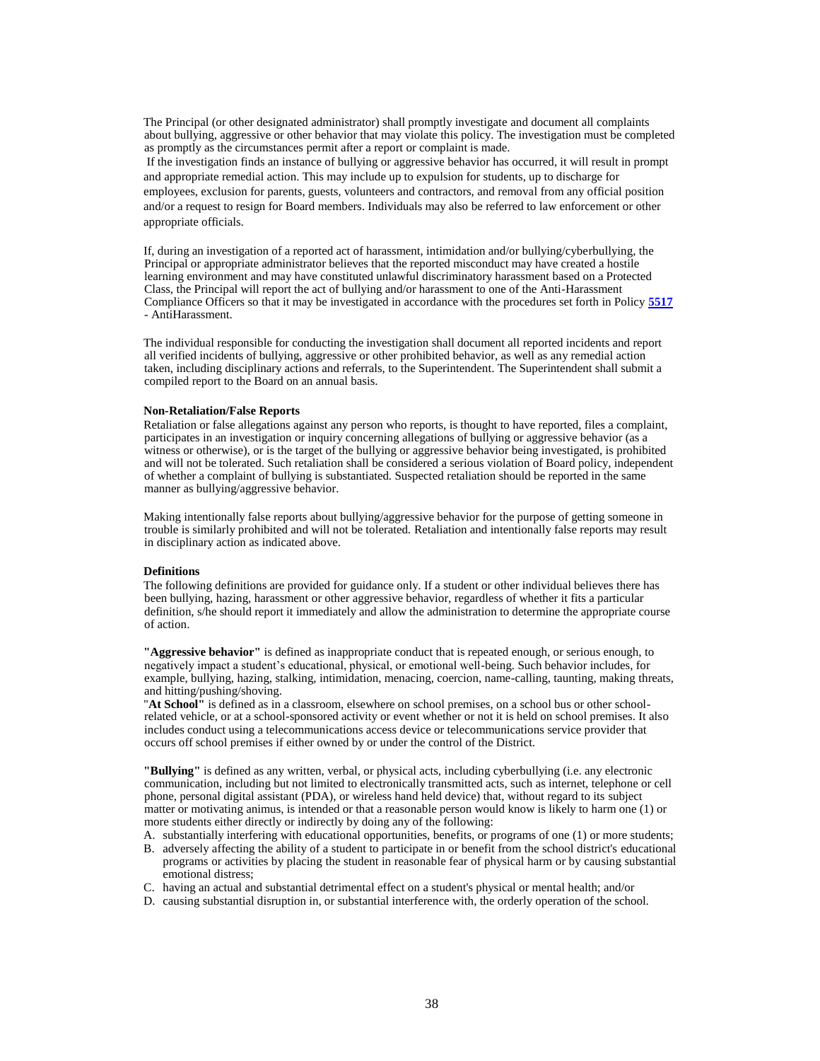The Principal (or other designated administrator) shall promptly investigate and document all complaints about bullying, aggressive or other behavior that may violate this policy. The investigation must be completed as promptly as the circumstances permit after a report or complaint is made.

If the investigation finds an instance of bullying or aggressive behavior has occurred, it will result in prompt and appropriate remedial action. This may include up to expulsion for students, up to discharge for employees, exclusion for parents, guests, volunteers and contractors, and removal from any official position and/or a request to resign for Board members. Individuals may also be referred to law enforcement or other appropriate officials.

If, during an investigation of a reported act of harassment, intimidation and/or bullying/cyberbullying, the Principal or appropriate administrator believes that the reported misconduct may have created a hostile learning environment and may have constituted unlawful discriminatory harassment based on a Protected Class, the Principal will report the act of bullying and/or harassment to one of the Anti-Harassment Compliance Officers so that it may be investigated in accordance with the procedures set forth in Policy **5517** - AntiHarassment.

The individual responsible for conducting the investigation shall document all reported incidents and report all verified incidents of bullying, aggressive or other prohibited behavior, as well as any remedial action taken, including disciplinary actions and referrals, to the Superintendent. The Superintendent shall submit a compiled report to the Board on an annual basis.

**Non-Retaliation/False Reports**

Retaliation or false allegations against any person who reports, is thought to have reported, files a complaint, participates in an investigation or inquiry concerning allegations of bullying or aggressive behavior (as a witness or otherwise), or is the target of the bullying or aggressive behavior being investigated, is prohibited and will not be tolerated. Such retaliation shall be considered a serious violation of Board policy, independent of whether a complaint of bullying is substantiated. Suspected retaliation should be reported in the same manner as bullying/aggressive behavior.

Making intentionally false reports about bullying/aggressive behavior for the purpose of getting someone in trouble is similarly prohibited and will not be tolerated. Retaliation and intentionally false reports may result in disciplinary action as indicated above.

**Definitions**

The following definitions are provided for guidance only. If a student or other individual believes there has been bullying, hazing, harassment or other aggressive behavior, regardless of whether it fits a particular definition, s/he should report it immediately and allow the administration to determine the appropriate course of action.

**"Aggressive behavior"** is defined as inappropriate conduct that is repeated enough, or serious enough, to negatively impact a student's educational, physical, or emotional well-being. Such behavior includes, for example, bullying, hazing, stalking, intimidation, menacing, coercion, name-calling, taunting, making threats, and hitting/pushing/shoving.

"**At School"** is defined as in a classroom, elsewhere on school premises, on a school bus or other school-related vehicle, or at a school-sponsored activity or event whether or not it is held on school premises. It also includes conduct using a telecommunications access device or telecommunications service provider that occurs off school premises if either owned by or under the control of the District.

**"Bullying"** is defined as any written, verbal, or physical acts, including cyberbullying (i.e. any electronic communication, including but not limited to electronically transmitted acts, such as internet, telephone or cell phone, personal digital assistant (PDA), or wireless hand held device) that, without regard to its subject matter or motivating animus, is intended or that a reasonable person would know is likely to harm one (1) or more students either directly or indirectly by doing any of the following:

A. substantially interfering with educational opportunities, benefits, or programs of one (1) or more students;
B. adversely affecting the ability of a student to participate in or benefit from the school district's educational programs or activities by placing the student in reasonable fear of physical harm or by causing substantial emotional distress;
C. having an actual and substantial detrimental effect on a student's physical or mental health; and/or
D. causing substantial disruption in, or substantial interference with, the orderly operation of the school.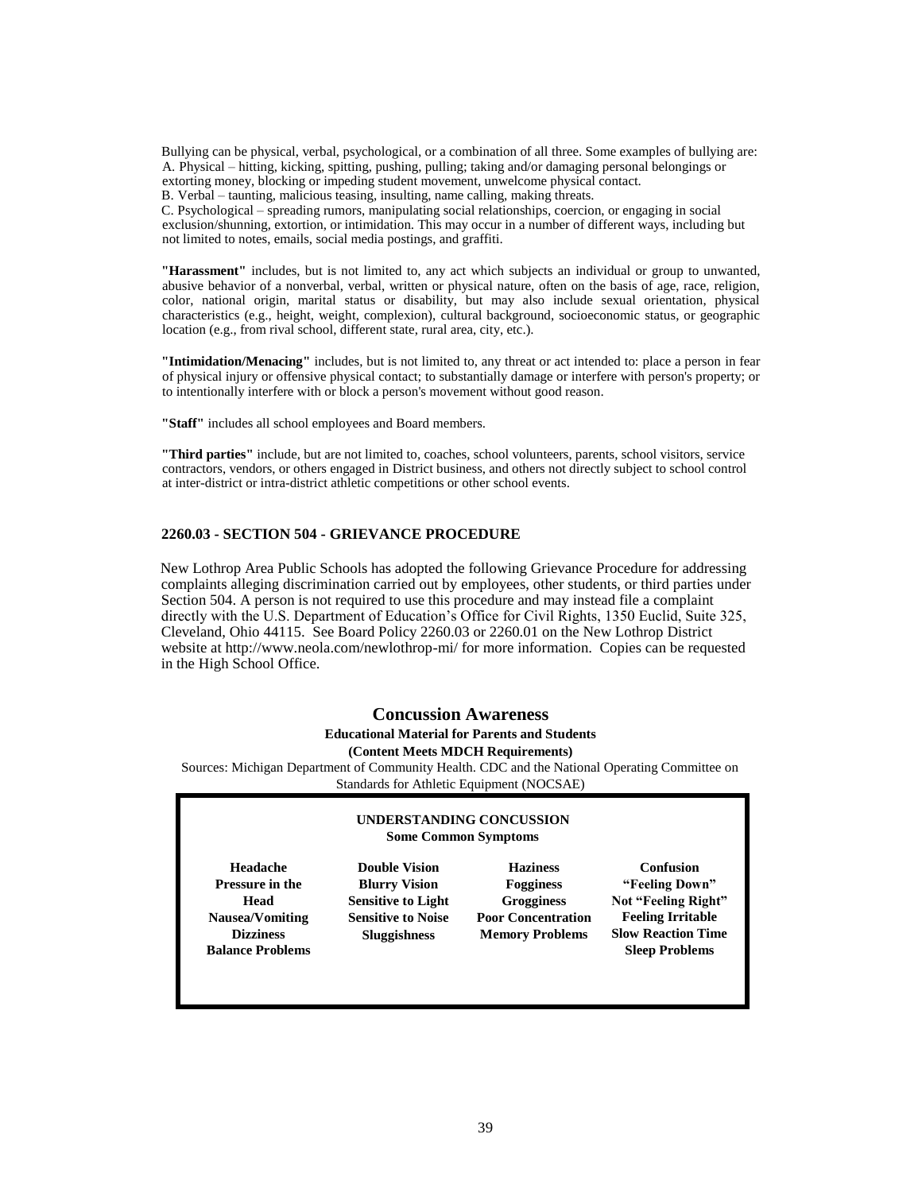Bullying can be physical, verbal, psychological, or a combination of all three. Some examples of bullying are:
A. Physical – hitting, kicking, spitting, pushing, pulling; taking and/or damaging personal belongings or extorting money, blocking or impeding student movement, unwelcome physical contact.
B. Verbal – taunting, malicious teasing, insulting, name calling, making threats.
C. Psychological – spreading rumors, manipulating social relationships, coercion, or engaging in social exclusion/shunning, extortion, or intimidation. This may occur in a number of different ways, including but not limited to notes, emails, social media postings, and graffiti.

**"Harassment"** includes, but is not limited to, any act which subjects an individual or group to unwanted, abusive behavior of a nonverbal, verbal, written or physical nature, often on the basis of age, race, religion, color, national origin, marital status or disability, but may also include sexual orientation, physical characteristics (e.g., height, weight, complexion), cultural background, socioeconomic status, or geographic location (e.g., from rival school, different state, rural area, city, etc.).

**"Intimidation/Menacing"** includes, but is not limited to, any threat or act intended to: place a person in fear of physical injury or offensive physical contact; to substantially damage or interfere with person's property; or to intentionally interfere with or block a person's movement without good reason.

**"Staff"** includes all school employees and Board members.

**"Third parties"** include, but are not limited to, coaches, school volunteers, parents, school visitors, service contractors, vendors, or others engaged in District business, and others not directly subject to school control at inter-district or intra-district athletic competitions or other school events.

## 2260.03 - SECTION 504 - GRIEVANCE PROCEDURE

New Lothrop Area Public Schools has adopted the following Grievance Procedure for addressing complaints alleging discrimination carried out by employees, other students, or third parties under Section 504. A person is not required to use this procedure and may instead file a complaint directly with the U.S. Department of Education's Office for Civil Rights, 1350 Euclid, Suite 325, Cleveland, Ohio 44115. See Board Policy 2260.03 or 2260.01 on the New Lothrop District website at http://www.neola.com/newlothrop-mi/ for more information. Copies can be requested in the High School Office.

## Concussion Awareness

**Educational Material for Parents and Students**
**(Content Meets MDCH Requirements)**

Sources: Michigan Department of Community Health. CDC and the National Operating Committee on Standards for Athletic Equipment (NOCSAE)

### UNDERSTANDING CONCUSSION

**Some Common Symptoms**

| | | | |
|---|---|---|---|
| **Headache** | **Double Vision** | **Haziness** | **Confusion** |
| **Pressure in the Head** | **Blurry Vision** | **Fogginess** | **"Feeling Down"** |
| **Nausea/Vomiting** | **Sensitive to Light** | **Grogginess** | **Not "Feeling Right"** |
| **Dizziness** | **Sensitive to Noise** | **Poor Concentration** | **Feeling Irritable** |
| **Balance Problems** | **Sluggishness** | **Memory Problems** | **Slow Reaction Time** |
| | | | **Sleep Problems** |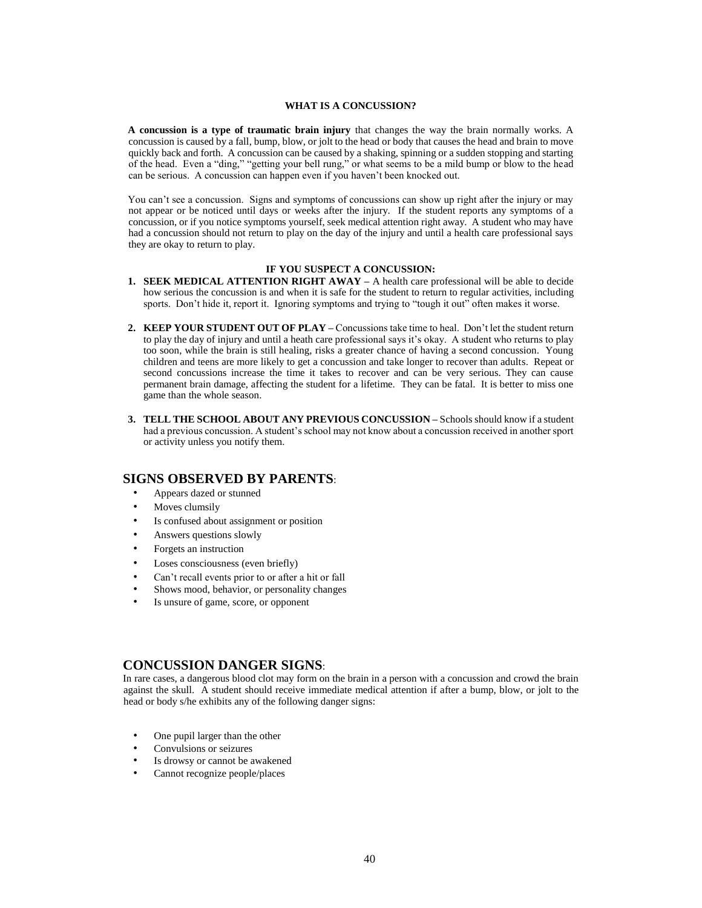## WHAT IS A CONCUSSION?

**A concussion is a type of traumatic brain injury** that changes the way the brain normally works. A concussion is caused by a fall, bump, blow, or jolt to the head or body that causes the head and brain to move quickly back and forth. A concussion can be caused by a shaking, spinning or a sudden stopping and starting of the head. Even a "ding," "getting your bell rung," or what seems to be a mild bump or blow to the head can be serious. A concussion can happen even if you haven't been knocked out.

You can't see a concussion. Signs and symptoms of concussions can show up right after the injury or may not appear or be noticed until days or weeks after the injury. If the student reports any symptoms of a concussion, or if you notice symptoms yourself, seek medical attention right away. A student who may have had a concussion should not return to play on the day of the injury and until a health care professional says they are okay to return to play.

### IF YOU SUSPECT A CONCUSSION:

1. **SEEK MEDICAL ATTENTION RIGHT AWAY –** A health care professional will be able to decide how serious the concussion is and when it is safe for the student to return to regular activities, including sports. Don't hide it, report it. Ignoring symptoms and trying to "tough it out" often makes it worse.

2. **KEEP YOUR STUDENT OUT OF PLAY –** Concussions take time to heal. Don't let the student return to play the day of injury and until a heath care professional says it's okay. A student who returns to play too soon, while the brain is still healing, risks a greater chance of having a second concussion. Young children and teens are more likely to get a concussion and take longer to recover than adults. Repeat or second concussions increase the time it takes to recover and can be very serious. They can cause permanent brain damage, affecting the student for a lifetime. They can be fatal. It is better to miss one game than the whole season.

3. **TELL THE SCHOOL ABOUT ANY PREVIOUS CONCUSSION –** Schools should know if a student had a previous concussion. A student's school may not know about a concussion received in another sport or activity unless you notify them.

## SIGNS OBSERVED BY PARENTS:

- Appears dazed or stunned
- Moves clumsily
- Is confused about assignment or position
- Answers questions slowly
- Forgets an instruction
- Loses consciousness (even briefly)
- Can't recall events prior to or after a hit or fall
- Shows mood, behavior, or personality changes
- Is unsure of game, score, or opponent

## CONCUSSION DANGER SIGNS:

In rare cases, a dangerous blood clot may form on the brain in a person with a concussion and crowd the brain against the skull. A student should receive immediate medical attention if after a bump, blow, or jolt to the head or body s/he exhibits any of the following danger signs:

- One pupil larger than the other
- Convulsions or seizures
- Is drowsy or cannot be awakened
- Cannot recognize people/places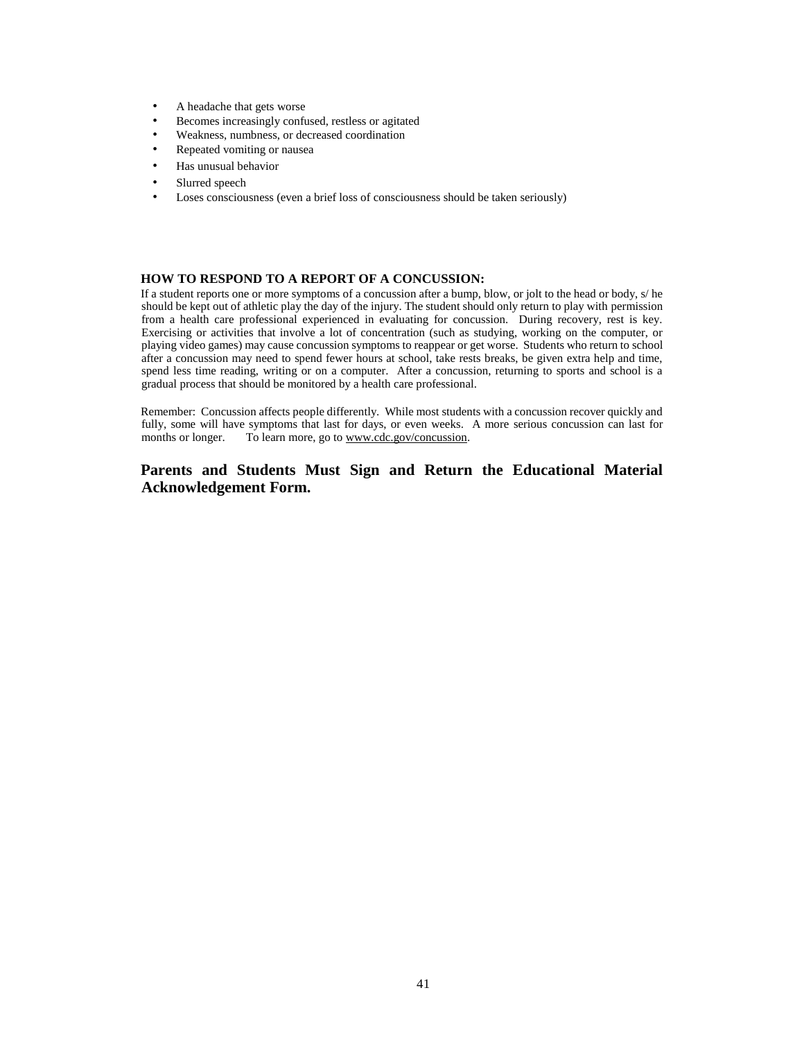- A headache that gets worse
- Becomes increasingly confused, restless or agitated
- Weakness, numbness, or decreased coordination
- Repeated vomiting or nausea
- Has unusual behavior
- Slurred speech
- Loses consciousness (even a brief loss of consciousness should be taken seriously)

**HOW TO RESPOND TO A REPORT OF A CONCUSSION:**

If a student reports one or more symptoms of a concussion after a bump, blow, or jolt to the head or body, s/ he should be kept out of athletic play the day of the injury. The student should only return to play with permission from a health care professional experienced in evaluating for concussion. During recovery, rest is key. Exercising or activities that involve a lot of concentration (such as studying, working on the computer, or playing video games) may cause concussion symptoms to reappear or get worse. Students who return to school after a concussion may need to spend fewer hours at school, take rests breaks, be given extra help and time, spend less time reading, writing or on a computer. After a concussion, returning to sports and school is a gradual process that should be monitored by a health care professional.

Remember: Concussion affects people differently. While most students with a concussion recover quickly and fully, some will have symptoms that last for days, or even weeks. A more serious concussion can last for months or longer. To learn more, go to www.cdc.gov/concussion.

**Parents and Students Must Sign and Return the Educational Material Acknowledgement Form.**